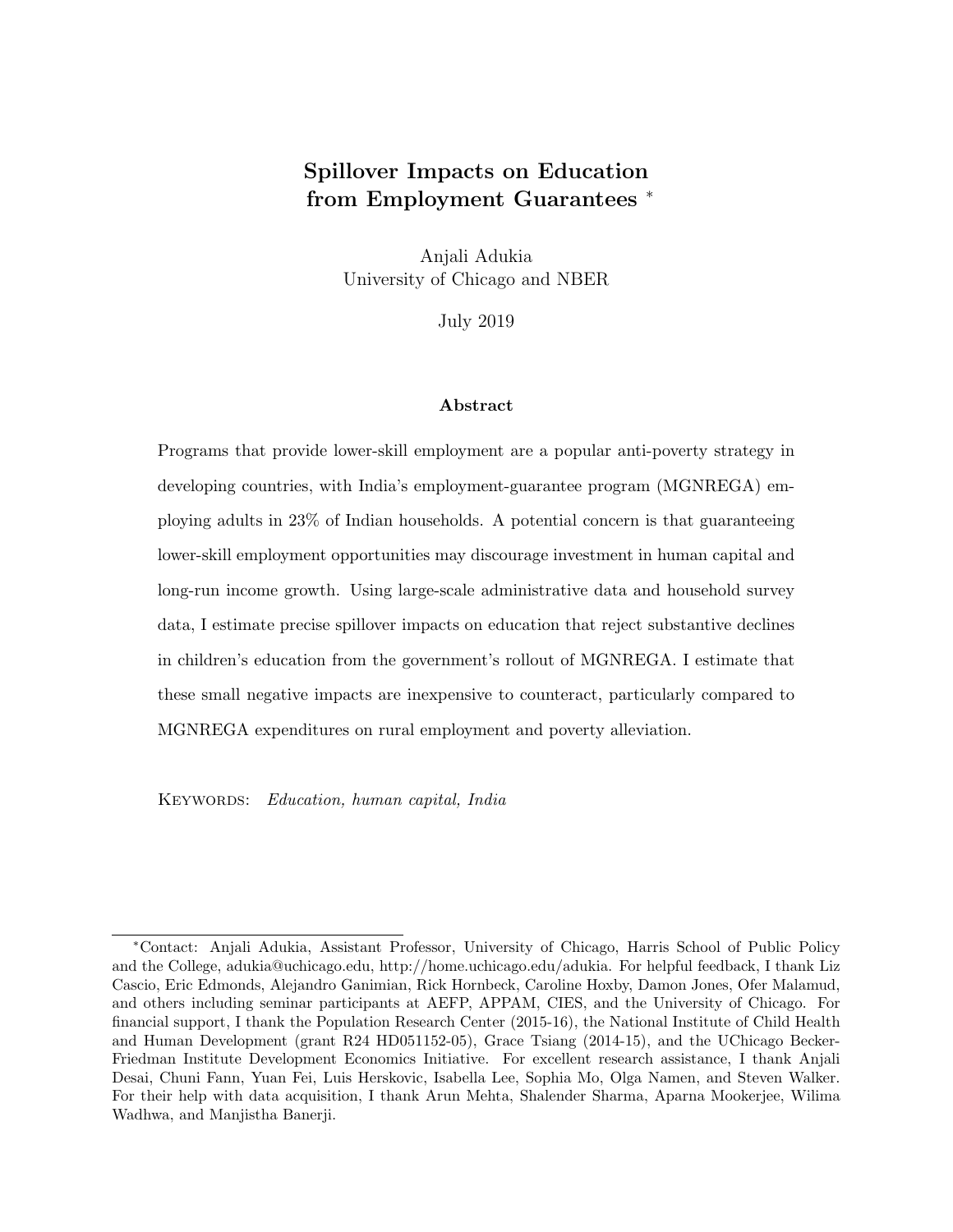# Spillover Impacts on Education from Employment Guarantees [*]

Anjali Adukia
University of Chicago and NBER

July 2019

## Abstract

Programs that provide lower-skill employment are a popular anti-poverty strategy in developing countries, with India's employment-guarantee program (MGNREGA) employing adults in 23% of Indian households. A potential concern is that guaranteeing lower-skill employment opportunities may discourage investment in human capital and long-run income growth. Using large-scale administrative data and household survey data, I estimate precise spillover impacts on education that reject substantive declines in children's education from the government's rollout of MGNREGA. I estimate that these small negative impacts are inexpensive to counteract, particularly compared to MGNREGA expenditures on rural employment and poverty alleviation.

KEYWORDS: *Education, human capital, India*

---

[*] Contact: Anjali Adukia, Assistant Professor, University of Chicago, Harris School of Public Policy and the College, adukia@uchicago.edu, http://home.uchicago.edu/adukia. For helpful feedback, I thank Liz Cascio, Eric Edmonds, Alejandro Ganimian, Rick Hornbeck, Caroline Hoxby, Damon Jones, Ofer Malamud, and others including seminar participants at AEFP, APPAM, CIES, and the University of Chicago. For financial support, I thank the Population Research Center (2015-16), the National Institute of Child Health and Human Development (grant R24 HD051152-05), Grace Tsiang (2014-15), and the UChicago Becker-Friedman Institute Development Economics Initiative. For excellent research assistance, I thank Anjali Desai, Chuni Fann, Yuan Fei, Luis Herskovic, Isabella Lee, Sophia Mo, Olga Namen, and Steven Walker. For their help with data acquisition, I thank Arun Mehta, Shalender Sharma, Aparna Mookerjee, Wilima Wadhwa, and Manjistha Banerji.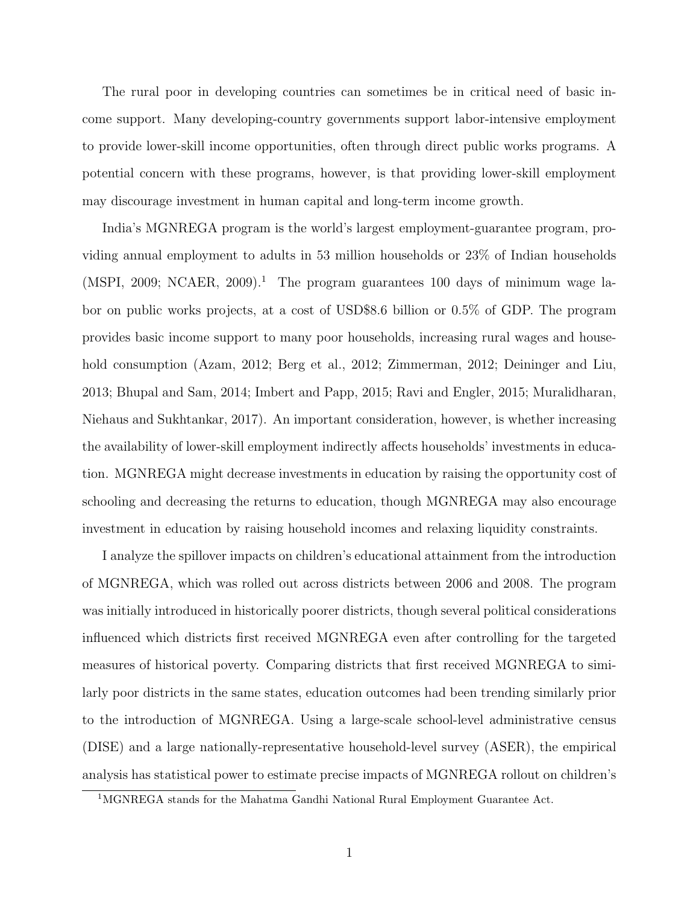The rural poor in developing countries can sometimes be in critical need of basic income support. Many developing-country governments support labor-intensive employment to provide lower-skill income opportunities, often through direct public works programs. A potential concern with these programs, however, is that providing lower-skill employment may discourage investment in human capital and long-term income growth.

India's MGNREGA program is the world's largest employment-guarantee program, providing annual employment to adults in 53 million households or 23% of Indian households (MSPI, 2009; NCAER, 2009).[1] The program guarantees 100 days of minimum wage labor on public works projects, at a cost of USD$8.6 billion or 0.5% of GDP. The program provides basic income support to many poor households, increasing rural wages and household consumption (Azam, 2012; Berg et al., 2012; Zimmerman, 2012; Deininger and Liu, 2013; Bhupal and Sam, 2014; Imbert and Papp, 2015; Ravi and Engler, 2015; Muralidharan, Niehaus and Sukhtankar, 2017). An important consideration, however, is whether increasing the availability of lower-skill employment indirectly affects households' investments in education. MGNREGA might decrease investments in education by raising the opportunity cost of schooling and decreasing the returns to education, though MGNREGA may also encourage investment in education by raising household incomes and relaxing liquidity constraints.

I analyze the spillover impacts on children's educational attainment from the introduction of MGNREGA, which was rolled out across districts between 2006 and 2008. The program was initially introduced in historically poorer districts, though several political considerations influenced which districts first received MGNREGA even after controlling for the targeted measures of historical poverty. Comparing districts that first received MGNREGA to similarly poor districts in the same states, education outcomes had been trending similarly prior to the introduction of MGNREGA. Using a large-scale school-level administrative census (DISE) and a large nationally-representative household-level survey (ASER), the empirical analysis has statistical power to estimate precise impacts of MGNREGA rollout on children's

[1] MGNREGA stands for the Mahatma Gandhi National Rural Employment Guarantee Act.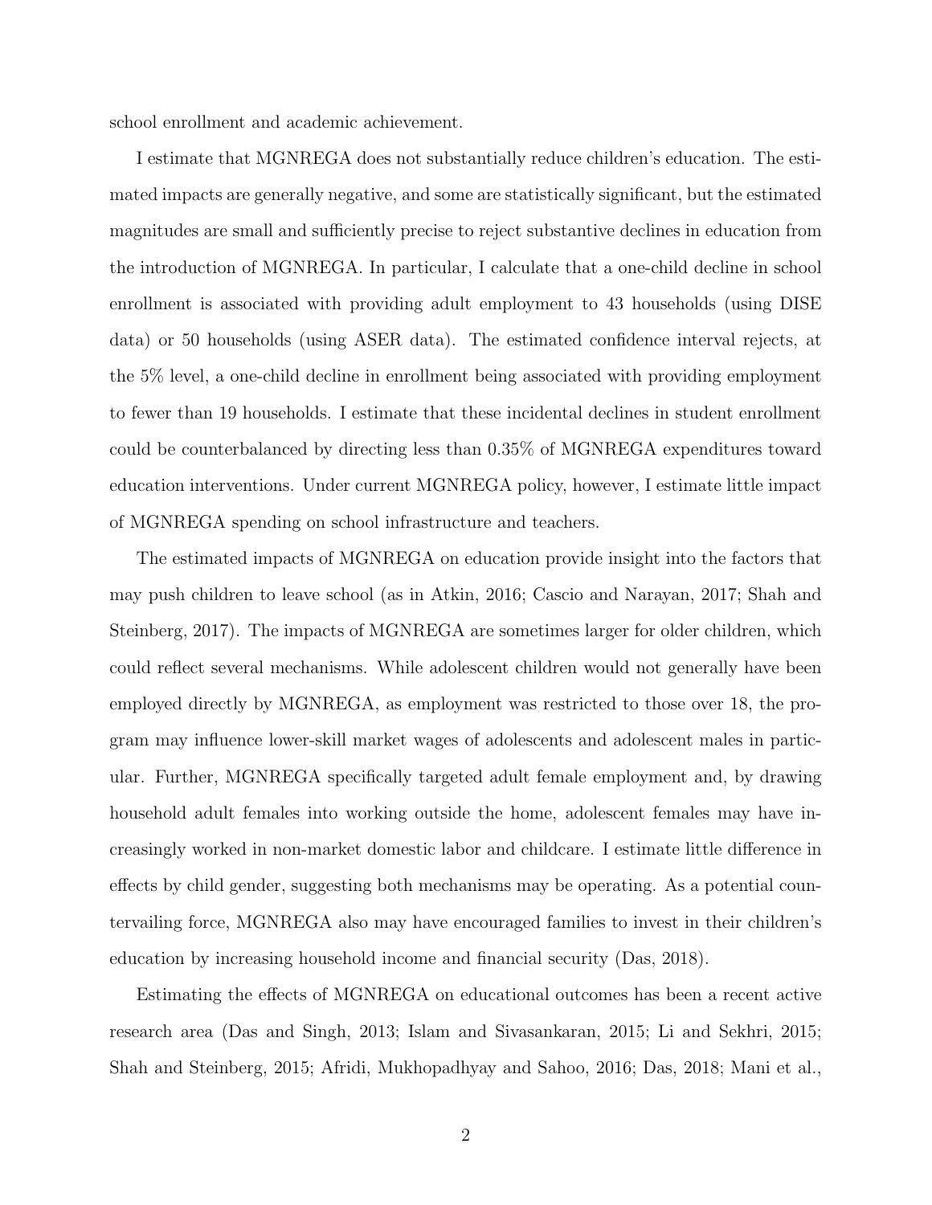school enrollment and academic achievement.

I estimate that MGNREGA does not substantially reduce children's education. The estimated impacts are generally negative, and some are statistically significant, but the estimated magnitudes are small and sufficiently precise to reject substantive declines in education from the introduction of MGNREGA. In particular, I calculate that a one-child decline in school enrollment is associated with providing adult employment to 43 households (using DISE data) or 50 households (using ASER data). The estimated confidence interval rejects, at the 5% level, a one-child decline in enrollment being associated with providing employment to fewer than 19 households. I estimate that these incidental declines in student enrollment could be counterbalanced by directing less than 0.35% of MGNREGA expenditures toward education interventions. Under current MGNREGA policy, however, I estimate little impact of MGNREGA spending on school infrastructure and teachers.

The estimated impacts of MGNREGA on education provide insight into the factors that may push children to leave school (as in Atkin, 2016; Cascio and Narayan, 2017; Shah and Steinberg, 2017). The impacts of MGNREGA are sometimes larger for older children, which could reflect several mechanisms. While adolescent children would not generally have been employed directly by MGNREGA, as employment was restricted to those over 18, the program may influence lower-skill market wages of adolescents and adolescent males in particular. Further, MGNREGA specifically targeted adult female employment and, by drawing household adult females into working outside the home, adolescent females may have increasingly worked in non-market domestic labor and childcare. I estimate little difference in effects by child gender, suggesting both mechanisms may be operating. As a potential countervailing force, MGNREGA also may have encouraged families to invest in their children's education by increasing household income and financial security (Das, 2018).

Estimating the effects of MGNREGA on educational outcomes has been a recent active research area (Das and Singh, 2013; Islam and Sivasankaran, 2015; Li and Sekhri, 2015; Shah and Steinberg, 2015; Afridi, Mukhopadhyay and Sahoo, 2016; Das, 2018; Mani et al.,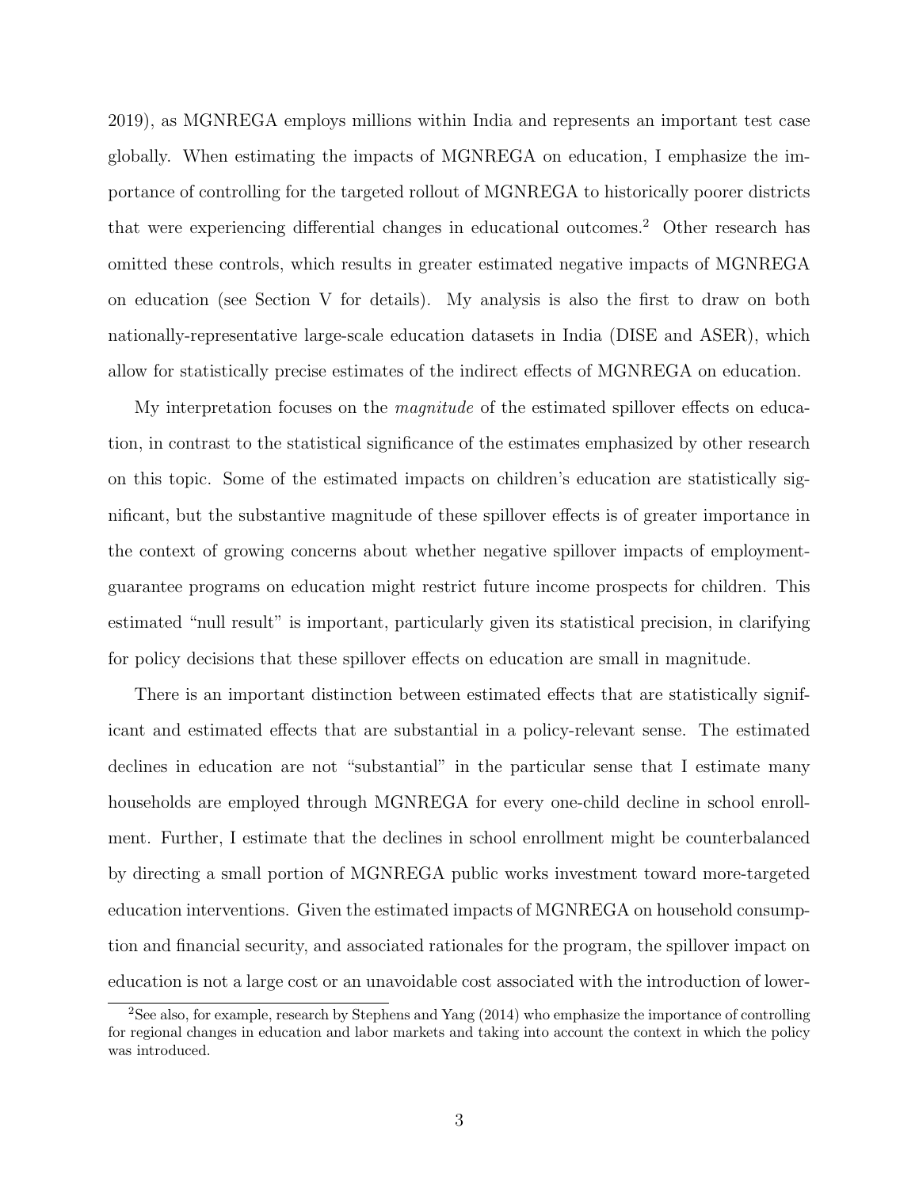2019), as MGNREGA employs millions within India and represents an important test case globally. When estimating the impacts of MGNREGA on education, I emphasize the importance of controlling for the targeted rollout of MGNREGA to historically poorer districts that were experiencing differential changes in educational outcomes.[2] Other research has omitted these controls, which results in greater estimated negative impacts of MGNREGA on education (see Section V for details). My analysis is also the first to draw on both nationally-representative large-scale education datasets in India (DISE and ASER), which allow for statistically precise estimates of the indirect effects of MGNREGA on education.

My interpretation focuses on the *magnitude* of the estimated spillover effects on education, in contrast to the statistical significance of the estimates emphasized by other research on this topic. Some of the estimated impacts on children's education are statistically significant, but the substantive magnitude of these spillover effects is of greater importance in the context of growing concerns about whether negative spillover impacts of employment-guarantee programs on education might restrict future income prospects for children. This estimated "null result" is important, particularly given its statistical precision, in clarifying for policy decisions that these spillover effects on education are small in magnitude.

There is an important distinction between estimated effects that are statistically significant and estimated effects that are substantial in a policy-relevant sense. The estimated declines in education are not "substantial" in the particular sense that I estimate many households are employed through MGNREGA for every one-child decline in school enrollment. Further, I estimate that the declines in school enrollment might be counterbalanced by directing a small portion of MGNREGA public works investment toward more-targeted education interventions. Given the estimated impacts of MGNREGA on household consumption and financial security, and associated rationales for the program, the spillover impact on education is not a large cost or an unavoidable cost associated with the introduction of lower-

[2] See also, for example, research by Stephens and Yang (2014) who emphasize the importance of controlling for regional changes in education and labor markets and taking into account the context in which the policy was introduced.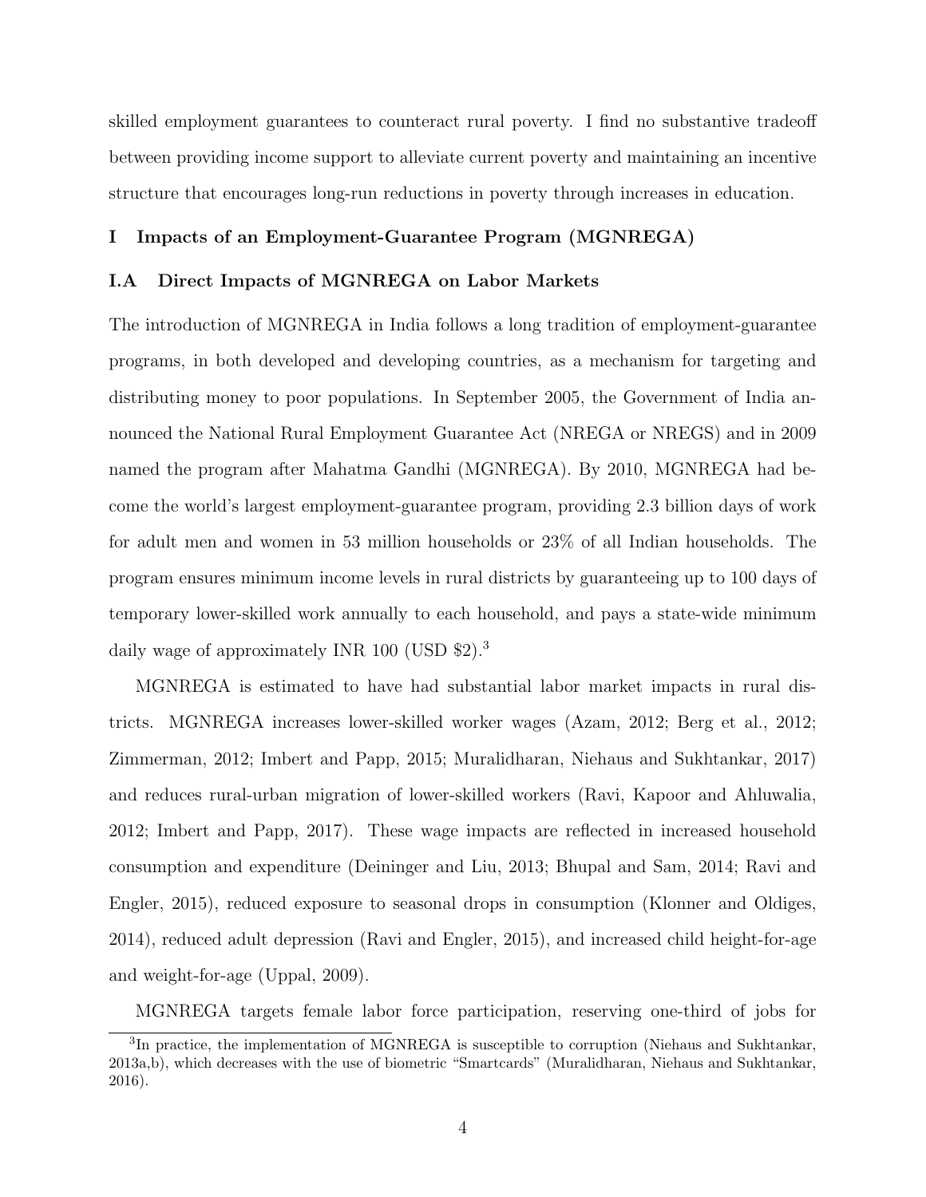skilled employment guarantees to counteract rural poverty. I find no substantive tradeoff between providing income support to alleviate current poverty and maintaining an incentive structure that encourages long-run reductions in poverty through increases in education.

## I Impacts of an Employment-Guarantee Program (MGNREGA)

### I.A Direct Impacts of MGNREGA on Labor Markets

The introduction of MGNREGA in India follows a long tradition of employment-guarantee programs, in both developed and developing countries, as a mechanism for targeting and distributing money to poor populations. In September 2005, the Government of India announced the National Rural Employment Guarantee Act (NREGA or NREGS) and in 2009 named the program after Mahatma Gandhi (MGNREGA). By 2010, MGNREGA had become the world's largest employment-guarantee program, providing 2.3 billion days of work for adult men and women in 53 million households or 23% of all Indian households. The program ensures minimum income levels in rural districts by guaranteeing up to 100 days of temporary lower-skilled work annually to each household, and pays a state-wide minimum daily wage of approximately INR 100 (USD $2).[3]

MGNREGA is estimated to have had substantial labor market impacts in rural districts. MGNREGA increases lower-skilled worker wages (Azam, 2012; Berg et al., 2012; Zimmerman, 2012; Imbert and Papp, 2015; Muralidharan, Niehaus and Sukhtankar, 2017) and reduces rural-urban migration of lower-skilled workers (Ravi, Kapoor and Ahluwalia, 2012; Imbert and Papp, 2017). These wage impacts are reflected in increased household consumption and expenditure (Deininger and Liu, 2013; Bhupal and Sam, 2014; Ravi and Engler, 2015), reduced exposure to seasonal drops in consumption (Klonner and Oldiges, 2014), reduced adult depression (Ravi and Engler, 2015), and increased child height-for-age and weight-for-age (Uppal, 2009).

MGNREGA targets female labor force participation, reserving one-third of jobs for

[3] In practice, the implementation of MGNREGA is susceptible to corruption (Niehaus and Sukhtankar, 2013a,b), which decreases with the use of biometric "Smartcards" (Muralidharan, Niehaus and Sukhtankar, 2016).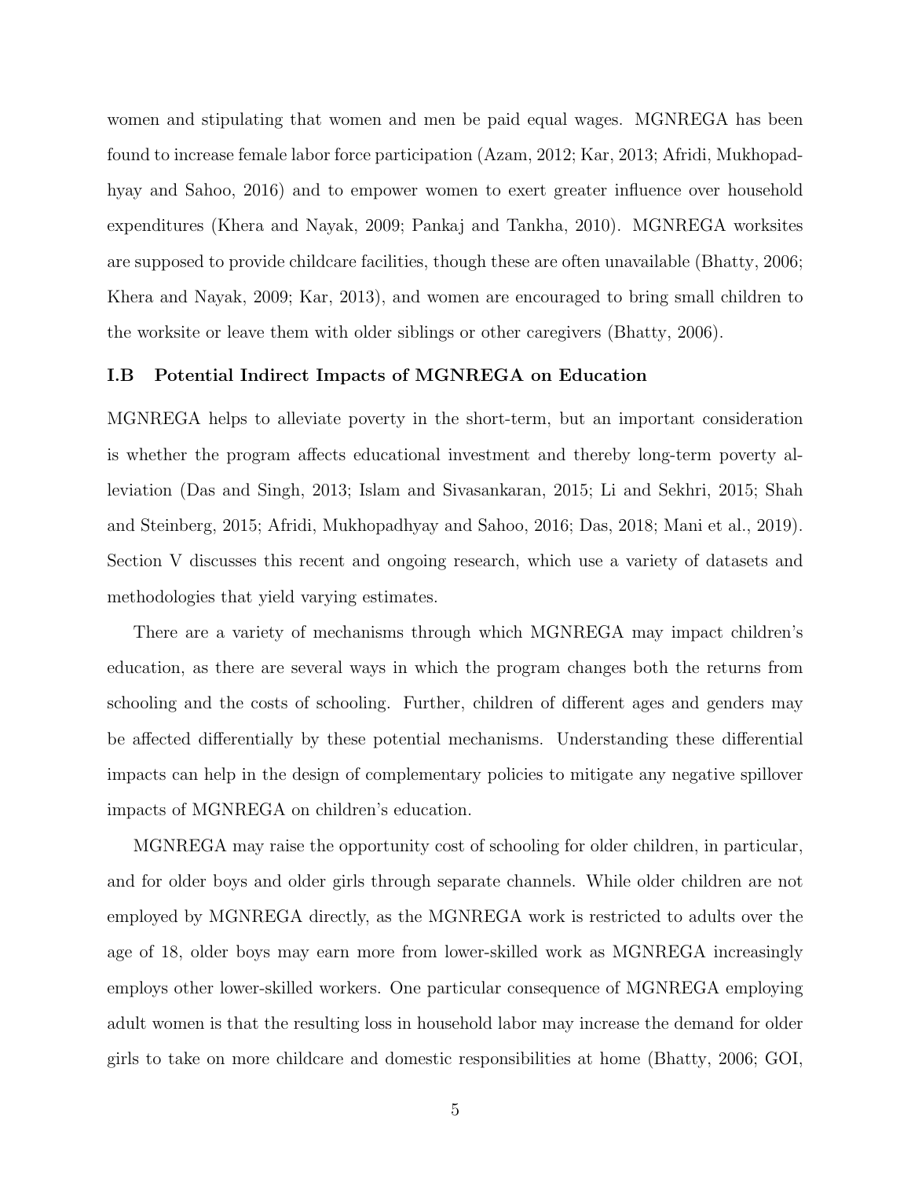women and stipulating that women and men be paid equal wages. MGNREGA has been found to increase female labor force participation (Azam, 2012; Kar, 2013; Afridi, Mukhopadhyay and Sahoo, 2016) and to empower women to exert greater influence over household expenditures (Khera and Nayak, 2009; Pankaj and Tankha, 2010). MGNREGA worksites are supposed to provide childcare facilities, though these are often unavailable (Bhatty, 2006; Khera and Nayak, 2009; Kar, 2013), and women are encouraged to bring small children to the worksite or leave them with older siblings or other caregivers (Bhatty, 2006).

### I.B Potential Indirect Impacts of MGNREGA on Education

MGNREGA helps to alleviate poverty in the short-term, but an important consideration is whether the program affects educational investment and thereby long-term poverty alleviation (Das and Singh, 2013; Islam and Sivasankaran, 2015; Li and Sekhri, 2015; Shah and Steinberg, 2015; Afridi, Mukhopadhyay and Sahoo, 2016; Das, 2018; Mani et al., 2019). Section V discusses this recent and ongoing research, which use a variety of datasets and methodologies that yield varying estimates.

There are a variety of mechanisms through which MGNREGA may impact children's education, as there are several ways in which the program changes both the returns from schooling and the costs of schooling. Further, children of different ages and genders may be affected differentially by these potential mechanisms. Understanding these differential impacts can help in the design of complementary policies to mitigate any negative spillover impacts of MGNREGA on children's education.

MGNREGA may raise the opportunity cost of schooling for older children, in particular, and for older boys and older girls through separate channels. While older children are not employed by MGNREGA directly, as the MGNREGA work is restricted to adults over the age of 18, older boys may earn more from lower-skilled work as MGNREGA increasingly employs other lower-skilled workers. One particular consequence of MGNREGA employing adult women is that the resulting loss in household labor may increase the demand for older girls to take on more childcare and domestic responsibilities at home (Bhatty, 2006; GOI,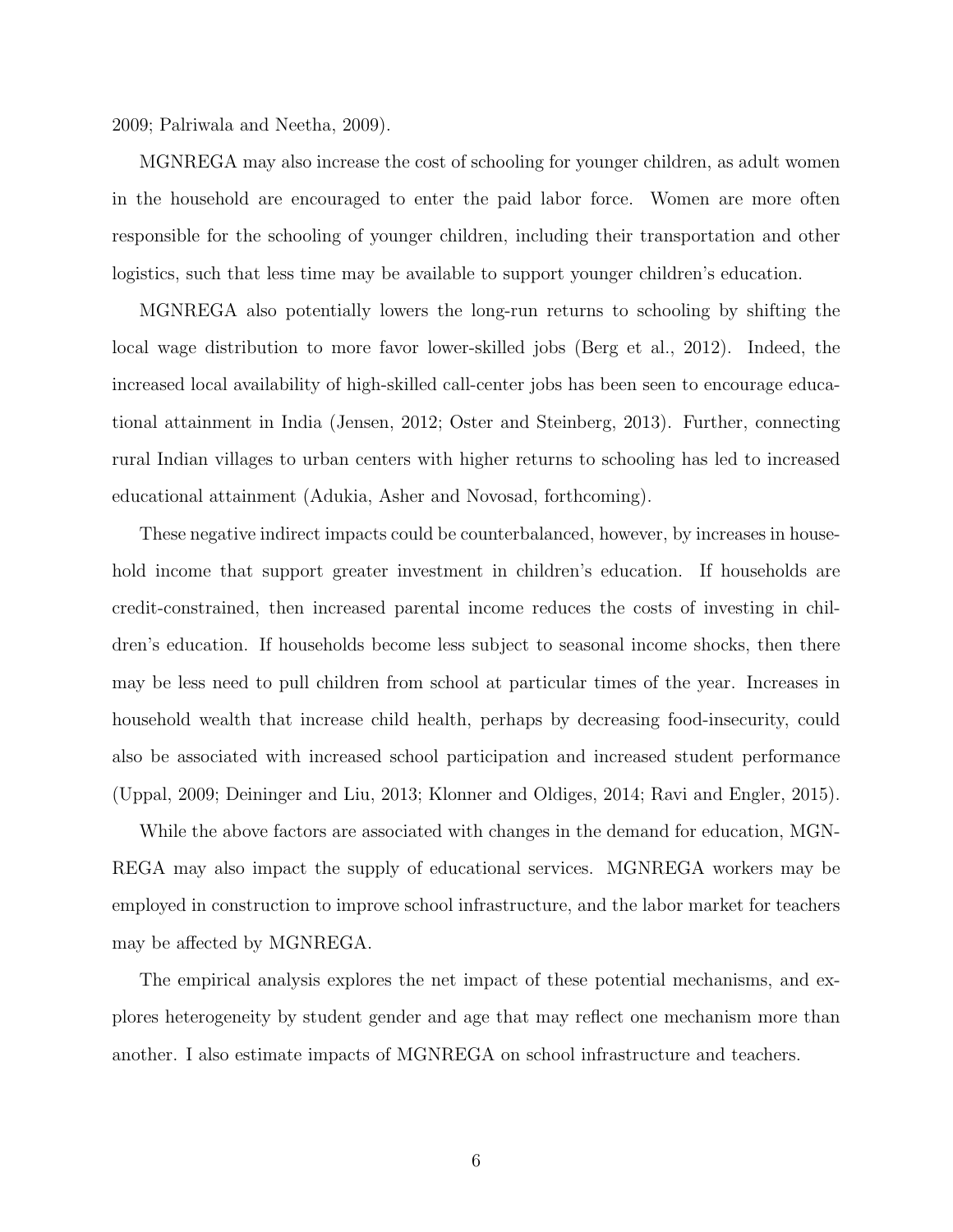2009; Palriwala and Neetha, 2009).

MGNREGA may also increase the cost of schooling for younger children, as adult women in the household are encouraged to enter the paid labor force. Women are more often responsible for the schooling of younger children, including their transportation and other logistics, such that less time may be available to support younger children's education.

MGNREGA also potentially lowers the long-run returns to schooling by shifting the local wage distribution to more favor lower-skilled jobs (Berg et al., 2012). Indeed, the increased local availability of high-skilled call-center jobs has been seen to encourage educational attainment in India (Jensen, 2012; Oster and Steinberg, 2013). Further, connecting rural Indian villages to urban centers with higher returns to schooling has led to increased educational attainment (Adukia, Asher and Novosad, forthcoming).

These negative indirect impacts could be counterbalanced, however, by increases in household income that support greater investment in children's education. If households are credit-constrained, then increased parental income reduces the costs of investing in children's education. If households become less subject to seasonal income shocks, then there may be less need to pull children from school at particular times of the year. Increases in household wealth that increase child health, perhaps by decreasing food-insecurity, could also be associated with increased school participation and increased student performance (Uppal, 2009; Deininger and Liu, 2013; Klonner and Oldiges, 2014; Ravi and Engler, 2015).

While the above factors are associated with changes in the demand for education, MGNREGA may also impact the supply of educational services. MGNREGA workers may be employed in construction to improve school infrastructure, and the labor market for teachers may be affected by MGNREGA.

The empirical analysis explores the net impact of these potential mechanisms, and explores heterogeneity by student gender and age that may reflect one mechanism more than another. I also estimate impacts of MGNREGA on school infrastructure and teachers.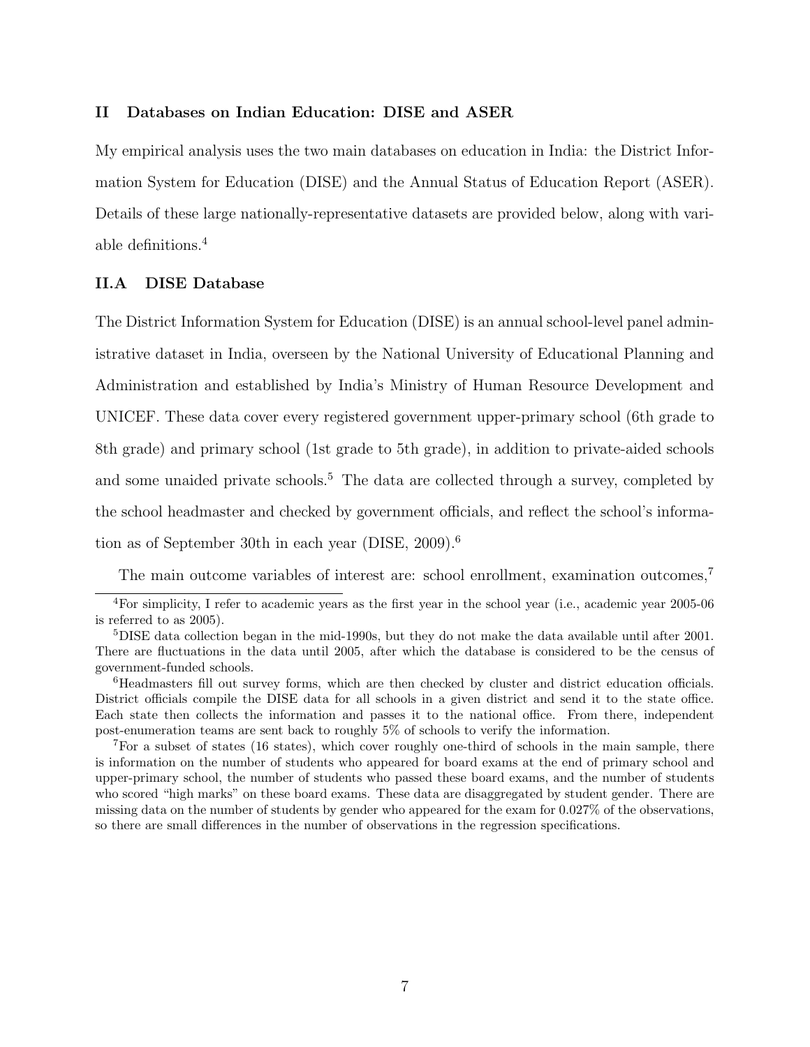## II Databases on Indian Education: DISE and ASER

My empirical analysis uses the two main databases on education in India: the District Information System for Education (DISE) and the Annual Status of Education Report (ASER). Details of these large nationally-representative datasets are provided below, along with variable definitions.[4]

### II.A DISE Database

The District Information System for Education (DISE) is an annual school-level panel administrative dataset in India, overseen by the National University of Educational Planning and Administration and established by India's Ministry of Human Resource Development and UNICEF. These data cover every registered government upper-primary school (6th grade to 8th grade) and primary school (1st grade to 5th grade), in addition to private-aided schools and some unaided private schools.[5] The data are collected through a survey, completed by the school headmaster and checked by government officials, and reflect the school's information as of September 30th in each year (DISE, 2009).[6]

The main outcome variables of interest are: school enrollment, examination outcomes,[7]

---

[4] For simplicity, I refer to academic years as the first year in the school year (i.e., academic year 2005-06 is referred to as 2005).

[5] DISE data collection began in the mid-1990s, but they do not make the data available until after 2001. There are fluctuations in the data until 2005, after which the database is considered to be the census of government-funded schools.

[6] Headmasters fill out survey forms, which are then checked by cluster and district education officials. District officials compile the DISE data for all schools in a given district and send it to the state office. Each state then collects the information and passes it to the national office. From there, independent post-enumeration teams are sent back to roughly 5% of schools to verify the information.

[7] For a subset of states (16 states), which cover roughly one-third of schools in the main sample, there is information on the number of students who appeared for board exams at the end of primary school and upper-primary school, the number of students who passed these board exams, and the number of students who scored "high marks" on these board exams. These data are disaggregated by student gender. There are missing data on the number of students by gender who appeared for the exam for 0.027% of the observations, so there are small differences in the number of observations in the regression specifications.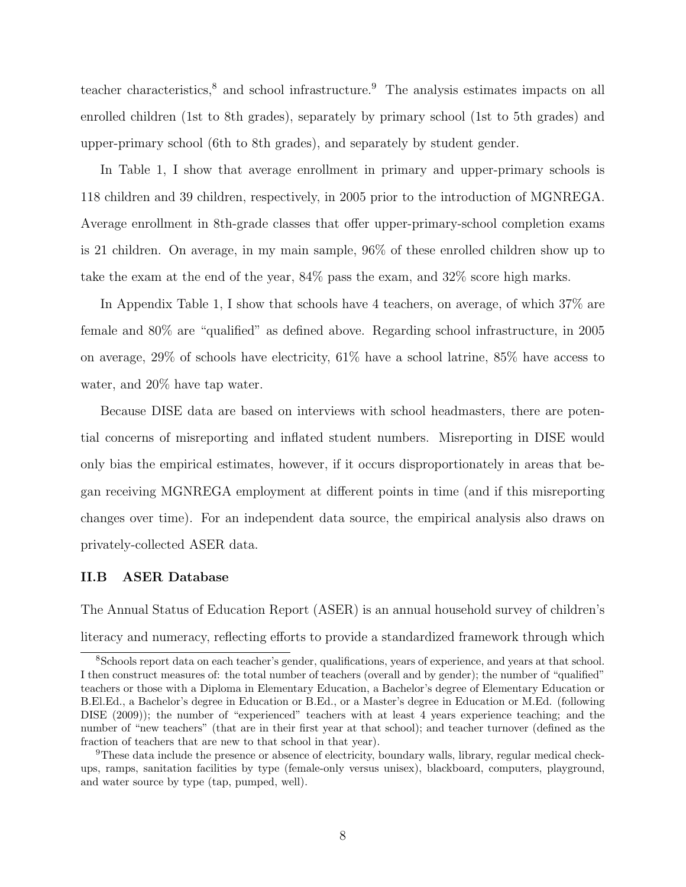teacher characteristics,[8] and school infrastructure.[9] The analysis estimates impacts on all enrolled children (1st to 8th grades), separately by primary school (1st to 5th grades) and upper-primary school (6th to 8th grades), and separately by student gender.

In Table 1, I show that average enrollment in primary and upper-primary schools is 118 children and 39 children, respectively, in 2005 prior to the introduction of MGNREGA. Average enrollment in 8th-grade classes that offer upper-primary-school completion exams is 21 children. On average, in my main sample, 96% of these enrolled children show up to take the exam at the end of the year, 84% pass the exam, and 32% score high marks.

In Appendix Table 1, I show that schools have 4 teachers, on average, of which 37% are female and 80% are "qualified" as defined above. Regarding school infrastructure, in 2005 on average, 29% of schools have electricity, 61% have a school latrine, 85% have access to water, and 20% have tap water.

Because DISE data are based on interviews with school headmasters, there are potential concerns of misreporting and inflated student numbers. Misreporting in DISE would only bias the empirical estimates, however, if it occurs disproportionately in areas that began receiving MGNREGA employment at different points in time (and if this misreporting changes over time). For an independent data source, the empirical analysis also draws on privately-collected ASER data.

### II.B ASER Database

The Annual Status of Education Report (ASER) is an annual household survey of children's literacy and numeracy, reflecting efforts to provide a standardized framework through which

---

[8] Schools report data on each teacher's gender, qualifications, years of experience, and years at that school. I then construct measures of: the total number of teachers (overall and by gender); the number of "qualified" teachers or those with a Diploma in Elementary Education, a Bachelor's degree of Elementary Education or B.El.Ed., a Bachelor's degree in Education or B.Ed., or a Master's degree in Education or M.Ed. (following DISE (2009)); the number of "experienced" teachers with at least 4 years experience teaching; and the number of "new teachers" (that are in their first year at that school); and teacher turnover (defined as the fraction of teachers that are new to that school in that year).

[9] These data include the presence or absence of electricity, boundary walls, library, regular medical checkups, ramps, sanitation facilities by type (female-only versus unisex), blackboard, computers, playground, and water source by type (tap, pumped, well).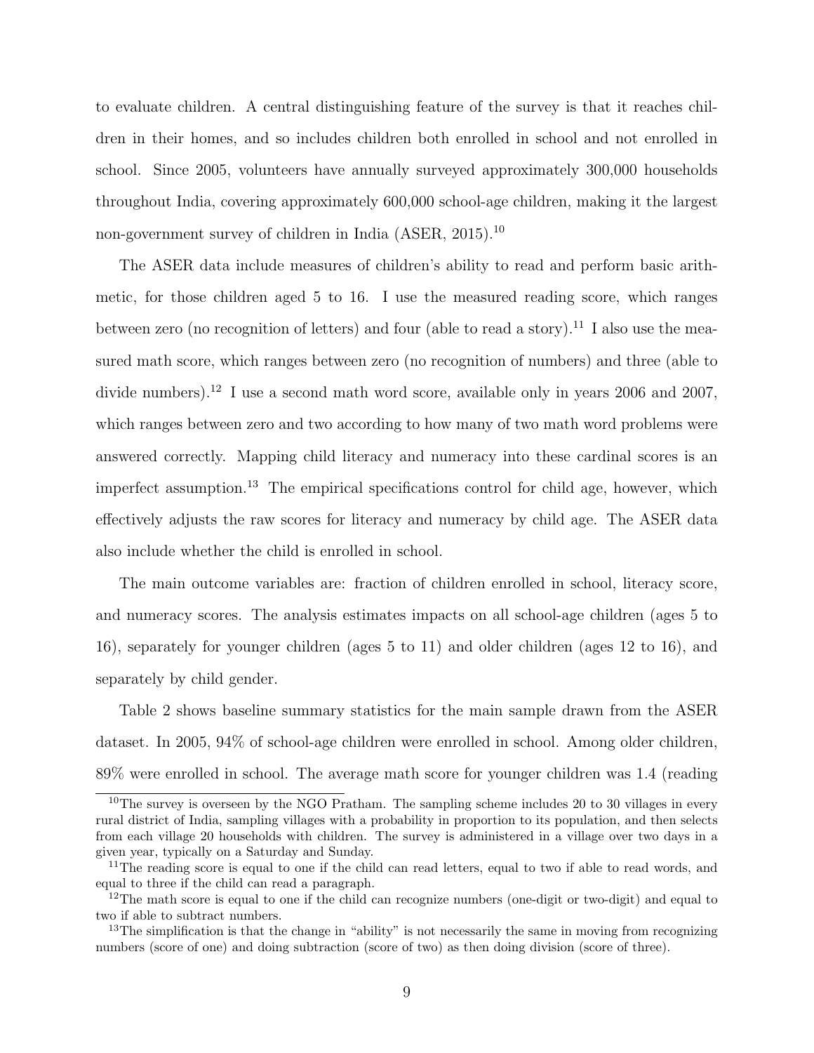to evaluate children. A central distinguishing feature of the survey is that it reaches children in their homes, and so includes children both enrolled in school and not enrolled in school. Since 2005, volunteers have annually surveyed approximately 300,000 households throughout India, covering approximately 600,000 school-age children, making it the largest non-government survey of children in India (ASER, 2015).[10]

The ASER data include measures of children's ability to read and perform basic arithmetic, for those children aged 5 to 16. I use the measured reading score, which ranges between zero (no recognition of letters) and four (able to read a story).[11] I also use the measured math score, which ranges between zero (no recognition of numbers) and three (able to divide numbers).[12] I use a second math word score, available only in years 2006 and 2007, which ranges between zero and two according to how many of two math word problems were answered correctly. Mapping child literacy and numeracy into these cardinal scores is an imperfect assumption.[13] The empirical specifications control for child age, however, which effectively adjusts the raw scores for literacy and numeracy by child age. The ASER data also include whether the child is enrolled in school.

The main outcome variables are: fraction of children enrolled in school, literacy score, and numeracy scores. The analysis estimates impacts on all school-age children (ages 5 to 16), separately for younger children (ages 5 to 11) and older children (ages 12 to 16), and separately by child gender.

Table 2 shows baseline summary statistics for the main sample drawn from the ASER dataset. In 2005, 94% of school-age children were enrolled in school. Among older children, 89% were enrolled in school. The average math score for younger children was 1.4 (reading

---

[10] The survey is overseen by the NGO Pratham. The sampling scheme includes 20 to 30 villages in every rural district of India, sampling villages with a probability in proportion to its population, and then selects from each village 20 households with children. The survey is administered in a village over two days in a given year, typically on a Saturday and Sunday.

[11] The reading score is equal to one if the child can read letters, equal to two if able to read words, and equal to three if the child can read a paragraph.

[12] The math score is equal to one if the child can recognize numbers (one-digit or two-digit) and equal to two if able to subtract numbers.

[13] The simplification is that the change in "ability" is not necessarily the same in moving from recognizing numbers (score of one) and doing subtraction (score of two) as then doing division (score of three).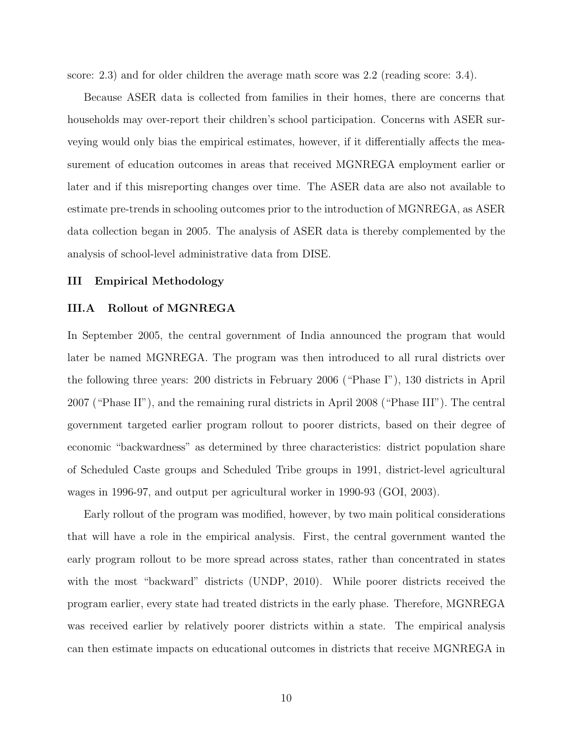score: 2.3) and for older children the average math score was 2.2 (reading score: 3.4).

Because ASER data is collected from families in their homes, there are concerns that households may over-report their children's school participation. Concerns with ASER surveying would only bias the empirical estimates, however, if it differentially affects the measurement of education outcomes in areas that received MGNREGA employment earlier or later and if this misreporting changes over time. The ASER data are also not available to estimate pre-trends in schooling outcomes prior to the introduction of MGNREGA, as ASER data collection began in 2005. The analysis of ASER data is thereby complemented by the analysis of school-level administrative data from DISE.

## III Empirical Methodology

### III.A Rollout of MGNREGA

In September 2005, the central government of India announced the program that would later be named MGNREGA. The program was then introduced to all rural districts over the following three years: 200 districts in February 2006 ("Phase I"), 130 districts in April 2007 ("Phase II"), and the remaining rural districts in April 2008 ("Phase III"). The central government targeted earlier program rollout to poorer districts, based on their degree of economic "backwardness" as determined by three characteristics: district population share of Scheduled Caste groups and Scheduled Tribe groups in 1991, district-level agricultural wages in 1996-97, and output per agricultural worker in 1990-93 (GOI, 2003).

Early rollout of the program was modified, however, by two main political considerations that will have a role in the empirical analysis. First, the central government wanted the early program rollout to be more spread across states, rather than concentrated in states with the most "backward" districts (UNDP, 2010). While poorer districts received the program earlier, every state had treated districts in the early phase. Therefore, MGNREGA was received earlier by relatively poorer districts within a state. The empirical analysis can then estimate impacts on educational outcomes in districts that receive MGNREGA in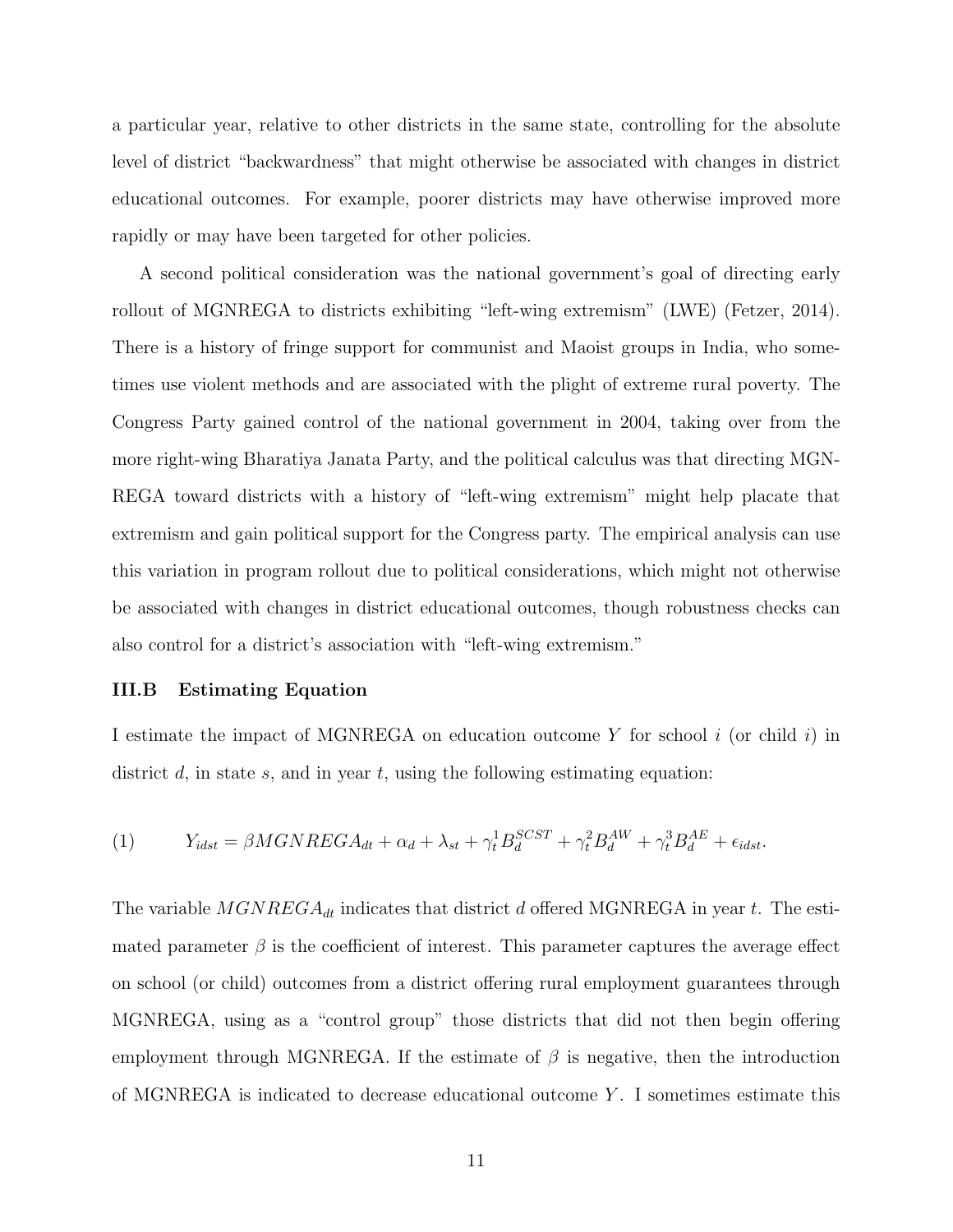a particular year, relative to other districts in the same state, controlling for the absolute level of district "backwardness" that might otherwise be associated with changes in district educational outcomes. For example, poorer districts may have otherwise improved more rapidly or may have been targeted for other policies.

A second political consideration was the national government's goal of directing early rollout of MGNREGA to districts exhibiting "left-wing extremism" (LWE) (Fetzer, 2014). There is a history of fringe support for communist and Maoist groups in India, who sometimes use violent methods and are associated with the plight of extreme rural poverty. The Congress Party gained control of the national government in 2004, taking over from the more right-wing Bharatiya Janata Party, and the political calculus was that directing MGNREGA toward districts with a history of "left-wing extremism" might help placate that extremism and gain political support for the Congress party. The empirical analysis can use this variation in program rollout due to political considerations, which might not otherwise be associated with changes in district educational outcomes, though robustness checks can also control for a district's association with "left-wing extremism."

### III.B Estimating Equation

I estimate the impact of MGNREGA on education outcome $Y$ for school $i$ (or child $i$) in district $d$, in state $s$, and in year $t$, using the following estimating equation:

$$(1) \qquad Y_{idst} = \beta MGNREGA_{dt} + \alpha_d + \lambda_{st} + \gamma_t^1 B_d^{SCST} + \gamma_t^2 B_d^{AW} + \gamma_t^3 B_d^{AE} + \epsilon_{idst}.$$

The variable $MGNREGA_{dt}$ indicates that district $d$ offered MGNREGA in year $t$. The estimated parameter $\beta$ is the coefficient of interest. This parameter captures the average effect on school (or child) outcomes from a district offering rural employment guarantees through MGNREGA, using as a "control group" those districts that did not then begin offering employment through MGNREGA. If the estimate of $\beta$ is negative, then the introduction of MGNREGA is indicated to decrease educational outcome $Y$. I sometimes estimate this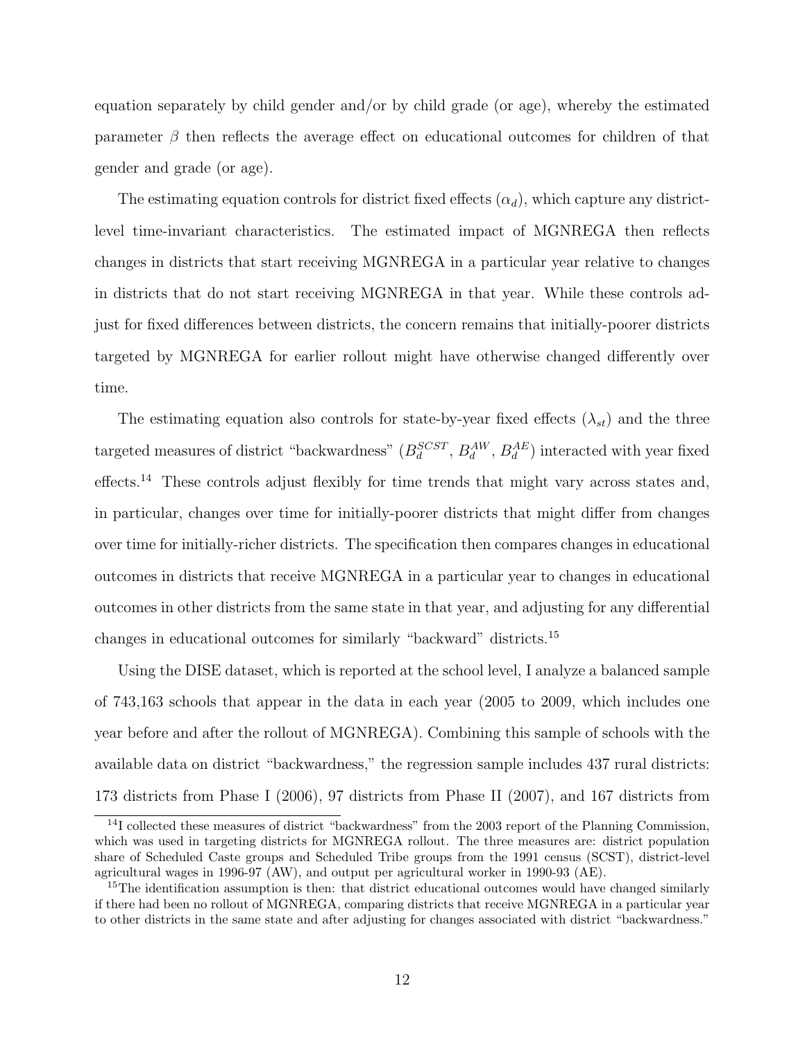equation separately by child gender and/or by child grade (or age), whereby the estimated parameter $\beta$ then reflects the average effect on educational outcomes for children of that gender and grade (or age).

The estimating equation controls for district fixed effects ($\alpha_d$), which capture any district-level time-invariant characteristics. The estimated impact of MGNREGA then reflects changes in districts that start receiving MGNREGA in a particular year relative to changes in districts that do not start receiving MGNREGA in that year. While these controls adjust for fixed differences between districts, the concern remains that initially-poorer districts targeted by MGNREGA for earlier rollout might have otherwise changed differently over time.

The estimating equation also controls for state-by-year fixed effects ($\lambda_{st}$) and the three targeted measures of district "backwardness" ($B_d^{SCST}$, $B_d^{AW}$, $B_d^{AE}$) interacted with year fixed effects.[14] These controls adjust flexibly for time trends that might vary across states and, in particular, changes over time for initially-poorer districts that might differ from changes over time for initially-richer districts. The specification then compares changes in educational outcomes in districts that receive MGNREGA in a particular year to changes in educational outcomes in other districts from the same state in that year, and adjusting for any differential changes in educational outcomes for similarly "backward" districts.[15]

Using the DISE dataset, which is reported at the school level, I analyze a balanced sample of 743,163 schools that appear in the data in each year (2005 to 2009, which includes one year before and after the rollout of MGNREGA). Combining this sample of schools with the available data on district "backwardness," the regression sample includes 437 rural districts: 173 districts from Phase I (2006), 97 districts from Phase II (2007), and 167 districts from

[14] I collected these measures of district "backwardness" from the 2003 report of the Planning Commission, which was used in targeting districts for MGNREGA rollout. The three measures are: district population share of Scheduled Caste groups and Scheduled Tribe groups from the 1991 census (SCST), district-level agricultural wages in 1996-97 (AW), and output per agricultural worker in 1990-93 (AE).

[15] The identification assumption is then: that district educational outcomes would have changed similarly if there had been no rollout of MGNREGA, comparing districts that receive MGNREGA in a particular year to other districts in the same state and after adjusting for changes associated with district "backwardness."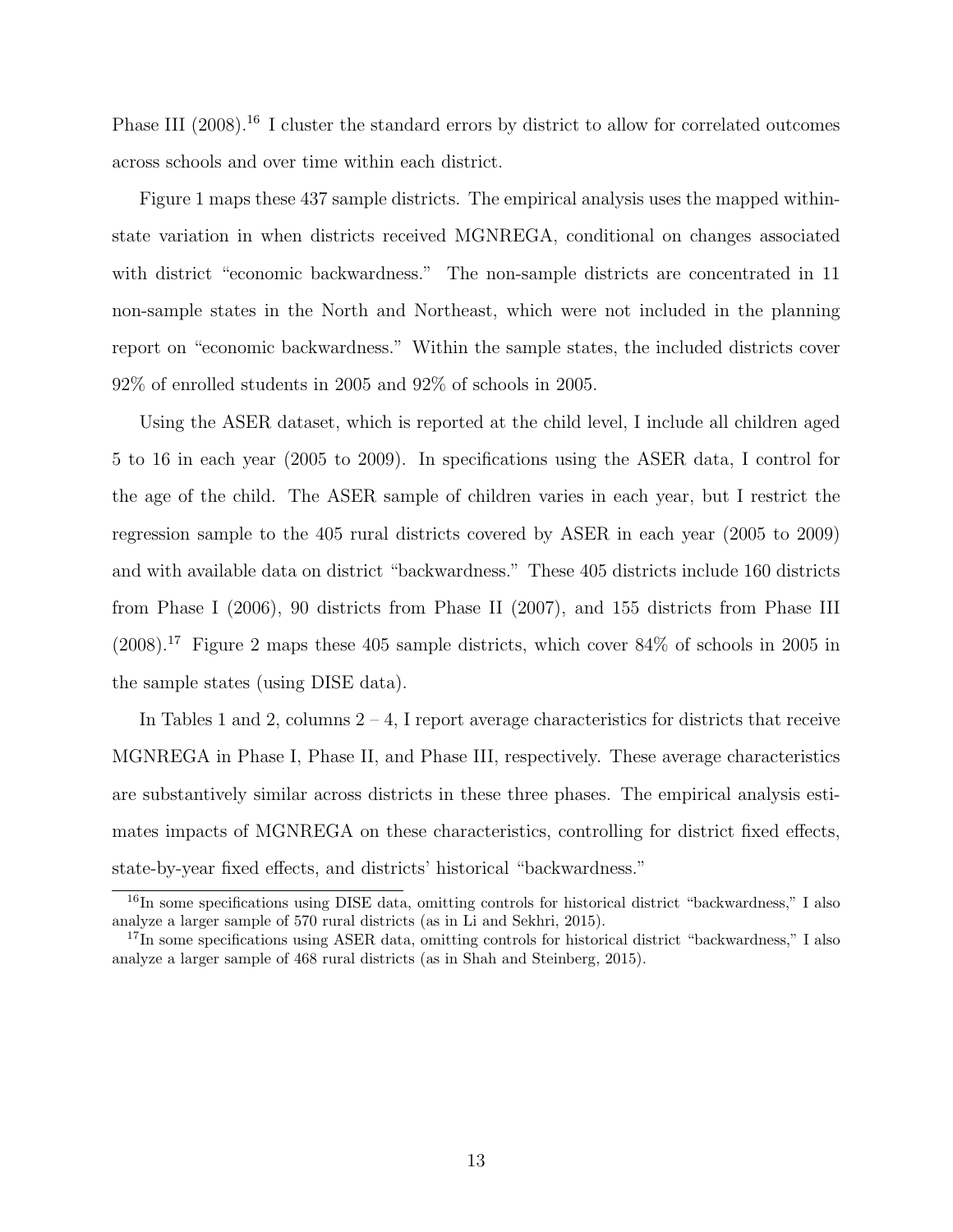Phase III (2008).[16] I cluster the standard errors by district to allow for correlated outcomes across schools and over time within each district.

Figure 1 maps these 437 sample districts. The empirical analysis uses the mapped within-state variation in when districts received MGNREGA, conditional on changes associated with district "economic backwardness." The non-sample districts are concentrated in 11 non-sample states in the North and Northeast, which were not included in the planning report on "economic backwardness." Within the sample states, the included districts cover 92% of enrolled students in 2005 and 92% of schools in 2005.

Using the ASER dataset, which is reported at the child level, I include all children aged 5 to 16 in each year (2005 to 2009). In specifications using the ASER data, I control for the age of the child. The ASER sample of children varies in each year, but I restrict the regression sample to the 405 rural districts covered by ASER in each year (2005 to 2009) and with available data on district "backwardness." These 405 districts include 160 districts from Phase I (2006), 90 districts from Phase II (2007), and 155 districts from Phase III (2008).[17] Figure 2 maps these 405 sample districts, which cover 84% of schools in 2005 in the sample states (using DISE data).

In Tables 1 and 2, columns 2 – 4, I report average characteristics for districts that receive MGNREGA in Phase I, Phase II, and Phase III, respectively. These average characteristics are substantively similar across districts in these three phases. The empirical analysis estimates impacts of MGNREGA on these characteristics, controlling for district fixed effects, state-by-year fixed effects, and districts' historical "backwardness."

[16] In some specifications using DISE data, omitting controls for historical district "backwardness," I also analyze a larger sample of 570 rural districts (as in Li and Sekhri, 2015).

[17] In some specifications using ASER data, omitting controls for historical district "backwardness," I also analyze a larger sample of 468 rural districts (as in Shah and Steinberg, 2015).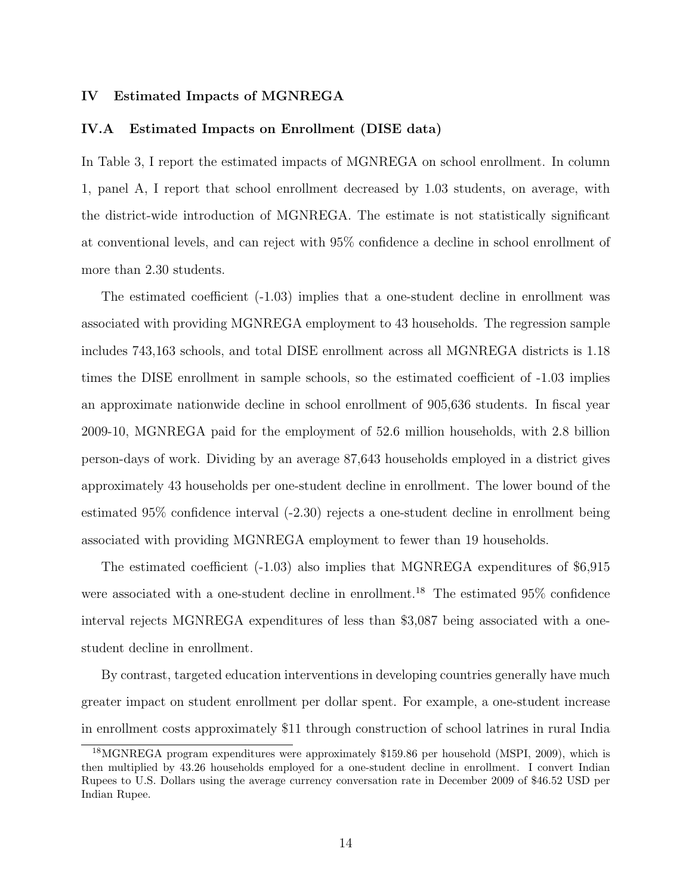## IV Estimated Impacts of MGNREGA

### IV.A Estimated Impacts on Enrollment (DISE data)

In Table 3, I report the estimated impacts of MGNREGA on school enrollment. In column 1, panel A, I report that school enrollment decreased by 1.03 students, on average, with the district-wide introduction of MGNREGA. The estimate is not statistically significant at conventional levels, and can reject with 95% confidence a decline in school enrollment of more than 2.30 students.

The estimated coefficient (-1.03) implies that a one-student decline in enrollment was associated with providing MGNREGA employment to 43 households. The regression sample includes 743,163 schools, and total DISE enrollment across all MGNREGA districts is 1.18 times the DISE enrollment in sample schools, so the estimated coefficient of -1.03 implies an approximate nationwide decline in school enrollment of 905,636 students. In fiscal year 2009-10, MGNREGA paid for the employment of 52.6 million households, with 2.8 billion person-days of work. Dividing by an average 87,643 households employed in a district gives approximately 43 households per one-student decline in enrollment. The lower bound of the estimated 95% confidence interval (-2.30) rejects a one-student decline in enrollment being associated with providing MGNREGA employment to fewer than 19 households.

The estimated coefficient (-1.03) also implies that MGNREGA expenditures of $6,915 were associated with a one-student decline in enrollment.[18] The estimated 95% confidence interval rejects MGNREGA expenditures of less than $3,087 being associated with a one-student decline in enrollment.

By contrast, targeted education interventions in developing countries generally have much greater impact on student enrollment per dollar spent. For example, a one-student increase in enrollment costs approximately $11 through construction of school latrines in rural India

[18] MGNREGA program expenditures were approximately $159.86 per household (MSPI, 2009), which is then multiplied by 43.26 households employed for a one-student decline in enrollment. I convert Indian Rupees to U.S. Dollars using the average currency conversation rate in December 2009 of $46.52 USD per Indian Rupee.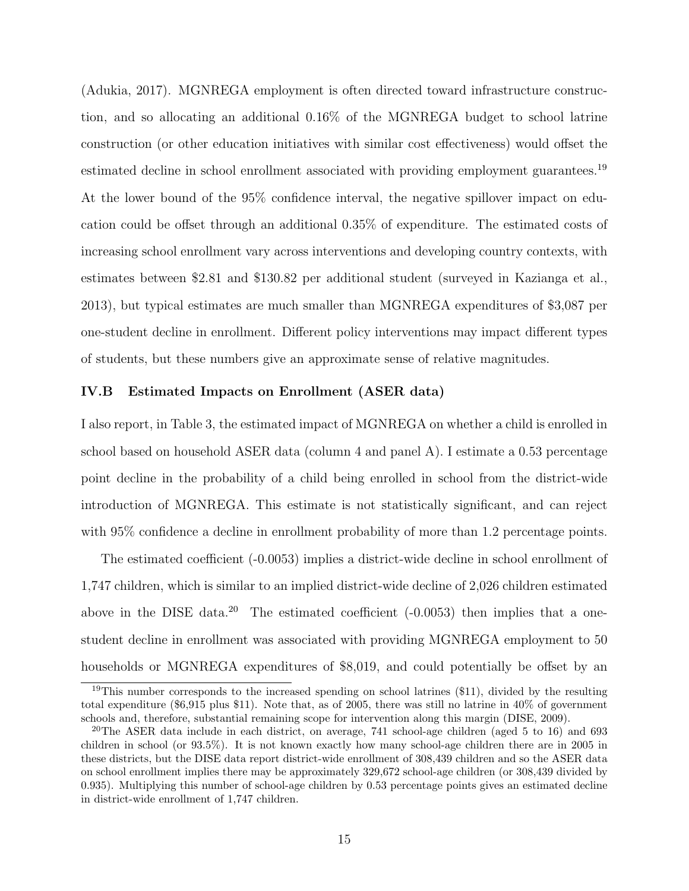(Adukia, 2017). MGNREGA employment is often directed toward infrastructure construction, and so allocating an additional 0.16% of the MGNREGA budget to school latrine construction (or other education initiatives with similar cost effectiveness) would offset the estimated decline in school enrollment associated with providing employment guarantees.[19] At the lower bound of the 95% confidence interval, the negative spillover impact on education could be offset through an additional 0.35% of expenditure. The estimated costs of increasing school enrollment vary across interventions and developing country contexts, with estimates between \$2.81 and \$130.82 per additional student (surveyed in Kazianga et al., 2013), but typical estimates are much smaller than MGNREGA expenditures of \$3,087 per one-student decline in enrollment. Different policy interventions may impact different types of students, but these numbers give an approximate sense of relative magnitudes.

### IV.B Estimated Impacts on Enrollment (ASER data)

I also report, in Table 3, the estimated impact of MGNREGA on whether a child is enrolled in school based on household ASER data (column 4 and panel A). I estimate a 0.53 percentage point decline in the probability of a child being enrolled in school from the district-wide introduction of MGNREGA. This estimate is not statistically significant, and can reject with 95% confidence a decline in enrollment probability of more than 1.2 percentage points.

The estimated coefficient (-0.0053) implies a district-wide decline in school enrollment of 1,747 children, which is similar to an implied district-wide decline of 2,026 children estimated above in the DISE data.[20] The estimated coefficient (-0.0053) then implies that a one-student decline in enrollment was associated with providing MGNREGA employment to 50 households or MGNREGA expenditures of \$8,019, and could potentially be offset by an

[19] This number corresponds to the increased spending on school latrines (\$11), divided by the resulting total expenditure (\$6,915 plus \$11). Note that, as of 2005, there was still no latrine in 40% of government schools and, therefore, substantial remaining scope for intervention along this margin (DISE, 2009).

[20] The ASER data include in each district, on average, 741 school-age children (aged 5 to 16) and 693 children in school (or 93.5%). It is not known exactly how many school-age children there are in 2005 in these districts, but the DISE data report district-wide enrollment of 308,439 children and so the ASER data on school enrollment implies there may be approximately 329,672 school-age children (or 308,439 divided by 0.935). Multiplying this number of school-age children by 0.53 percentage points gives an estimated decline in district-wide enrollment of 1,747 children.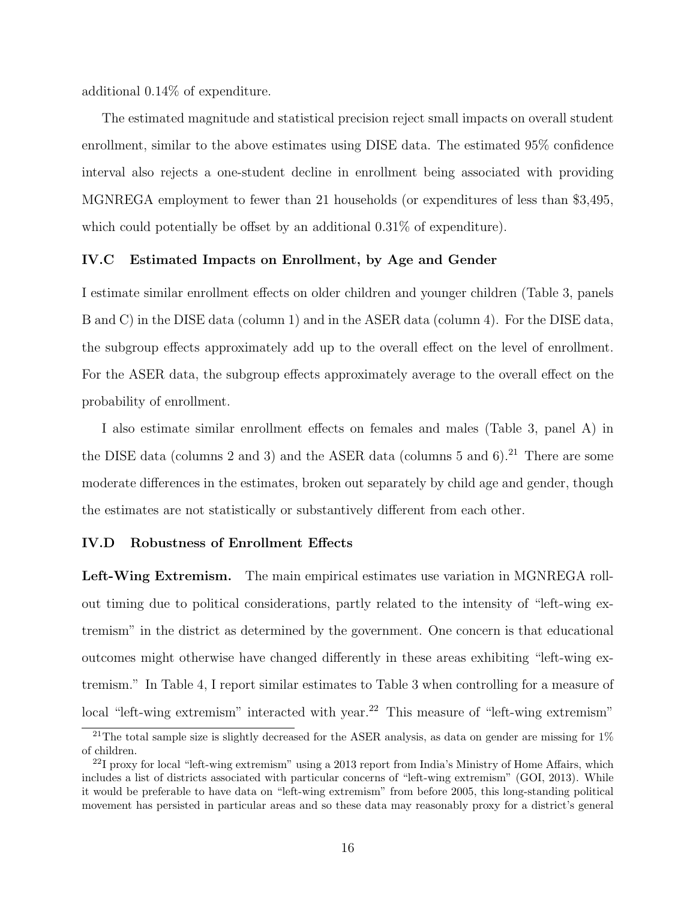additional 0.14% of expenditure.

The estimated magnitude and statistical precision reject small impacts on overall student enrollment, similar to the above estimates using DISE data. The estimated 95% confidence interval also rejects a one-student decline in enrollment being associated with providing MGNREGA employment to fewer than 21 households (or expenditures of less than $3,495, which could potentially be offset by an additional 0.31% of expenditure).

### IV.C Estimated Impacts on Enrollment, by Age and Gender

I estimate similar enrollment effects on older children and younger children (Table 3, panels B and C) in the DISE data (column 1) and in the ASER data (column 4). For the DISE data, the subgroup effects approximately add up to the overall effect on the level of enrollment. For the ASER data, the subgroup effects approximately average to the overall effect on the probability of enrollment.

I also estimate similar enrollment effects on females and males (Table 3, panel A) in the DISE data (columns 2 and 3) and the ASER data (columns 5 and 6).[21] There are some moderate differences in the estimates, broken out separately by child age and gender, though the estimates are not statistically or substantively different from each other.

### IV.D Robustness of Enrollment Effects

**Left-Wing Extremism.** The main empirical estimates use variation in MGNREGA roll-out timing due to political considerations, partly related to the intensity of "left-wing extremism" in the district as determined by the government. One concern is that educational outcomes might otherwise have changed differently in these areas exhibiting "left-wing extremism." In Table 4, I report similar estimates to Table 3 when controlling for a measure of local "left-wing extremism" interacted with year.[22] This measure of "left-wing extremism"

[21] The total sample size is slightly decreased for the ASER analysis, as data on gender are missing for 1% of children.

[22] I proxy for local "left-wing extremism" using a 2013 report from India's Ministry of Home Affairs, which includes a list of districts associated with particular concerns of "left-wing extremism" (GOI, 2013). While it would be preferable to have data on "left-wing extremism" from before 2005, this long-standing political movement has persisted in particular areas and so these data may reasonably proxy for a district's general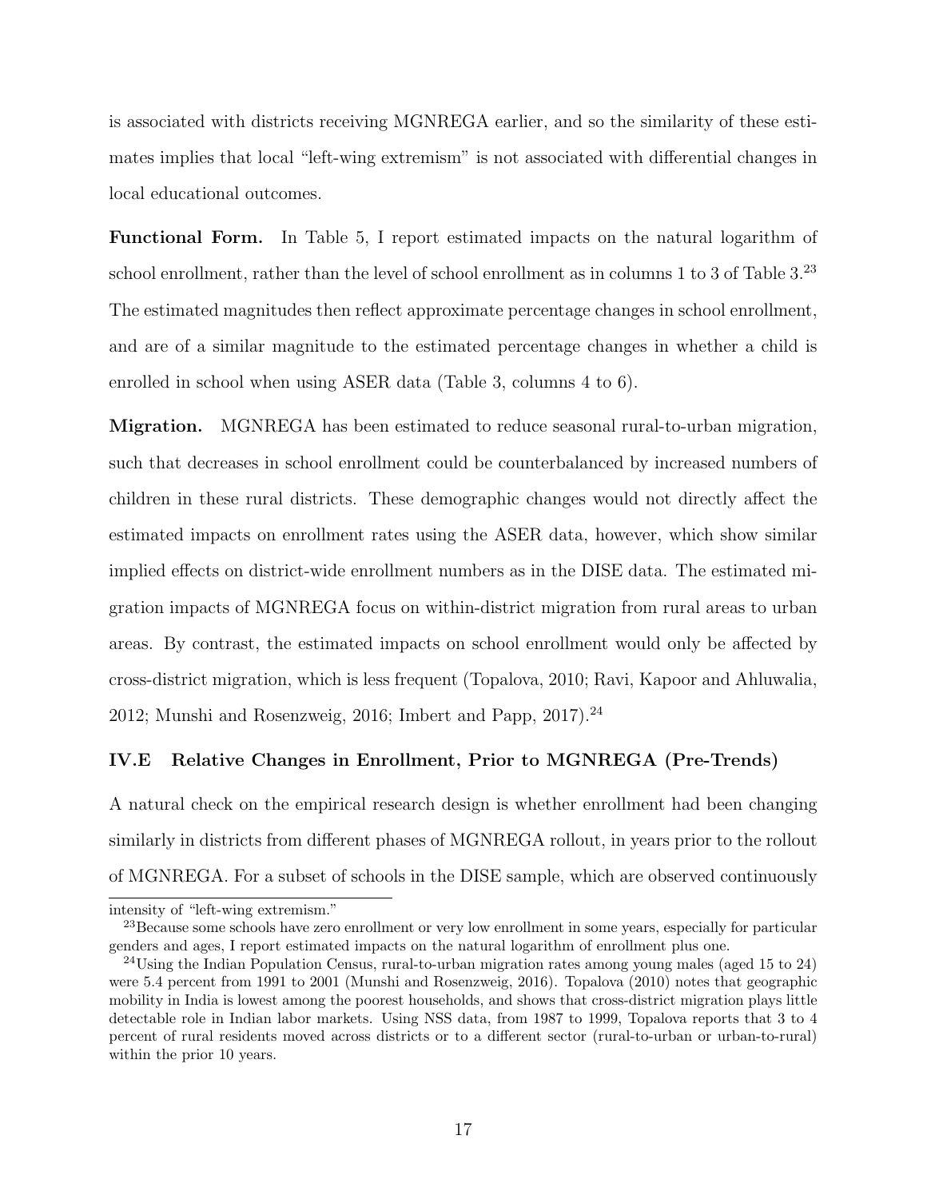is associated with districts receiving MGNREGA earlier, and so the similarity of these estimates implies that local "left-wing extremism" is not associated with differential changes in local educational outcomes.

**Functional Form.** In Table 5, I report estimated impacts on the natural logarithm of school enrollment, rather than the level of school enrollment as in columns 1 to 3 of Table 3.[23] The estimated magnitudes then reflect approximate percentage changes in school enrollment, and are of a similar magnitude to the estimated percentage changes in whether a child is enrolled in school when using ASER data (Table 3, columns 4 to 6).

**Migration.** MGNREGA has been estimated to reduce seasonal rural-to-urban migration, such that decreases in school enrollment could be counterbalanced by increased numbers of children in these rural districts. These demographic changes would not directly affect the estimated impacts on enrollment rates using the ASER data, however, which show similar implied effects on district-wide enrollment numbers as in the DISE data. The estimated migration impacts of MGNREGA focus on within-district migration from rural areas to urban areas. By contrast, the estimated impacts on school enrollment would only be affected by cross-district migration, which is less frequent (Topalova, 2010; Ravi, Kapoor and Ahluwalia, 2012; Munshi and Rosenzweig, 2016; Imbert and Papp, 2017).[24]

### IV.E Relative Changes in Enrollment, Prior to MGNREGA (Pre-Trends)

A natural check on the empirical research design is whether enrollment had been changing similarly in districts from different phases of MGNREGA rollout, in years prior to the rollout of MGNREGA. For a subset of schools in the DISE sample, which are observed continuously

---

intensity of "left-wing extremism."

[23]Because some schools have zero enrollment or very low enrollment in some years, especially for particular genders and ages, I report estimated impacts on the natural logarithm of enrollment plus one.

[24]Using the Indian Population Census, rural-to-urban migration rates among young males (aged 15 to 24) were 5.4 percent from 1991 to 2001 (Munshi and Rosenzweig, 2016). Topalova (2010) notes that geographic mobility in India is lowest among the poorest households, and shows that cross-district migration plays little detectable role in Indian labor markets. Using NSS data, from 1987 to 1999, Topalova reports that 3 to 4 percent of rural residents moved across districts or to a different sector (rural-to-urban or urban-to-rural) within the prior 10 years.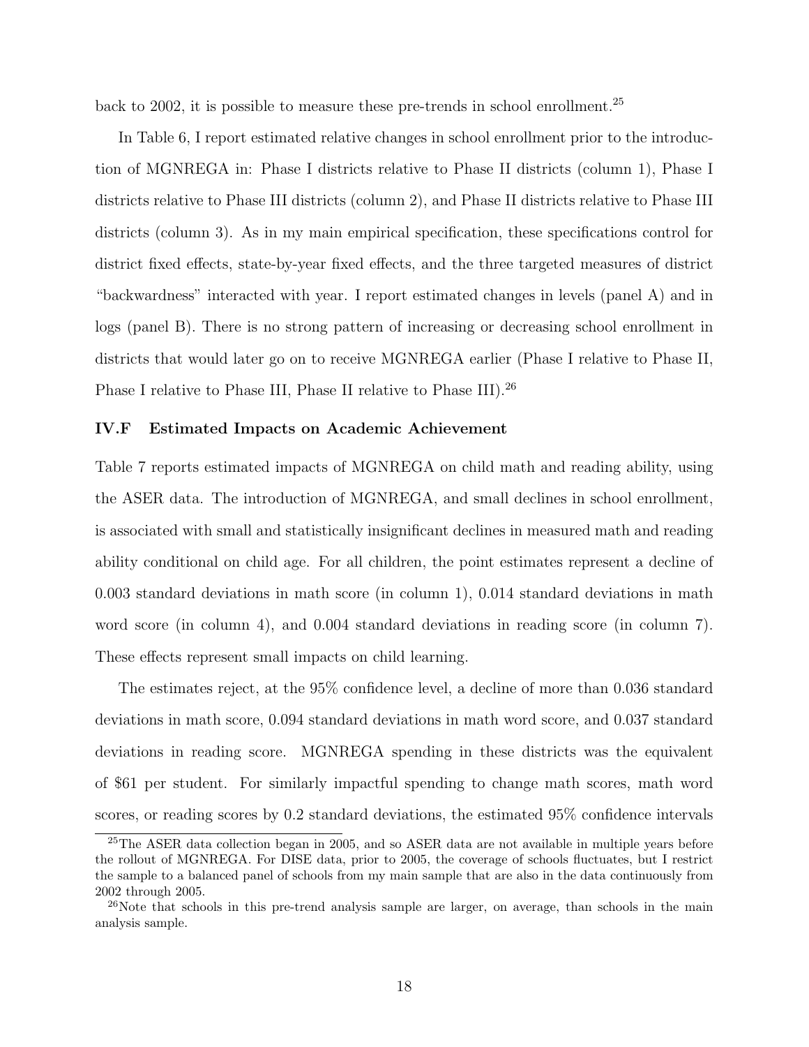back to 2002, it is possible to measure these pre-trends in school enrollment.[25]

In Table 6, I report estimated relative changes in school enrollment prior to the introduction of MGNREGA in: Phase I districts relative to Phase II districts (column 1), Phase I districts relative to Phase III districts (column 2), and Phase II districts relative to Phase III districts (column 3). As in my main empirical specification, these specifications control for district fixed effects, state-by-year fixed effects, and the three targeted measures of district "backwardness" interacted with year. I report estimated changes in levels (panel A) and in logs (panel B). There is no strong pattern of increasing or decreasing school enrollment in districts that would later go on to receive MGNREGA earlier (Phase I relative to Phase II, Phase I relative to Phase III, Phase II relative to Phase III).[26]

### IV.F Estimated Impacts on Academic Achievement

Table 7 reports estimated impacts of MGNREGA on child math and reading ability, using the ASER data. The introduction of MGNREGA, and small declines in school enrollment, is associated with small and statistically insignificant declines in measured math and reading ability conditional on child age. For all children, the point estimates represent a decline of 0.003 standard deviations in math score (in column 1), 0.014 standard deviations in math word score (in column 4), and 0.004 standard deviations in reading score (in column 7). These effects represent small impacts on child learning.

The estimates reject, at the 95% confidence level, a decline of more than 0.036 standard deviations in math score, 0.094 standard deviations in math word score, and 0.037 standard deviations in reading score. MGNREGA spending in these districts was the equivalent of \$61 per student. For similarly impactful spending to change math scores, math word scores, or reading scores by 0.2 standard deviations, the estimated 95% confidence intervals

[25] The ASER data collection began in 2005, and so ASER data are not available in multiple years before the rollout of MGNREGA. For DISE data, prior to 2005, the coverage of schools fluctuates, but I restrict the sample to a balanced panel of schools from my main sample that are also in the data continuously from 2002 through 2005.

[26] Note that schools in this pre-trend analysis sample are larger, on average, than schools in the main analysis sample.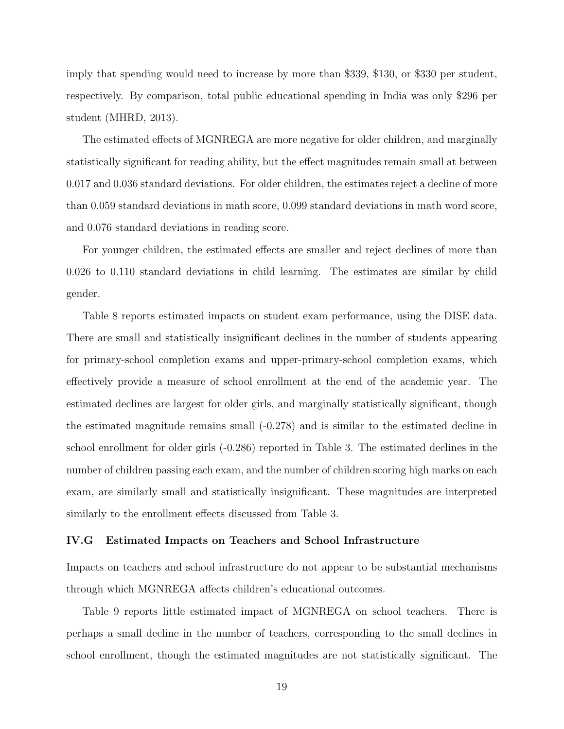imply that spending would need to increase by more than \$339, \$130, or \$330 per student, respectively. By comparison, total public educational spending in India was only \$296 per student (MHRD, 2013).

The estimated effects of MGNREGA are more negative for older children, and marginally statistically significant for reading ability, but the effect magnitudes remain small at between 0.017 and 0.036 standard deviations. For older children, the estimates reject a decline of more than 0.059 standard deviations in math score, 0.099 standard deviations in math word score, and 0.076 standard deviations in reading score.

For younger children, the estimated effects are smaller and reject declines of more than 0.026 to 0.110 standard deviations in child learning. The estimates are similar by child gender.

Table 8 reports estimated impacts on student exam performance, using the DISE data. There are small and statistically insignificant declines in the number of students appearing for primary-school completion exams and upper-primary-school completion exams, which effectively provide a measure of school enrollment at the end of the academic year. The estimated declines are largest for older girls, and marginally statistically significant, though the estimated magnitude remains small (-0.278) and is similar to the estimated decline in school enrollment for older girls (-0.286) reported in Table 3. The estimated declines in the number of children passing each exam, and the number of children scoring high marks on each exam, are similarly small and statistically insignificant. These magnitudes are interpreted similarly to the enrollment effects discussed from Table 3.

### IV.G Estimated Impacts on Teachers and School Infrastructure

Impacts on teachers and school infrastructure do not appear to be substantial mechanisms through which MGNREGA affects children's educational outcomes.

Table 9 reports little estimated impact of MGNREGA on school teachers. There is perhaps a small decline in the number of teachers, corresponding to the small declines in school enrollment, though the estimated magnitudes are not statistically significant. The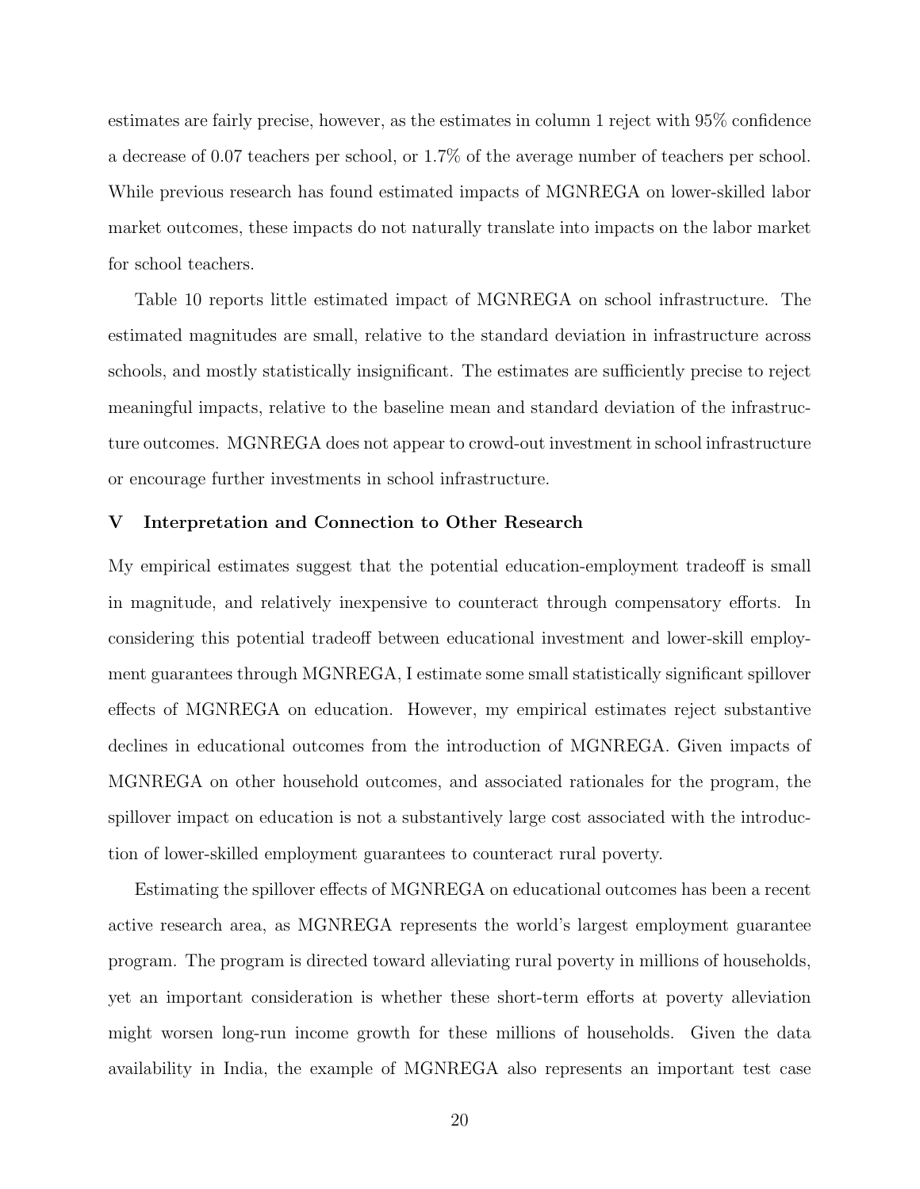estimates are fairly precise, however, as the estimates in column 1 reject with 95% confidence a decrease of 0.07 teachers per school, or 1.7% of the average number of teachers per school. While previous research has found estimated impacts of MGNREGA on lower-skilled labor market outcomes, these impacts do not naturally translate into impacts on the labor market for school teachers.

Table 10 reports little estimated impact of MGNREGA on school infrastructure. The estimated magnitudes are small, relative to the standard deviation in infrastructure across schools, and mostly statistically insignificant. The estimates are sufficiently precise to reject meaningful impacts, relative to the baseline mean and standard deviation of the infrastructure outcomes. MGNREGA does not appear to crowd-out investment in school infrastructure or encourage further investments in school infrastructure.

## V Interpretation and Connection to Other Research

My empirical estimates suggest that the potential education-employment tradeoff is small in magnitude, and relatively inexpensive to counteract through compensatory efforts. In considering this potential tradeoff between educational investment and lower-skill employment guarantees through MGNREGA, I estimate some small statistically significant spillover effects of MGNREGA on education. However, my empirical estimates reject substantive declines in educational outcomes from the introduction of MGNREGA. Given impacts of MGNREGA on other household outcomes, and associated rationales for the program, the spillover impact on education is not a substantively large cost associated with the introduction of lower-skilled employment guarantees to counteract rural poverty.

Estimating the spillover effects of MGNREGA on educational outcomes has been a recent active research area, as MGNREGA represents the world's largest employment guarantee program. The program is directed toward alleviating rural poverty in millions of households, yet an important consideration is whether these short-term efforts at poverty alleviation might worsen long-run income growth for these millions of households. Given the data availability in India, the example of MGNREGA also represents an important test case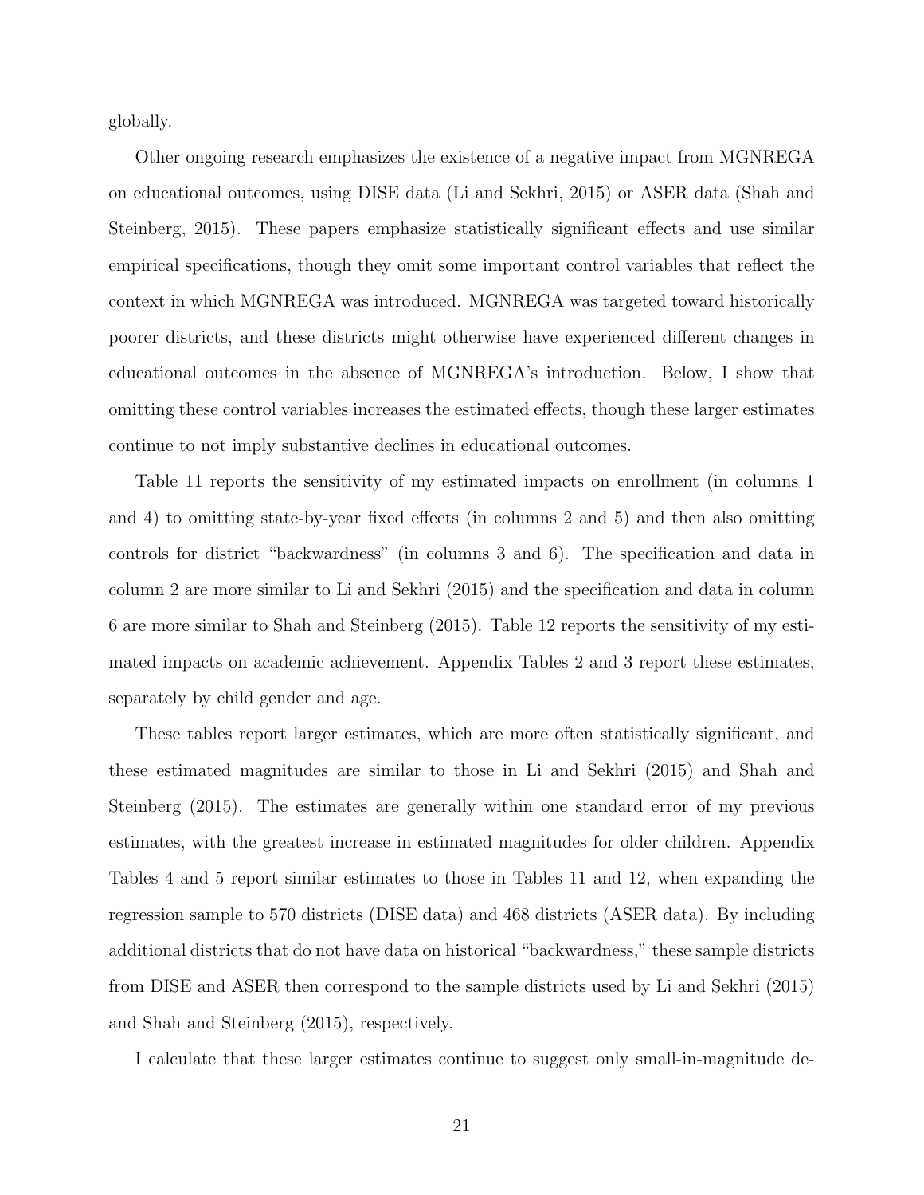globally.

Other ongoing research emphasizes the existence of a negative impact from MGNREGA on educational outcomes, using DISE data (Li and Sekhri, 2015) or ASER data (Shah and Steinberg, 2015). These papers emphasize statistically significant effects and use similar empirical specifications, though they omit some important control variables that reflect the context in which MGNREGA was introduced. MGNREGA was targeted toward historically poorer districts, and these districts might otherwise have experienced different changes in educational outcomes in the absence of MGNREGA's introduction. Below, I show that omitting these control variables increases the estimated effects, though these larger estimates continue to not imply substantive declines in educational outcomes.

Table 11 reports the sensitivity of my estimated impacts on enrollment (in columns 1 and 4) to omitting state-by-year fixed effects (in columns 2 and 5) and then also omitting controls for district "backwardness" (in columns 3 and 6). The specification and data in column 2 are more similar to Li and Sekhri (2015) and the specification and data in column 6 are more similar to Shah and Steinberg (2015). Table 12 reports the sensitivity of my estimated impacts on academic achievement. Appendix Tables 2 and 3 report these estimates, separately by child gender and age.

These tables report larger estimates, which are more often statistically significant, and these estimated magnitudes are similar to those in Li and Sekhri (2015) and Shah and Steinberg (2015). The estimates are generally within one standard error of my previous estimates, with the greatest increase in estimated magnitudes for older children. Appendix Tables 4 and 5 report similar estimates to those in Tables 11 and 12, when expanding the regression sample to 570 districts (DISE data) and 468 districts (ASER data). By including additional districts that do not have data on historical "backwardness," these sample districts from DISE and ASER then correspond to the sample districts used by Li and Sekhri (2015) and Shah and Steinberg (2015), respectively.

I calculate that these larger estimates continue to suggest only small-in-magnitude de-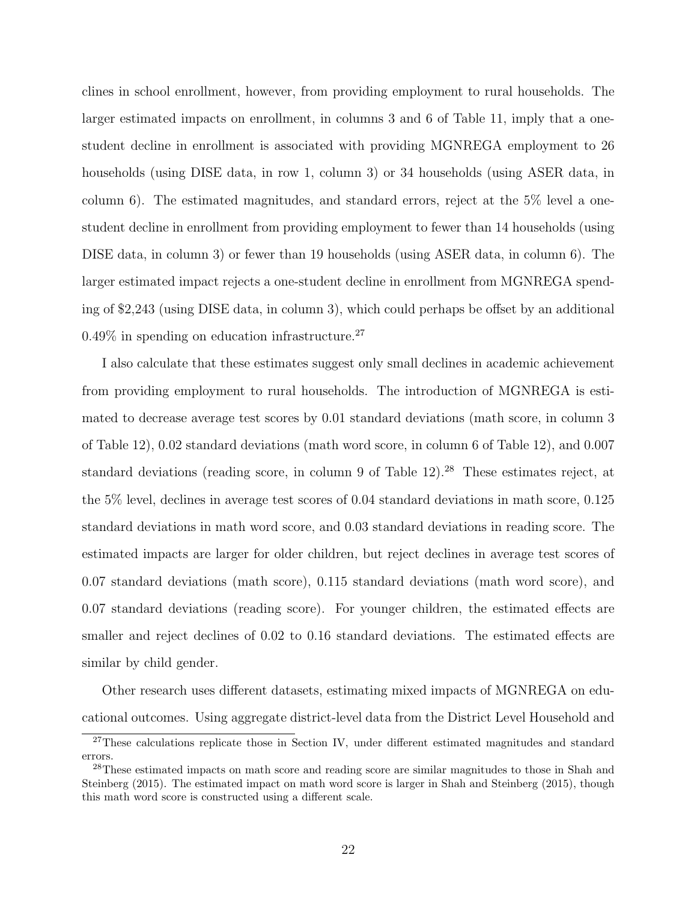clines in school enrollment, however, from providing employment to rural households. The larger estimated impacts on enrollment, in columns 3 and 6 of Table 11, imply that a one-student decline in enrollment is associated with providing MGNREGA employment to 26 households (using DISE data, in row 1, column 3) or 34 households (using ASER data, in column 6). The estimated magnitudes, and standard errors, reject at the 5% level a one-student decline in enrollment from providing employment to fewer than 14 households (using DISE data, in column 3) or fewer than 19 households (using ASER data, in column 6). The larger estimated impact rejects a one-student decline in enrollment from MGNREGA spending of $2,243 (using DISE data, in column 3), which could perhaps be offset by an additional 0.49% in spending on education infrastructure.[27]

I also calculate that these estimates suggest only small declines in academic achievement from providing employment to rural households. The introduction of MGNREGA is estimated to decrease average test scores by 0.01 standard deviations (math score, in column 3 of Table 12), 0.02 standard deviations (math word score, in column 6 of Table 12), and 0.007 standard deviations (reading score, in column 9 of Table 12).[28] These estimates reject, at the 5% level, declines in average test scores of 0.04 standard deviations in math score, 0.125 standard deviations in math word score, and 0.03 standard deviations in reading score. The estimated impacts are larger for older children, but reject declines in average test scores of 0.07 standard deviations (math score), 0.115 standard deviations (math word score), and 0.07 standard deviations (reading score). For younger children, the estimated effects are smaller and reject declines of 0.02 to 0.16 standard deviations. The estimated effects are similar by child gender.

Other research uses different datasets, estimating mixed impacts of MGNREGA on educational outcomes. Using aggregate district-level data from the District Level Household and

[27] These calculations replicate those in Section IV, under different estimated magnitudes and standard errors.

[28] These estimated impacts on math score and reading score are similar magnitudes to those in Shah and Steinberg (2015). The estimated impact on math word score is larger in Shah and Steinberg (2015), though this math word score is constructed using a different scale.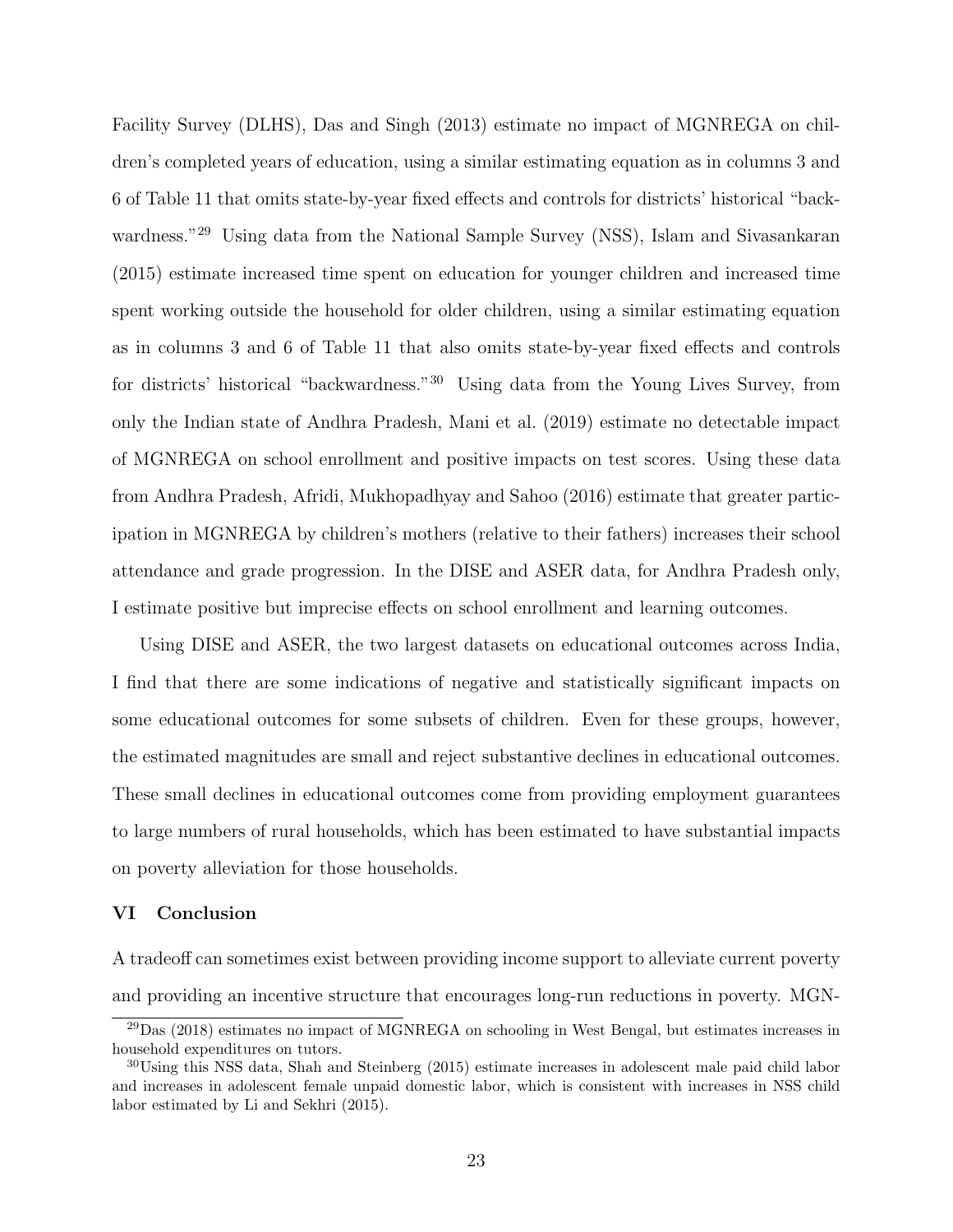Facility Survey (DLHS), Das and Singh (2013) estimate no impact of MGNREGA on children's completed years of education, using a similar estimating equation as in columns 3 and 6 of Table 11 that omits state-by-year fixed effects and controls for districts' historical "backwardness."[29] Using data from the National Sample Survey (NSS), Islam and Sivasankaran (2015) estimate increased time spent on education for younger children and increased time spent working outside the household for older children, using a similar estimating equation as in columns 3 and 6 of Table 11 that also omits state-by-year fixed effects and controls for districts' historical "backwardness."[30] Using data from the Young Lives Survey, from only the Indian state of Andhra Pradesh, Mani et al. (2019) estimate no detectable impact of MGNREGA on school enrollment and positive impacts on test scores. Using these data from Andhra Pradesh, Afridi, Mukhopadhyay and Sahoo (2016) estimate that greater participation in MGNREGA by children's mothers (relative to their fathers) increases their school attendance and grade progression. In the DISE and ASER data, for Andhra Pradesh only, I estimate positive but imprecise effects on school enrollment and learning outcomes.

Using DISE and ASER, the two largest datasets on educational outcomes across India, I find that there are some indications of negative and statistically significant impacts on some educational outcomes for some subsets of children. Even for these groups, however, the estimated magnitudes are small and reject substantive declines in educational outcomes. These small declines in educational outcomes come from providing employment guarantees to large numbers of rural households, which has been estimated to have substantial impacts on poverty alleviation for those households.

## VI Conclusion

A tradeoff can sometimes exist between providing income support to alleviate current poverty and providing an incentive structure that encourages long-run reductions in poverty. MGN-

[29] Das (2018) estimates no impact of MGNREGA on schooling in West Bengal, but estimates increases in household expenditures on tutors.

[30] Using this NSS data, Shah and Steinberg (2015) estimate increases in adolescent male paid child labor and increases in adolescent female unpaid domestic labor, which is consistent with increases in NSS child labor estimated by Li and Sekhri (2015).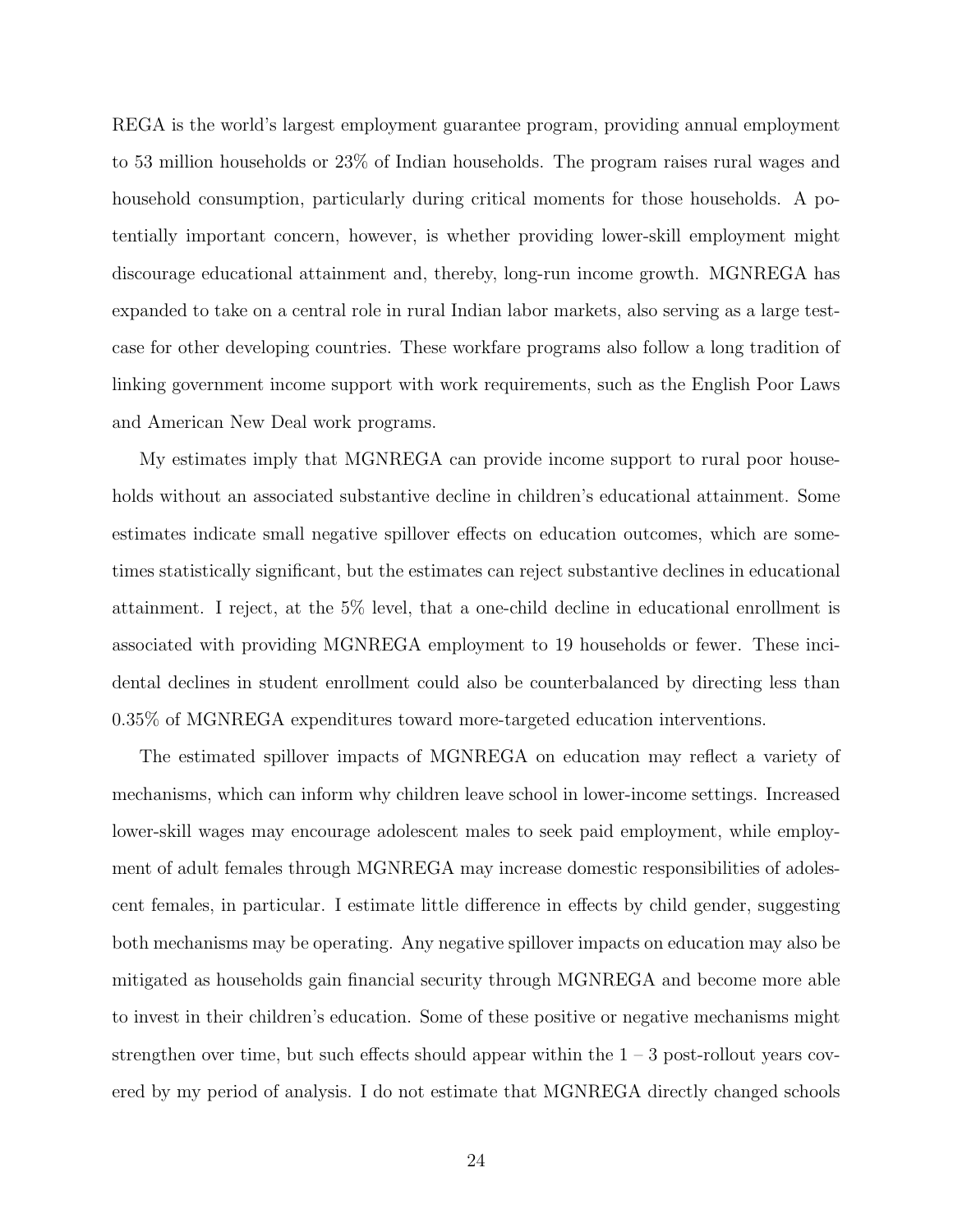REGA is the world's largest employment guarantee program, providing annual employment to 53 million households or 23% of Indian households. The program raises rural wages and household consumption, particularly during critical moments for those households. A potentially important concern, however, is whether providing lower-skill employment might discourage educational attainment and, thereby, long-run income growth. MGNREGA has expanded to take on a central role in rural Indian labor markets, also serving as a large test-case for other developing countries. These workfare programs also follow a long tradition of linking government income support with work requirements, such as the English Poor Laws and American New Deal work programs.

My estimates imply that MGNREGA can provide income support to rural poor households without an associated substantive decline in children's educational attainment. Some estimates indicate small negative spillover effects on education outcomes, which are sometimes statistically significant, but the estimates can reject substantive declines in educational attainment. I reject, at the 5% level, that a one-child decline in educational enrollment is associated with providing MGNREGA employment to 19 households or fewer. These incidental declines in student enrollment could also be counterbalanced by directing less than 0.35% of MGNREGA expenditures toward more-targeted education interventions.

The estimated spillover impacts of MGNREGA on education may reflect a variety of mechanisms, which can inform why children leave school in lower-income settings. Increased lower-skill wages may encourage adolescent males to seek paid employment, while employment of adult females through MGNREGA may increase domestic responsibilities of adolescent females, in particular. I estimate little difference in effects by child gender, suggesting both mechanisms may be operating. Any negative spillover impacts on education may also be mitigated as households gain financial security through MGNREGA and become more able to invest in their children's education. Some of these positive or negative mechanisms might strengthen over time, but such effects should appear within the 1 – 3 post-rollout years covered by my period of analysis. I do not estimate that MGNREGA directly changed schools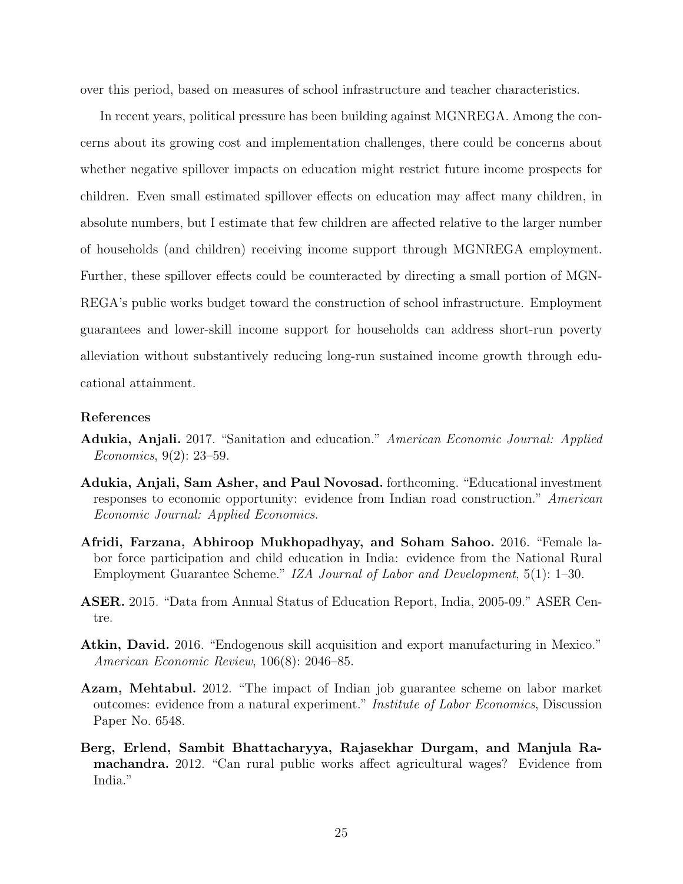over this period, based on measures of school infrastructure and teacher characteristics.

In recent years, political pressure has been building against MGNREGA. Among the concerns about its growing cost and implementation challenges, there could be concerns about whether negative spillover impacts on education might restrict future income prospects for children. Even small estimated spillover effects on education may affect many children, in absolute numbers, but I estimate that few children are affected relative to the larger number of households (and children) receiving income support through MGNREGA employment. Further, these spillover effects could be counteracted by directing a small portion of MGNREGA's public works budget toward the construction of school infrastructure. Employment guarantees and lower-skill income support for households can address short-run poverty alleviation without substantively reducing long-run sustained income growth through educational attainment.

### References

**Adukia, Anjali.** 2017. "Sanitation and education." *American Economic Journal: Applied Economics*, 9(2): 23–59.

**Adukia, Anjali, Sam Asher, and Paul Novosad.** forthcoming. "Educational investment responses to economic opportunity: evidence from Indian road construction." *American Economic Journal: Applied Economics*.

**Afridi, Farzana, Abhiroop Mukhopadhyay, and Soham Sahoo.** 2016. "Female labor force participation and child education in India: evidence from the National Rural Employment Guarantee Scheme." *IZA Journal of Labor and Development*, 5(1): 1–30.

**ASER.** 2015. "Data from Annual Status of Education Report, India, 2005-09." ASER Centre.

**Atkin, David.** 2016. "Endogenous skill acquisition and export manufacturing in Mexico." *American Economic Review*, 106(8): 2046–85.

**Azam, Mehtabul.** 2012. "The impact of Indian job guarantee scheme on labor market outcomes: evidence from a natural experiment." *Institute of Labor Economics*, Discussion Paper No. 6548.

**Berg, Erlend, Sambit Bhattacharyya, Rajasekhar Durgam, and Manjula Ramachandra.** 2012. "Can rural public works affect agricultural wages? Evidence from India."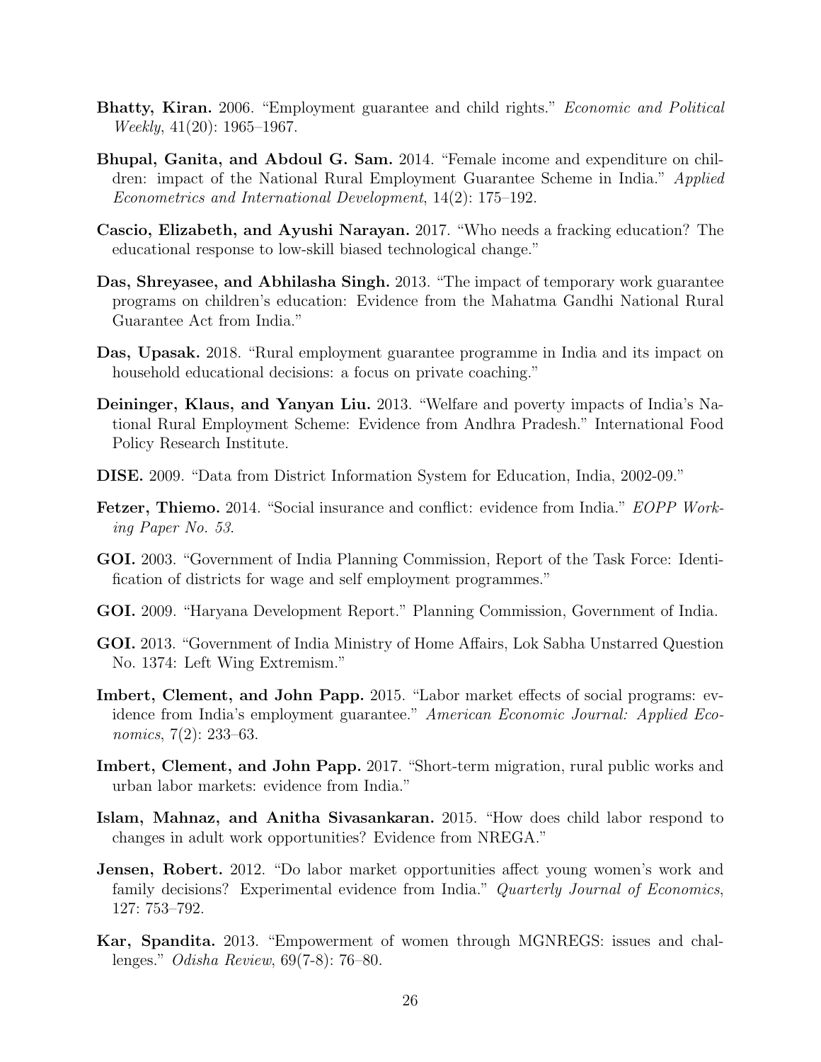**Bhatty, Kiran.** 2006. "Employment guarantee and child rights." *Economic and Political Weekly*, 41(20): 1965–1967.

**Bhupal, Ganita, and Abdoul G. Sam.** 2014. "Female income and expenditure on children: impact of the National Rural Employment Guarantee Scheme in India." *Applied Econometrics and International Development*, 14(2): 175–192.

**Cascio, Elizabeth, and Ayushi Narayan.** 2017. "Who needs a fracking education? The educational response to low-skill biased technological change."

**Das, Shreyasee, and Abhilasha Singh.** 2013. "The impact of temporary work guarantee programs on children's education: Evidence from the Mahatma Gandhi National Rural Guarantee Act from India."

**Das, Upasak.** 2018. "Rural employment guarantee programme in India and its impact on household educational decisions: a focus on private coaching."

**Deininger, Klaus, and Yanyan Liu.** 2013. "Welfare and poverty impacts of India's National Rural Employment Scheme: Evidence from Andhra Pradesh." International Food Policy Research Institute.

**DISE.** 2009. "Data from District Information System for Education, India, 2002-09."

**Fetzer, Thiemo.** 2014. "Social insurance and conflict: evidence from India." *EOPP Working Paper No. 53*.

**GOI.** 2003. "Government of India Planning Commission, Report of the Task Force: Identification of districts for wage and self employment programmes."

**GOI.** 2009. "Haryana Development Report." Planning Commission, Government of India.

**GOI.** 2013. "Government of India Ministry of Home Affairs, Lok Sabha Unstarred Question No. 1374: Left Wing Extremism."

**Imbert, Clement, and John Papp.** 2015. "Labor market effects of social programs: evidence from India's employment guarantee." *American Economic Journal: Applied Economics*, 7(2): 233–63.

**Imbert, Clement, and John Papp.** 2017. "Short-term migration, rural public works and urban labor markets: evidence from India."

**Islam, Mahnaz, and Anitha Sivasankaran.** 2015. "How does child labor respond to changes in adult work opportunities? Evidence from NREGA."

**Jensen, Robert.** 2012. "Do labor market opportunities affect young women's work and family decisions? Experimental evidence from India." *Quarterly Journal of Economics*, 127: 753–792.

**Kar, Spandita.** 2013. "Empowerment of women through MGNREGS: issues and challenges." *Odisha Review*, 69(7-8): 76–80.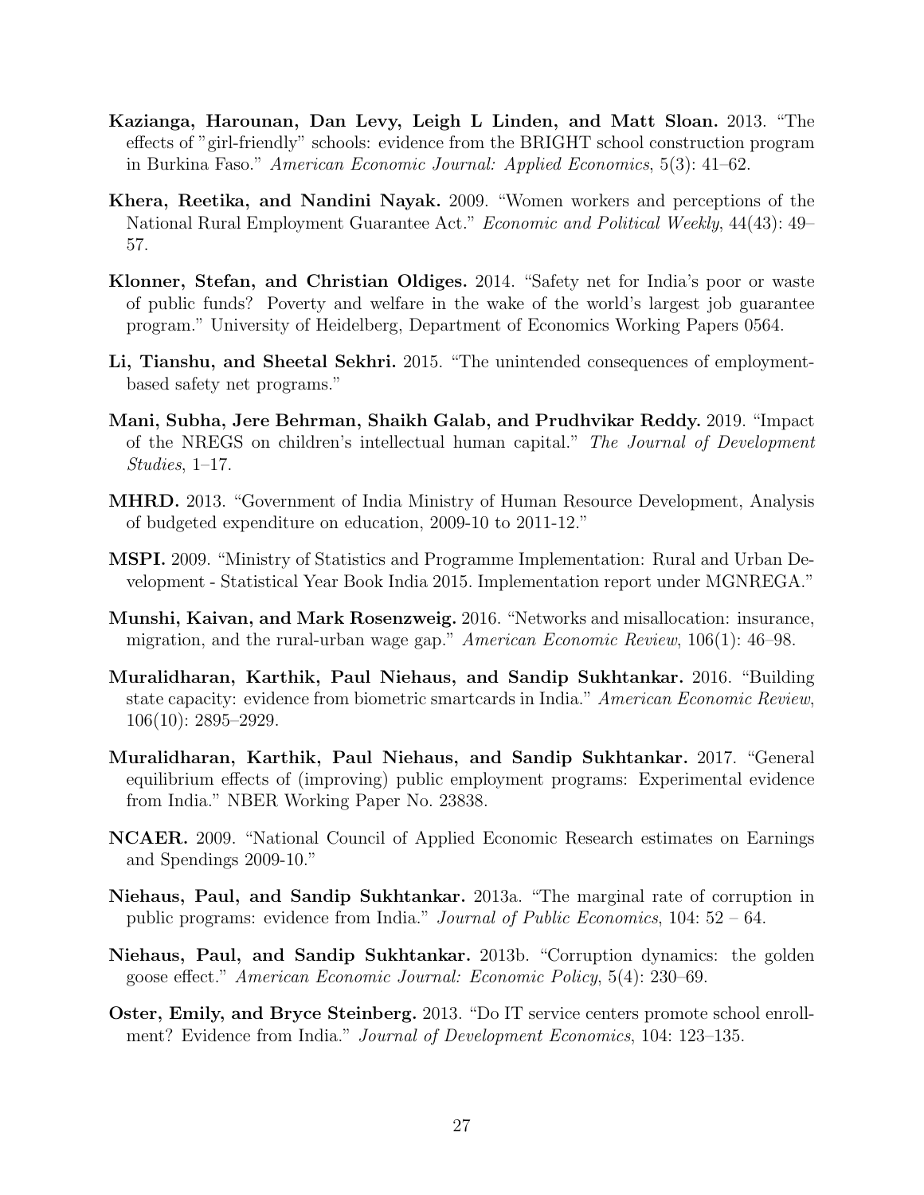**Kazianga, Harounan, Dan Levy, Leigh L Linden, and Matt Sloan.** 2013. "The effects of "girl-friendly" schools: evidence from the BRIGHT school construction program in Burkina Faso." *American Economic Journal: Applied Economics*, 5(3): 41–62.

**Khera, Reetika, and Nandini Nayak.** 2009. "Women workers and perceptions of the National Rural Employment Guarantee Act." *Economic and Political Weekly*, 44(43): 49–57.

**Klonner, Stefan, and Christian Oldiges.** 2014. "Safety net for India's poor or waste of public funds? Poverty and welfare in the wake of the world's largest job guarantee program." University of Heidelberg, Department of Economics Working Papers 0564.

**Li, Tianshu, and Sheetal Sekhri.** 2015. "The unintended consequences of employment-based safety net programs."

**Mani, Subha, Jere Behrman, Shaikh Galab, and Prudhvikar Reddy.** 2019. "Impact of the NREGS on children's intellectual human capital." *The Journal of Development Studies*, 1–17.

**MHRD.** 2013. "Government of India Ministry of Human Resource Development, Analysis of budgeted expenditure on education, 2009-10 to 2011-12."

**MSPI.** 2009. "Ministry of Statistics and Programme Implementation: Rural and Urban Development - Statistical Year Book India 2015. Implementation report under MGNREGA."

**Munshi, Kaivan, and Mark Rosenzweig.** 2016. "Networks and misallocation: insurance, migration, and the rural-urban wage gap." *American Economic Review*, 106(1): 46–98.

**Muralidharan, Karthik, Paul Niehaus, and Sandip Sukhtankar.** 2016. "Building state capacity: evidence from biometric smartcards in India." *American Economic Review*, 106(10): 2895–2929.

**Muralidharan, Karthik, Paul Niehaus, and Sandip Sukhtankar.** 2017. "General equilibrium effects of (improving) public employment programs: Experimental evidence from India." NBER Working Paper No. 23838.

**NCAER.** 2009. "National Council of Applied Economic Research estimates on Earnings and Spendings 2009-10."

**Niehaus, Paul, and Sandip Sukhtankar.** 2013a. "The marginal rate of corruption in public programs: evidence from India." *Journal of Public Economics*, 104: 52 – 64.

**Niehaus, Paul, and Sandip Sukhtankar.** 2013b. "Corruption dynamics: the golden goose effect." *American Economic Journal: Economic Policy*, 5(4): 230–69.

**Oster, Emily, and Bryce Steinberg.** 2013. "Do IT service centers promote school enrollment? Evidence from India." *Journal of Development Economics*, 104: 123–135.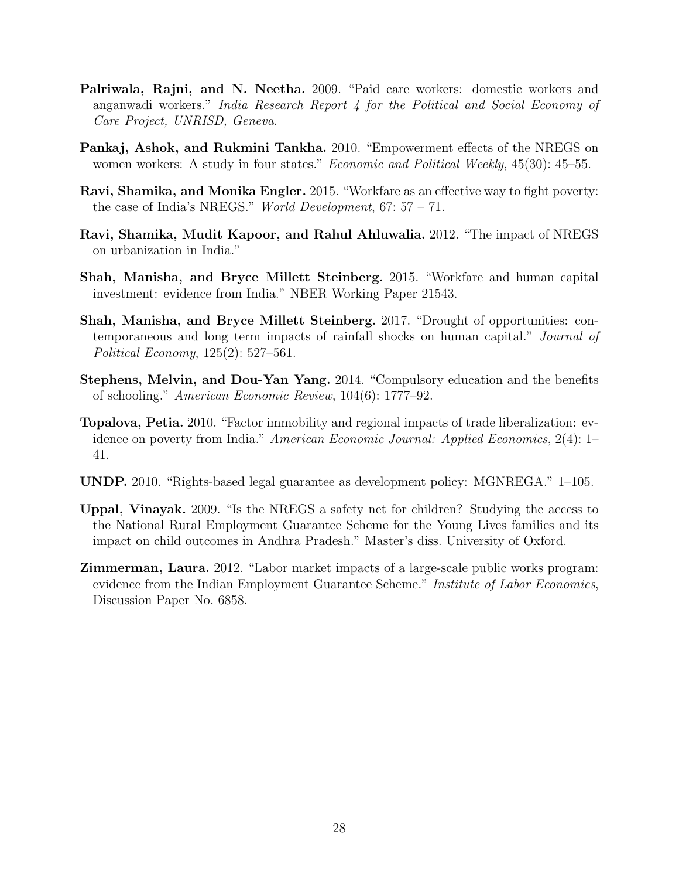**Palriwala, Rajni, and N. Neetha.** 2009. "Paid care workers: domestic workers and anganwadi workers." *India Research Report 4 for the Political and Social Economy of Care Project, UNRISD, Geneva*.

**Pankaj, Ashok, and Rukmini Tankha.** 2010. "Empowerment effects of the NREGS on women workers: A study in four states." *Economic and Political Weekly*, 45(30): 45–55.

**Ravi, Shamika, and Monika Engler.** 2015. "Workfare as an effective way to fight poverty: the case of India's NREGS." *World Development*, 67: 57 – 71.

**Ravi, Shamika, Mudit Kapoor, and Rahul Ahluwalia.** 2012. "The impact of NREGS on urbanization in India."

**Shah, Manisha, and Bryce Millett Steinberg.** 2015. "Workfare and human capital investment: evidence from India." NBER Working Paper 21543.

**Shah, Manisha, and Bryce Millett Steinberg.** 2017. "Drought of opportunities: contemporaneous and long term impacts of rainfall shocks on human capital." *Journal of Political Economy*, 125(2): 527–561.

**Stephens, Melvin, and Dou-Yan Yang.** 2014. "Compulsory education and the benefits of schooling." *American Economic Review*, 104(6): 1777–92.

**Topalova, Petia.** 2010. "Factor immobility and regional impacts of trade liberalization: evidence on poverty from India." *American Economic Journal: Applied Economics*, 2(4): 1–41.

**UNDP.** 2010. "Rights-based legal guarantee as development policy: MGNREGA." 1–105.

**Uppal, Vinayak.** 2009. "Is the NREGS a safety net for children? Studying the access to the National Rural Employment Guarantee Scheme for the Young Lives families and its impact on child outcomes in Andhra Pradesh." Master's diss. University of Oxford.

**Zimmerman, Laura.** 2012. "Labor market impacts of a large-scale public works program: evidence from the Indian Employment Guarantee Scheme." *Institute of Labor Economics*, Discussion Paper No. 6858.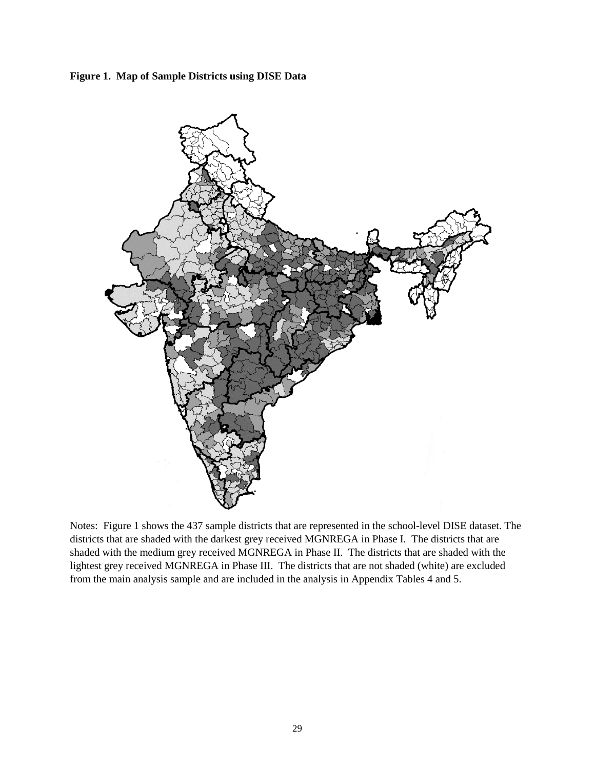**Figure 1. Map of Sample Districts using DISE Data**

Notes: Figure 1 shows the 437 sample districts that are represented in the school-level DISE dataset. The districts that are shaded with the darkest grey received MGNREGA in Phase I. The districts that are shaded with the medium grey received MGNREGA in Phase II. The districts that are shaded with the lightest grey received MGNREGA in Phase III. The districts that are not shaded (white) are excluded from the main analysis sample and are included in the analysis in Appendix Tables 4 and 5.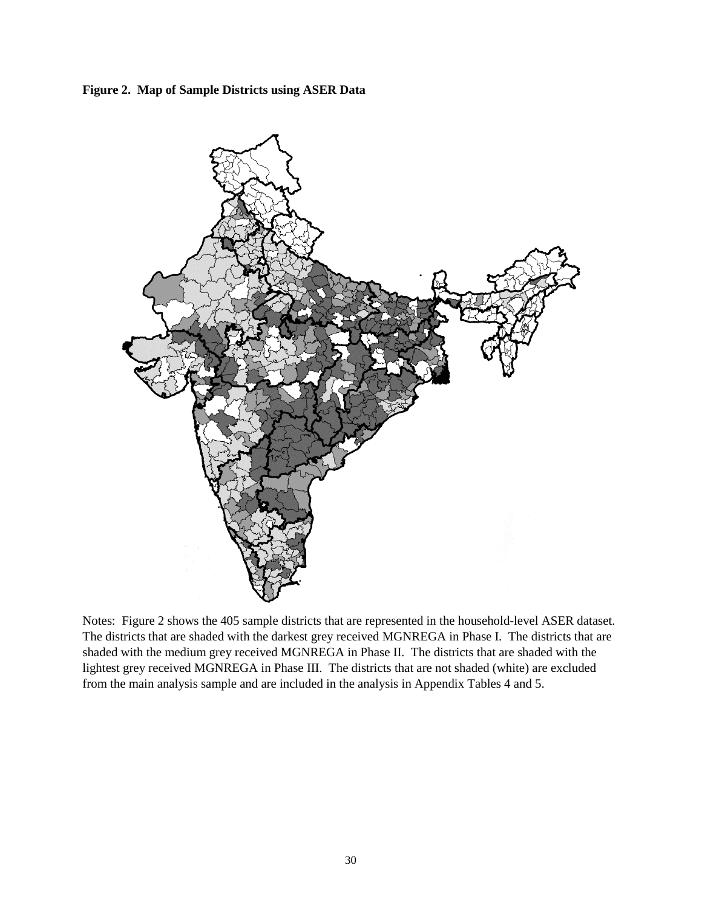**Figure 2. Map of Sample Districts using ASER Data**

Notes: Figure 2 shows the 405 sample districts that are represented in the household-level ASER dataset. The districts that are shaded with the darkest grey received MGNREGA in Phase I. The districts that are shaded with the medium grey received MGNREGA in Phase II. The districts that are shaded with the lightest grey received MGNREGA in Phase III. The districts that are not shaded (white) are excluded from the main analysis sample and are included in the analysis in Appendix Tables 4 and 5.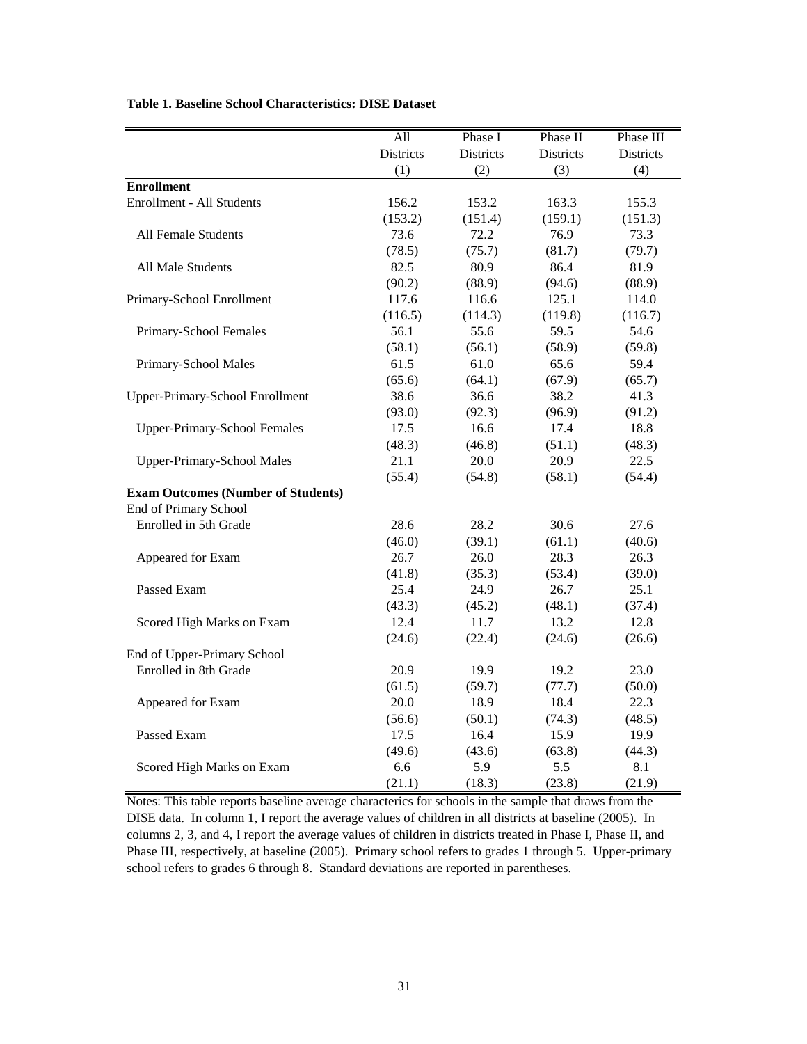**Table 1. Baseline School Characteristics: DISE Dataset**

| | All Districts | Phase I Districts | Phase II Districts | Phase III Districts |
|---|---|---|---|---|
| | (1) | (2) | (3) | (4) |
| **Enrollment** | | | | |
| Enrollment - All Students | 156.2 | 153.2 | 163.3 | 155.3 |
| | (153.2) | (151.4) | (159.1) | (151.3) |
| All Female Students | 73.6 | 72.2 | 76.9 | 73.3 |
| | (78.5) | (75.7) | (81.7) | (79.7) |
| All Male Students | 82.5 | 80.9 | 86.4 | 81.9 |
| | (90.2) | (88.9) | (94.6) | (88.9) |
| Primary-School Enrollment | 117.6 | 116.6 | 125.1 | 114.0 |
| | (116.5) | (114.3) | (119.8) | (116.7) |
| Primary-School Females | 56.1 | 55.6 | 59.5 | 54.6 |
| | (58.1) | (56.1) | (58.9) | (59.8) |
| Primary-School Males | 61.5 | 61.0 | 65.6 | 59.4 |
| | (65.6) | (64.1) | (67.9) | (65.7) |
| Upper-Primary-School Enrollment | 38.6 | 36.6 | 38.2 | 41.3 |
| | (93.0) | (92.3) | (96.9) | (91.2) |
| Upper-Primary-School Females | 17.5 | 16.6 | 17.4 | 18.8 |
| | (48.3) | (46.8) | (51.1) | (48.3) |
| Upper-Primary-School Males | 21.1 | 20.0 | 20.9 | 22.5 |
| | (55.4) | (54.8) | (58.1) | (54.4) |
| **Exam Outcomes (Number of Students)** | | | | |
| End of Primary School | | | | |
| Enrolled in 5th Grade | 28.6 | 28.2 | 30.6 | 27.6 |
| | (46.0) | (39.1) | (61.1) | (40.6) |
| Appeared for Exam | 26.7 | 26.0 | 28.3 | 26.3 |
| | (41.8) | (35.3) | (53.4) | (39.0) |
| Passed Exam | 25.4 | 24.9 | 26.7 | 25.1 |
| | (43.3) | (45.2) | (48.1) | (37.4) |
| Scored High Marks on Exam | 12.4 | 11.7 | 13.2 | 12.8 |
| | (24.6) | (22.4) | (24.6) | (26.6) |
| End of Upper-Primary School | | | | |
| Enrolled in 8th Grade | 20.9 | 19.9 | 19.2 | 23.0 |
| | (61.5) | (59.7) | (77.7) | (50.0) |
| Appeared for Exam | 20.0 | 18.9 | 18.4 | 22.3 |
| | (56.6) | (50.1) | (74.3) | (48.5) |
| Passed Exam | 17.5 | 16.4 | 15.9 | 19.9 |
| | (49.6) | (43.6) | (63.8) | (44.3) |
| Scored High Marks on Exam | 6.6 | 5.9 | 5.5 | 8.1 |
| | (21.1) | (18.3) | (23.8) | (21.9) |

Notes: This table reports baseline average charactercis for schools in the sample that draws from the DISE data. In column 1, I report the average values of children in all districts at baseline (2005). In columns 2, 3, and 4, I report the average values of children in districts treated in Phase I, Phase II, and Phase III, respectively, at baseline (2005). Primary school refers to grades 1 through 5. Upper-primary school refers to grades 6 through 8. Standard deviations are reported in parentheses.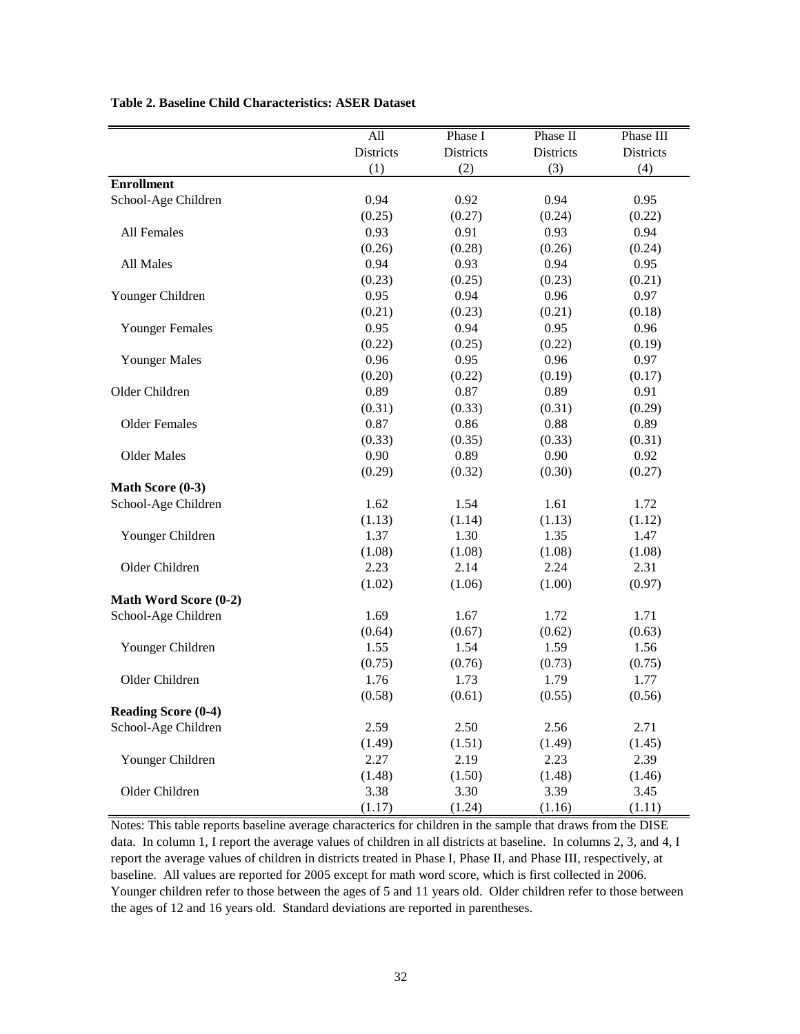**Table 2. Baseline Child Characteristics: ASER Dataset**

| | All Districts (1) | Phase I Districts (2) | Phase II Districts (3) | Phase III Districts (4) |
|---|---|---|---|---|
| **Enrollment** | | | | |
| School-Age Children | 0.94 | 0.92 | 0.94 | 0.95 |
| | (0.25) | (0.27) | (0.24) | (0.22) |
| All Females | 0.93 | 0.91 | 0.93 | 0.94 |
| | (0.26) | (0.28) | (0.26) | (0.24) |
| All Males | 0.94 | 0.93 | 0.94 | 0.95 |
| | (0.23) | (0.25) | (0.23) | (0.21) |
| Younger Children | 0.95 | 0.94 | 0.96 | 0.97 |
| | (0.21) | (0.23) | (0.21) | (0.18) |
| Younger Females | 0.95 | 0.94 | 0.95 | 0.96 |
| | (0.22) | (0.25) | (0.22) | (0.19) |
| Younger Males | 0.96 | 0.95 | 0.96 | 0.97 |
| | (0.20) | (0.22) | (0.19) | (0.17) |
| Older Children | 0.89 | 0.87 | 0.89 | 0.91 |
| | (0.31) | (0.33) | (0.31) | (0.29) |
| Older Females | 0.87 | 0.86 | 0.88 | 0.89 |
| | (0.33) | (0.35) | (0.33) | (0.31) |
| Older Males | 0.90 | 0.89 | 0.90 | 0.92 |
| | (0.29) | (0.32) | (0.30) | (0.27) |
| **Math Score (0-3)** | | | | |
| School-Age Children | 1.62 | 1.54 | 1.61 | 1.72 |
| | (1.13) | (1.14) | (1.13) | (1.12) |
| Younger Children | 1.37 | 1.30 | 1.35 | 1.47 |
| | (1.08) | (1.08) | (1.08) | (1.08) |
| Older Children | 2.23 | 2.14 | 2.24 | 2.31 |
| | (1.02) | (1.06) | (1.00) | (0.97) |
| **Math Word Score (0-2)** | | | | |
| School-Age Children | 1.69 | 1.67 | 1.72 | 1.71 |
| | (0.64) | (0.67) | (0.62) | (0.63) |
| Younger Children | 1.55 | 1.54 | 1.59 | 1.56 |
| | (0.75) | (0.76) | (0.73) | (0.75) |
| Older Children | 1.76 | 1.73 | 1.79 | 1.77 |
| | (0.58) | (0.61) | (0.55) | (0.56) |
| **Reading Score (0-4)** | | | | |
| School-Age Children | 2.59 | 2.50 | 2.56 | 2.71 |
| | (1.49) | (1.51) | (1.49) | (1.45) |
| Younger Children | 2.27 | 2.19 | 2.23 | 2.39 |
| | (1.48) | (1.50) | (1.48) | (1.46) |
| Older Children | 3.38 | 3.30 | 3.39 | 3.45 |
| | (1.17) | (1.24) | (1.16) | (1.11) |

Notes: This table reports baseline average characterics for children in the sample that draws from the DISE data. In column 1, I report the average values of children in all districts at baseline. In columns 2, 3, and 4, I report the average values of children in districts treated in Phase I, Phase II, and Phase III, respectively, at baseline. All values are reported for 2005 except for math word score, which is first collected in 2006. Younger children refer to those between the ages of 5 and 11 years old. Older children refer to those between the ages of 12 and 16 years old. Standard deviations are reported in parentheses.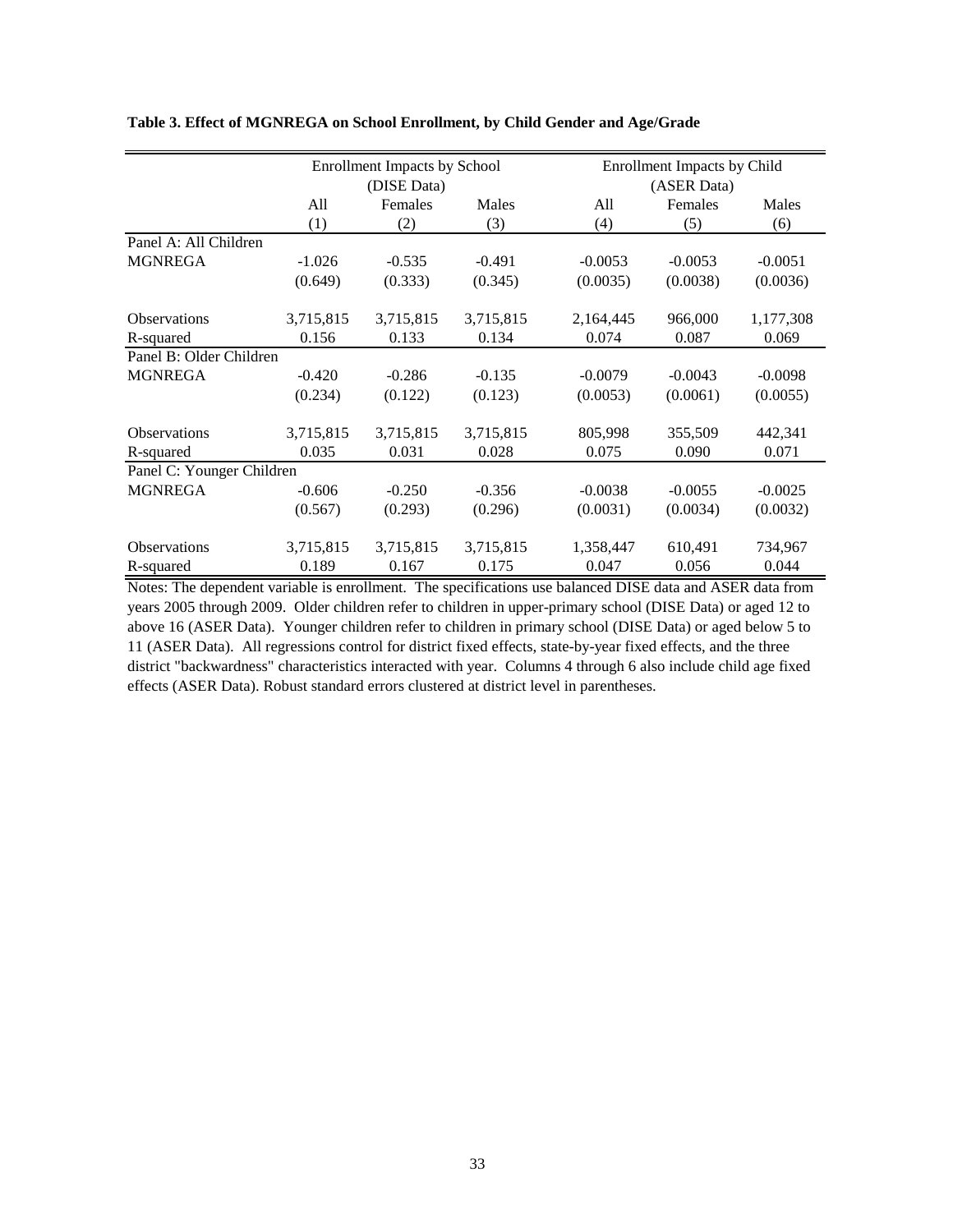**Table 3. Effect of MGNREGA on School Enrollment, by Child Gender and Age/Grade**

| | Enrollment Impacts by School (DISE Data) | | | Enrollment Impacts by Child (ASER Data) | | |
|---|---|---|---|---|---|---|
| | All | Females | Males | All | Females | Males |
| | (1) | (2) | (3) | (4) | (5) | (6) |
| Panel A: All Children | | | | | | |
| MGNREGA | -1.026 | -0.535 | -0.491 | -0.0053 | -0.0053 | -0.0051 |
| | (0.649) | (0.333) | (0.345) | (0.0035) | (0.0038) | (0.0036) |
| Observations | 3,715,815 | 3,715,815 | 3,715,815 | 2,164,445 | 966,000 | 1,177,308 |
| R-squared | 0.156 | 0.133 | 0.134 | 0.074 | 0.087 | 0.069 |
| Panel B: Older Children | | | | | | |
| MGNREGA | -0.420 | -0.286 | -0.135 | -0.0079 | -0.0043 | -0.0098 |
| | (0.234) | (0.122) | (0.123) | (0.0053) | (0.0061) | (0.0055) |
| Observations | 3,715,815 | 3,715,815 | 3,715,815 | 805,998 | 355,509 | 442,341 |
| R-squared | 0.035 | 0.031 | 0.028 | 0.075 | 0.090 | 0.071 |
| Panel C: Younger Children | | | | | | |
| MGNREGA | -0.606 | -0.250 | -0.356 | -0.0038 | -0.0055 | -0.0025 |
| | (0.567) | (0.293) | (0.296) | (0.0031) | (0.0034) | (0.0032) |
| Observations | 3,715,815 | 3,715,815 | 3,715,815 | 1,358,447 | 610,491 | 734,967 |
| R-squared | 0.189 | 0.167 | 0.175 | 0.047 | 0.056 | 0.044 |

Notes: The dependent variable is enrollment. The specifications use balanced DISE data and ASER data from years 2005 through 2009. Older children refer to children in upper-primary school (DISE Data) or aged 12 to above 16 (ASER Data). Younger children refer to children in primary school (DISE Data) or aged below 5 to 11 (ASER Data). All regressions control for district fixed effects, state-by-year fixed effects, and the three district "backwardness" characteristics interacted with year. Columns 4 through 6 also include child age fixed effects (ASER Data). Robust standard errors clustered at district level in parentheses.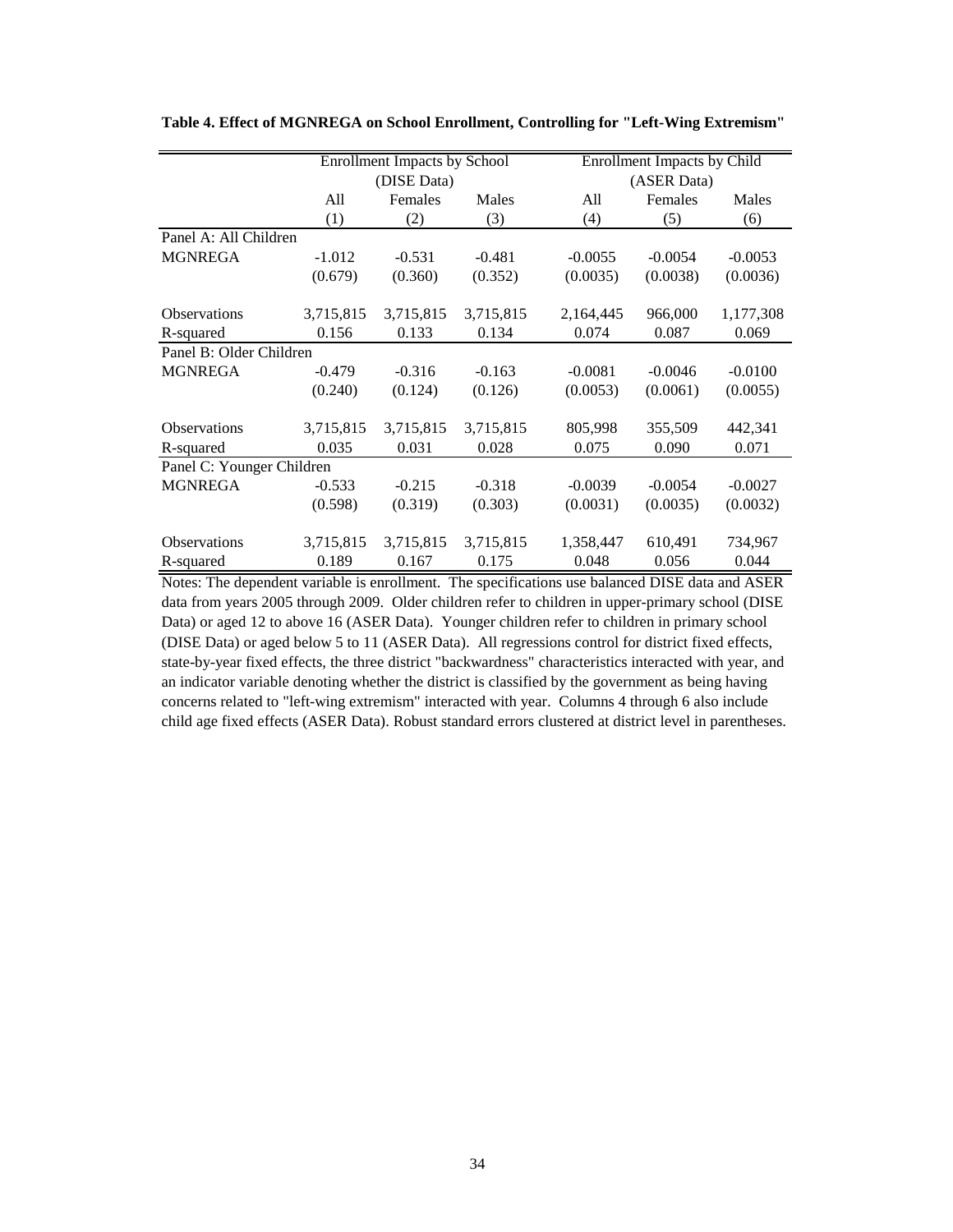**Table 4. Effect of MGNREGA on School Enrollment, Controlling for "Left-Wing Extremism"**

| | Enrollment Impacts by School (DISE Data) | | | Enrollment Impacts by Child (ASER Data) | | |
|---|---|---|---|---|---|---|
| | All | Females | Males | All | Females | Males |
| | (1) | (2) | (3) | (4) | (5) | (6) |
| Panel A: All Children | | | | | | |
| MGNREGA | -1.012 | -0.531 | -0.481 | -0.0055 | -0.0054 | -0.0053 |
| | (0.679) | (0.360) | (0.352) | (0.0035) | (0.0038) | (0.0036) |
| Observations | 3,715,815 | 3,715,815 | 3,715,815 | 2,164,445 | 966,000 | 1,177,308 |
| R-squared | 0.156 | 0.133 | 0.134 | 0.074 | 0.087 | 0.069 |
| Panel B: Older Children | | | | | | |
| MGNREGA | -0.479 | -0.316 | -0.163 | -0.0081 | -0.0046 | -0.0100 |
| | (0.240) | (0.124) | (0.126) | (0.0053) | (0.0061) | (0.0055) |
| Observations | 3,715,815 | 3,715,815 | 3,715,815 | 805,998 | 355,509 | 442,341 |
| R-squared | 0.035 | 0.031 | 0.028 | 0.075 | 0.090 | 0.071 |
| Panel C: Younger Children | | | | | | |
| MGNREGA | -0.533 | -0.215 | -0.318 | -0.0039 | -0.0054 | -0.0027 |
| | (0.598) | (0.319) | (0.303) | (0.0031) | (0.0035) | (0.0032) |
| Observations | 3,715,815 | 3,715,815 | 3,715,815 | 1,358,447 | 610,491 | 734,967 |
| R-squared | 0.189 | 0.167 | 0.175 | 0.048 | 0.056 | 0.044 |

Notes: The dependent variable is enrollment. The specifications use balanced DISE data and ASER data from years 2005 through 2009. Older children refer to children in upper-primary school (DISE Data) or aged 12 to above 16 (ASER Data). Younger children refer to children in primary school (DISE Data) or aged below 5 to 11 (ASER Data). All regressions control for district fixed effects, state-by-year fixed effects, the three district "backwardness" characteristics interacted with year, and an indicator variable denoting whether the district is classified by the government as being having concerns related to "left-wing extremism" interacted with year. Columns 4 through 6 also include child age fixed effects (ASER Data). Robust standard errors clustered at district level in parentheses.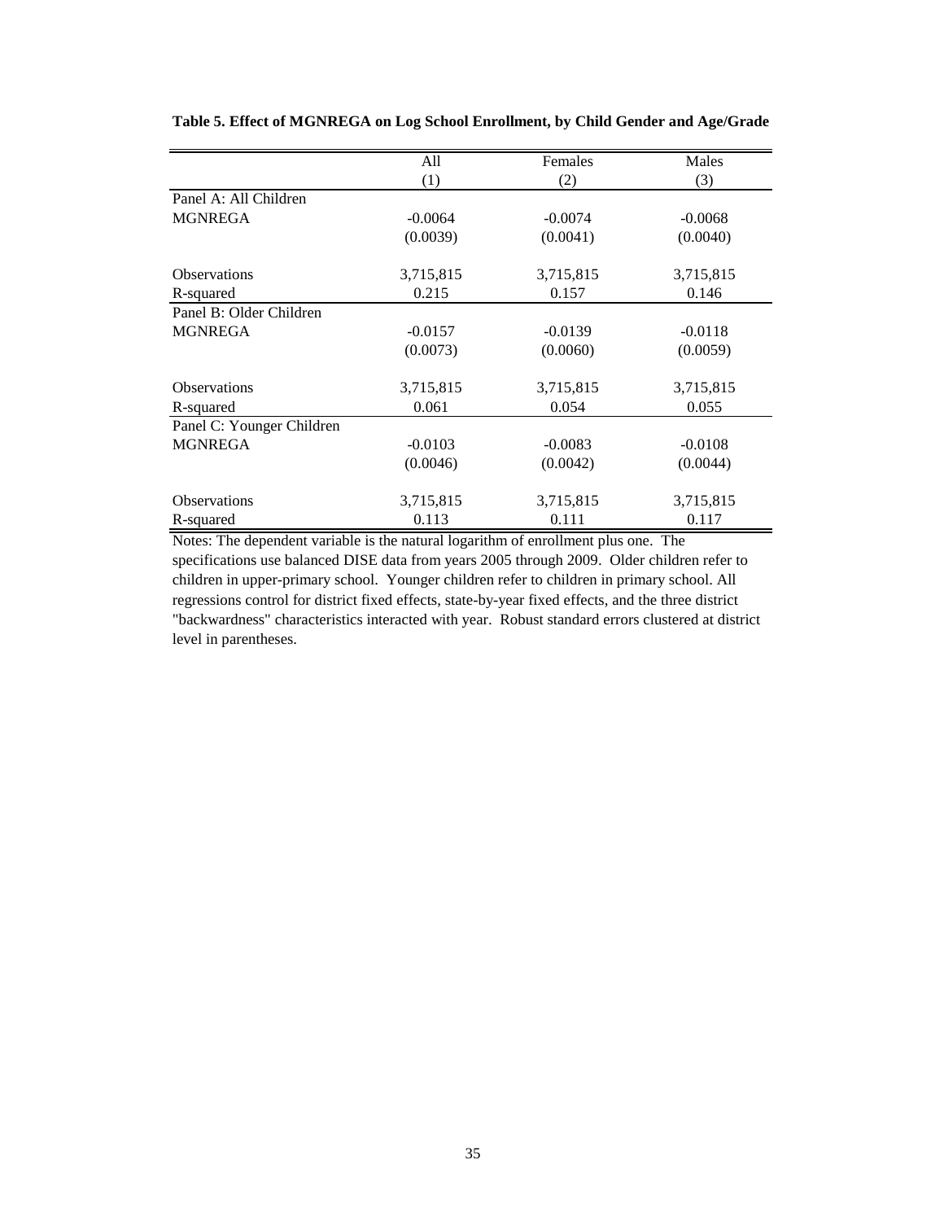**Table 5. Effect of MGNREGA on Log School Enrollment, by Child Gender and Age/Grade**

| | All | Females | Males |
|---|---|---|---|
| | (1) | (2) | (3) |
| Panel A: All Children | | | |
| MGNREGA | -0.0064 | -0.0074 | -0.0068 |
| | (0.0039) | (0.0041) | (0.0040) |
| Observations | 3,715,815 | 3,715,815 | 3,715,815 |
| R-squared | 0.215 | 0.157 | 0.146 |
| Panel B: Older Children | | | |
| MGNREGA | -0.0157 | -0.0139 | -0.0118 |
| | (0.0073) | (0.0060) | (0.0059) |
| Observations | 3,715,815 | 3,715,815 | 3,715,815 |
| R-squared | 0.061 | 0.054 | 0.055 |
| Panel C: Younger Children | | | |
| MGNREGA | -0.0103 | -0.0083 | -0.0108 |
| | (0.0046) | (0.0042) | (0.0044) |
| Observations | 3,715,815 | 3,715,815 | 3,715,815 |
| R-squared | 0.113 | 0.111 | 0.117 |

Notes: The dependent variable is the natural logarithm of enrollment plus one. The specifications use balanced DISE data from years 2005 through 2009. Older children refer to children in upper-primary school. Younger children refer to children in primary school. All regressions control for district fixed effects, state-by-year fixed effects, and the three district "backwardness" characteristics interacted with year. Robust standard errors clustered at district level in parentheses.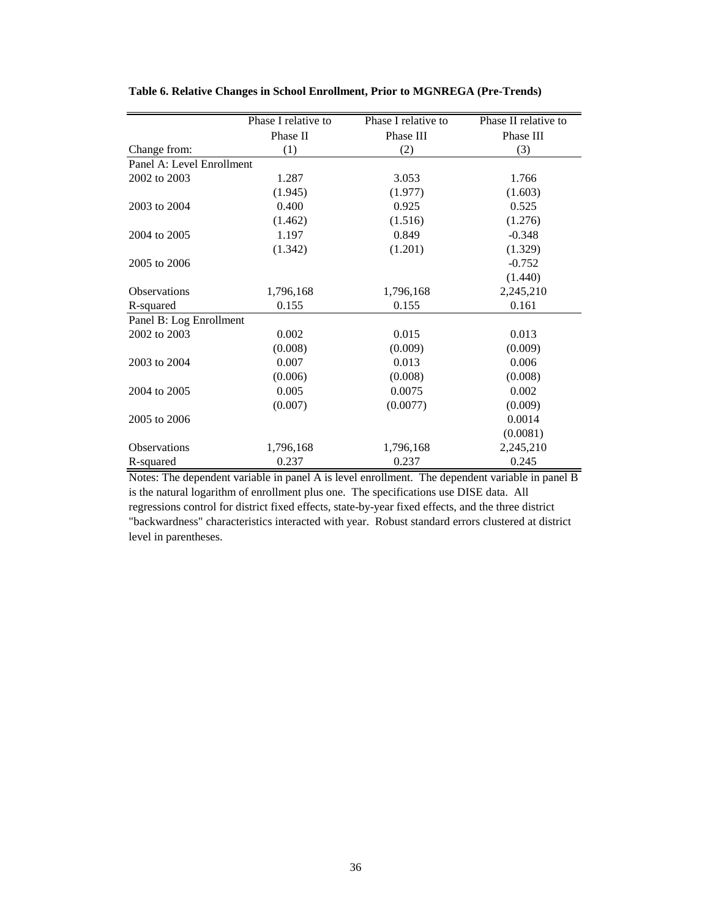**Table 6. Relative Changes in School Enrollment, Prior to MGNREGA (Pre-Trends)**

| | Phase I relative to Phase II | Phase I relative to Phase III | Phase II relative to Phase III |
|---|---|---|---|
| Change from: | (1) | (2) | (3) |
| Panel A: Level Enrollment | | | |
| 2002 to 2003 | 1.287 | 3.053 | 1.766 |
| | (1.945) | (1.977) | (1.603) |
| 2003 to 2004 | 0.400 | 0.925 | 0.525 |
| | (1.462) | (1.516) | (1.276) |
| 2004 to 2005 | 1.197 | 0.849 | -0.348 |
| | (1.342) | (1.201) | (1.329) |
| 2005 to 2006 | | | -0.752 |
| | | | (1.440) |
| Observations | 1,796,168 | 1,796,168 | 2,245,210 |
| R-squared | 0.155 | 0.155 | 0.161 |
| Panel B: Log Enrollment | | | |
| 2002 to 2003 | 0.002 | 0.015 | 0.013 |
| | (0.008) | (0.009) | (0.009) |
| 2003 to 2004 | 0.007 | 0.013 | 0.006 |
| | (0.006) | (0.008) | (0.008) |
| 2004 to 2005 | 0.005 | 0.0075 | 0.002 |
| | (0.007) | (0.0077) | (0.009) |
| 2005 to 2006 | | | 0.0014 |
| | | | (0.0081) |
| Observations | 1,796,168 | 1,796,168 | 2,245,210 |
| R-squared | 0.237 | 0.237 | 0.245 |

Notes: The dependent variable in panel A is level enrollment. The dependent variable in panel B is the natural logarithm of enrollment plus one. The specifications use DISE data. All regressions control for district fixed effects, state-by-year fixed effects, and the three district "backwardness" characteristics interacted with year. Robust standard errors clustered at district level in parentheses.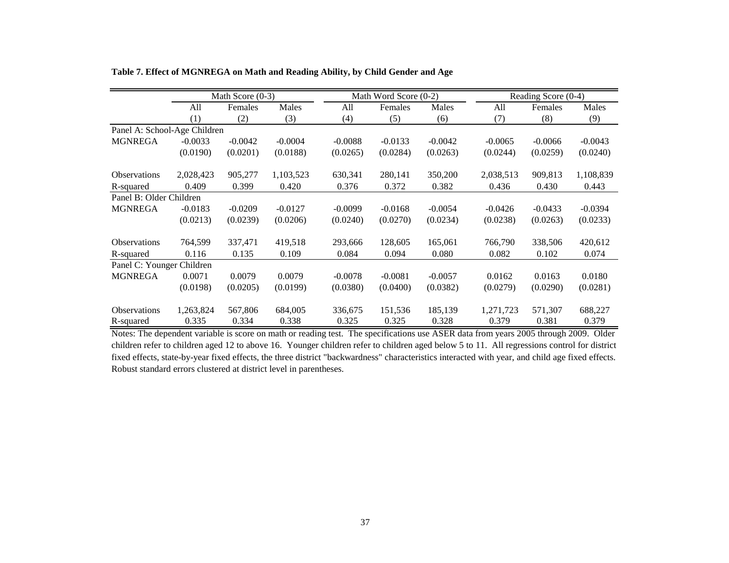**Table 7. Effect of MGNREGA on Math and Reading Ability, by Child Gender and Age**

| | Math Score (0-3) | | | Math Word Score (0-2) | | | Reading Score (0-4) | | |
|---|---|---|---|---|---|---|---|---|---|
| | All | Females | Males | All | Females | Males | All | Females | Males |
| | (1) | (2) | (3) | (4) | (5) | (6) | (7) | (8) | (9) |
| Panel A: School-Age Children | | | | | | | | | |
| MGNREGA | -0.0033 | -0.0042 | -0.0004 | -0.0088 | -0.0133 | -0.0042 | -0.0065 | -0.0066 | -0.0043 |
| | (0.0190) | (0.0201) | (0.0188) | (0.0265) | (0.0284) | (0.0263) | (0.0244) | (0.0259) | (0.0240) |
| Observations | 2,028,423 | 905,277 | 1,103,523 | 630,341 | 280,141 | 350,200 | 2,038,513 | 909,813 | 1,108,839 |
| R-squared | 0.409 | 0.399 | 0.420 | 0.376 | 0.372 | 0.382 | 0.436 | 0.430 | 0.443 |
| Panel B: Older Children | | | | | | | | | |
| MGNREGA | -0.0183 | -0.0209 | -0.0127 | -0.0099 | -0.0168 | -0.0054 | -0.0426 | -0.0433 | -0.0394 |
| | (0.0213) | (0.0239) | (0.0206) | (0.0240) | (0.0270) | (0.0234) | (0.0238) | (0.0263) | (0.0233) |
| Observations | 764,599 | 337,471 | 419,518 | 293,666 | 128,605 | 165,061 | 766,790 | 338,506 | 420,612 |
| R-squared | 0.116 | 0.135 | 0.109 | 0.084 | 0.094 | 0.080 | 0.082 | 0.102 | 0.074 |
| Panel C: Younger Children | | | | | | | | | |
| MGNREGA | 0.0071 | 0.0079 | 0.0079 | -0.0078 | -0.0081 | -0.0057 | 0.0162 | 0.0163 | 0.0180 |
| | (0.0198) | (0.0205) | (0.0199) | (0.0380) | (0.0400) | (0.0382) | (0.0279) | (0.0290) | (0.0281) |
| Observations | 1,263,824 | 567,806 | 684,005 | 336,675 | 151,536 | 185,139 | 1,271,723 | 571,307 | 688,227 |
| R-squared | 0.335 | 0.334 | 0.338 | 0.325 | 0.325 | 0.328 | 0.379 | 0.381 | 0.379 |

Notes: The dependent variable is score on math or reading test. The specifications use ASER data from years 2005 through 2009. Older children refer to children aged 12 to above 16. Younger children refer to children aged below 5 to 11. All regressions control for district fixed effects, state-by-year fixed effects, the three district "backwardness" characteristics interacted with year, and child age fixed effects. Robust standard errors clustered at district level in parentheses.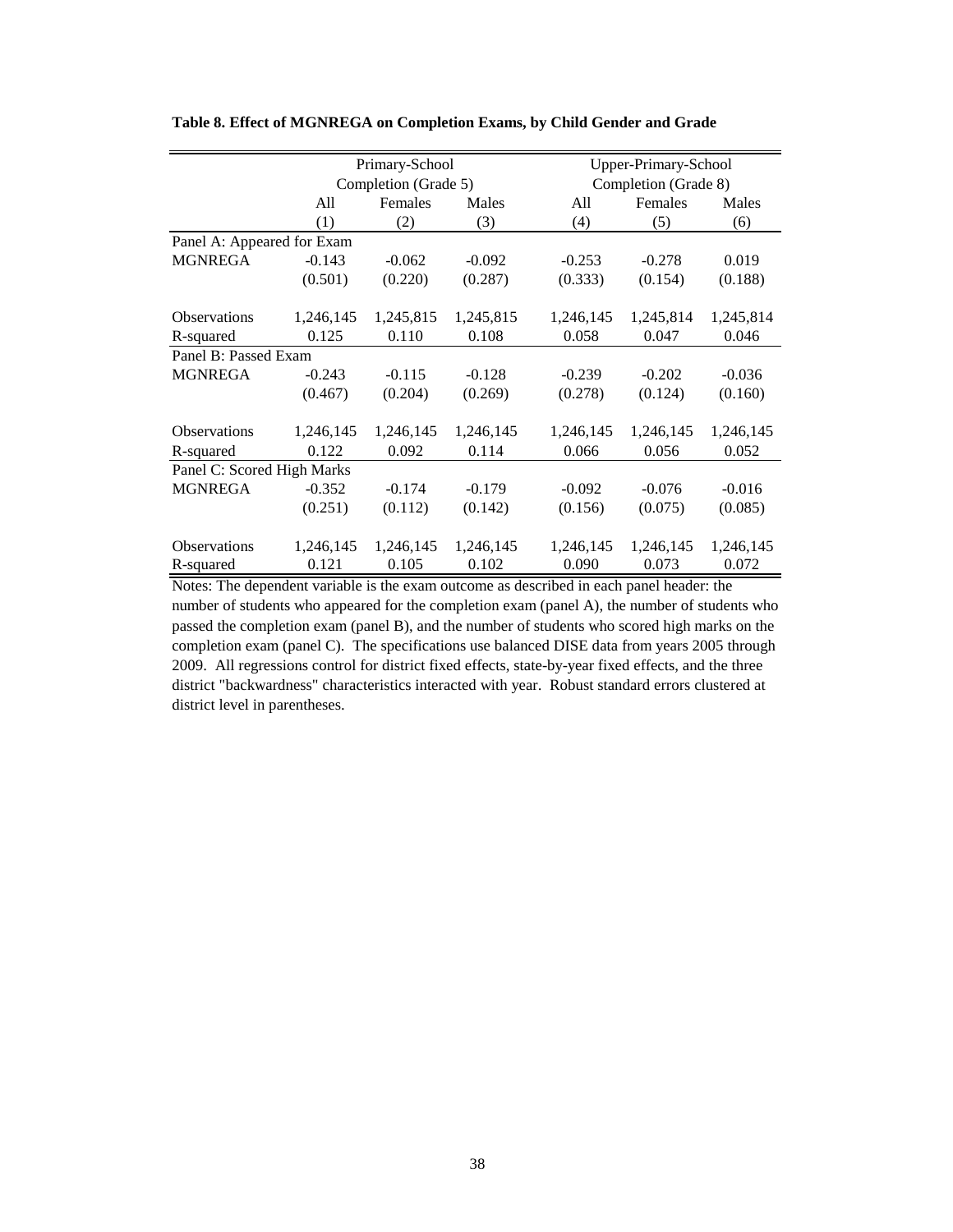**Table 8. Effect of MGNREGA on Completion Exams, by Child Gender and Grade**

| | Primary-School Completion (Grade 5) | | | Upper-Primary-School Completion (Grade 8) | | |
|---|---|---|---|---|---|---|
| | All | Females | Males | All | Females | Males |
| | (1) | (2) | (3) | (4) | (5) | (6) |
| Panel A: Appeared for Exam | | | | | | |
| MGNREGA | -0.143 | -0.062 | -0.092 | -0.253 | -0.278 | 0.019 |
| | (0.501) | (0.220) | (0.287) | (0.333) | (0.154) | (0.188) |
| Observations | 1,246,145 | 1,245,815 | 1,245,815 | 1,246,145 | 1,245,814 | 1,245,814 |
| R-squared | 0.125 | 0.110 | 0.108 | 0.058 | 0.047 | 0.046 |
| Panel B: Passed Exam | | | | | | |
| MGNREGA | -0.243 | -0.115 | -0.128 | -0.239 | -0.202 | -0.036 |
| | (0.467) | (0.204) | (0.269) | (0.278) | (0.124) | (0.160) |
| Observations | 1,246,145 | 1,246,145 | 1,246,145 | 1,246,145 | 1,246,145 | 1,246,145 |
| R-squared | 0.122 | 0.092 | 0.114 | 0.066 | 0.056 | 0.052 |
| Panel C: Scored High Marks | | | | | | |
| MGNREGA | -0.352 | -0.174 | -0.179 | -0.092 | -0.076 | -0.016 |
| | (0.251) | (0.112) | (0.142) | (0.156) | (0.075) | (0.085) |
| Observations | 1,246,145 | 1,246,145 | 1,246,145 | 1,246,145 | 1,246,145 | 1,246,145 |
| R-squared | 0.121 | 0.105 | 0.102 | 0.090 | 0.073 | 0.072 |

Notes: The dependent variable is the exam outcome as described in each panel header: the number of students who appeared for the completion exam (panel A), the number of students who passed the completion exam (panel B), and the number of students who scored high marks on the completion exam (panel C). The specifications use balanced DISE data from years 2005 through 2009. All regressions control for district fixed effects, state-by-year fixed effects, and the three district "backwardness" characteristics interacted with year. Robust standard errors clustered at district level in parentheses.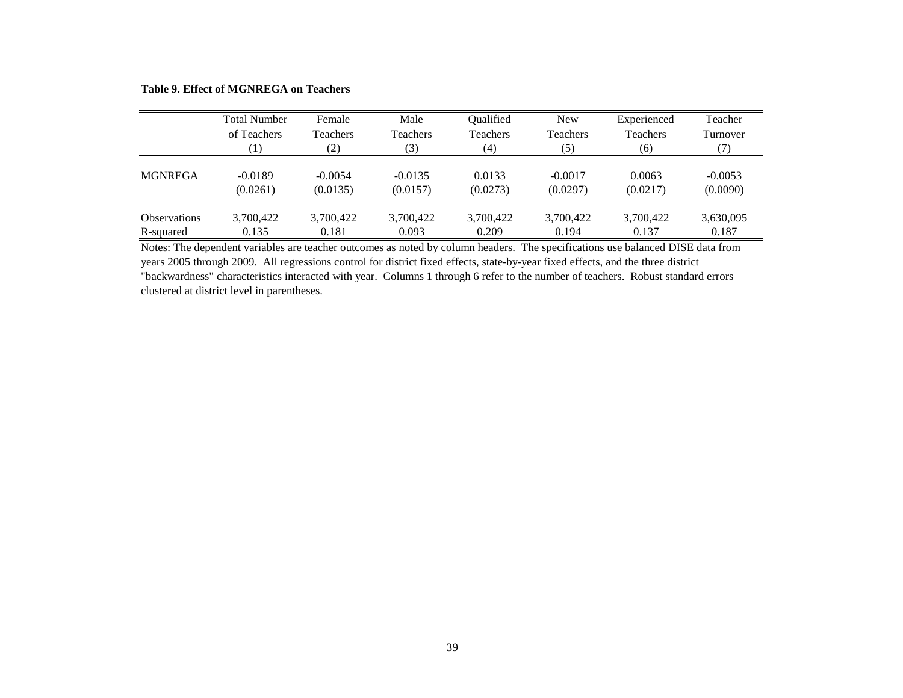**Table 9. Effect of MGNREGA on Teachers**

| | Total Number of Teachers | Female Teachers | Male Teachers | Qualified Teachers | New Teachers | Experienced Teachers | Teacher Turnover |
|---|---|---|---|---|---|---|---|
| | (1) | (2) | (3) | (4) | (5) | (6) | (7) |
| MGNREGA | -0.0189 | -0.0054 | -0.0135 | 0.0133 | -0.0017 | 0.0063 | -0.0053 |
| | (0.0261) | (0.0135) | (0.0157) | (0.0273) | (0.0297) | (0.0217) | (0.0090) |
| Observations | 3,700,422 | 3,700,422 | 3,700,422 | 3,700,422 | 3,700,422 | 3,700,422 | 3,630,095 |
| R-squared | 0.135 | 0.181 | 0.093 | 0.209 | 0.194 | 0.137 | 0.187 |

Notes: The dependent variables are teacher outcomes as noted by column headers. The specifications use balanced DISE data from years 2005 through 2009. All regressions control for district fixed effects, state-by-year fixed effects, and the three district "backwardness" characteristics interacted with year. Columns 1 through 6 refer to the number of teachers. Robust standard errors clustered at district level in parentheses.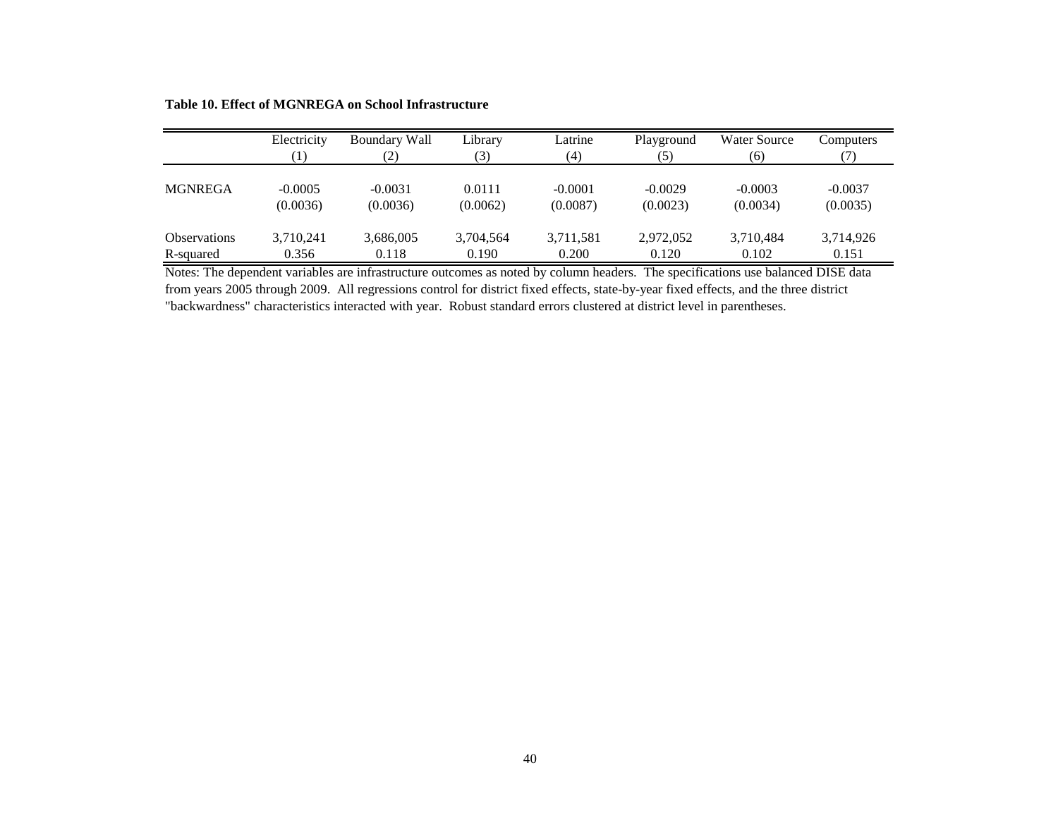**Table 10. Effect of MGNREGA on School Infrastructure**

| | Electricity | Boundary Wall | Library | Latrine | Playground | Water Source | Computers |
|---|---|---|---|---|---|---|---|
| | (1) | (2) | (3) | (4) | (5) | (6) | (7) |
| MGNREGA | -0.0005 | -0.0031 | 0.0111 | -0.0001 | -0.0029 | -0.0003 | -0.0037 |
| | (0.0036) | (0.0036) | (0.0062) | (0.0087) | (0.0023) | (0.0034) | (0.0035) |
| Observations | 3,710,241 | 3,686,005 | 3,704,564 | 3,711,581 | 2,972,052 | 3,710,484 | 3,714,926 |
| R-squared | 0.356 | 0.118 | 0.190 | 0.200 | 0.120 | 0.102 | 0.151 |

Notes: The dependent variables are infrastructure outcomes as noted by column headers. The specifications use balanced DISE data from years 2005 through 2009. All regressions control for district fixed effects, state-by-year fixed effects, and the three district "backwardness" characteristics interacted with year. Robust standard errors clustered at district level in parentheses.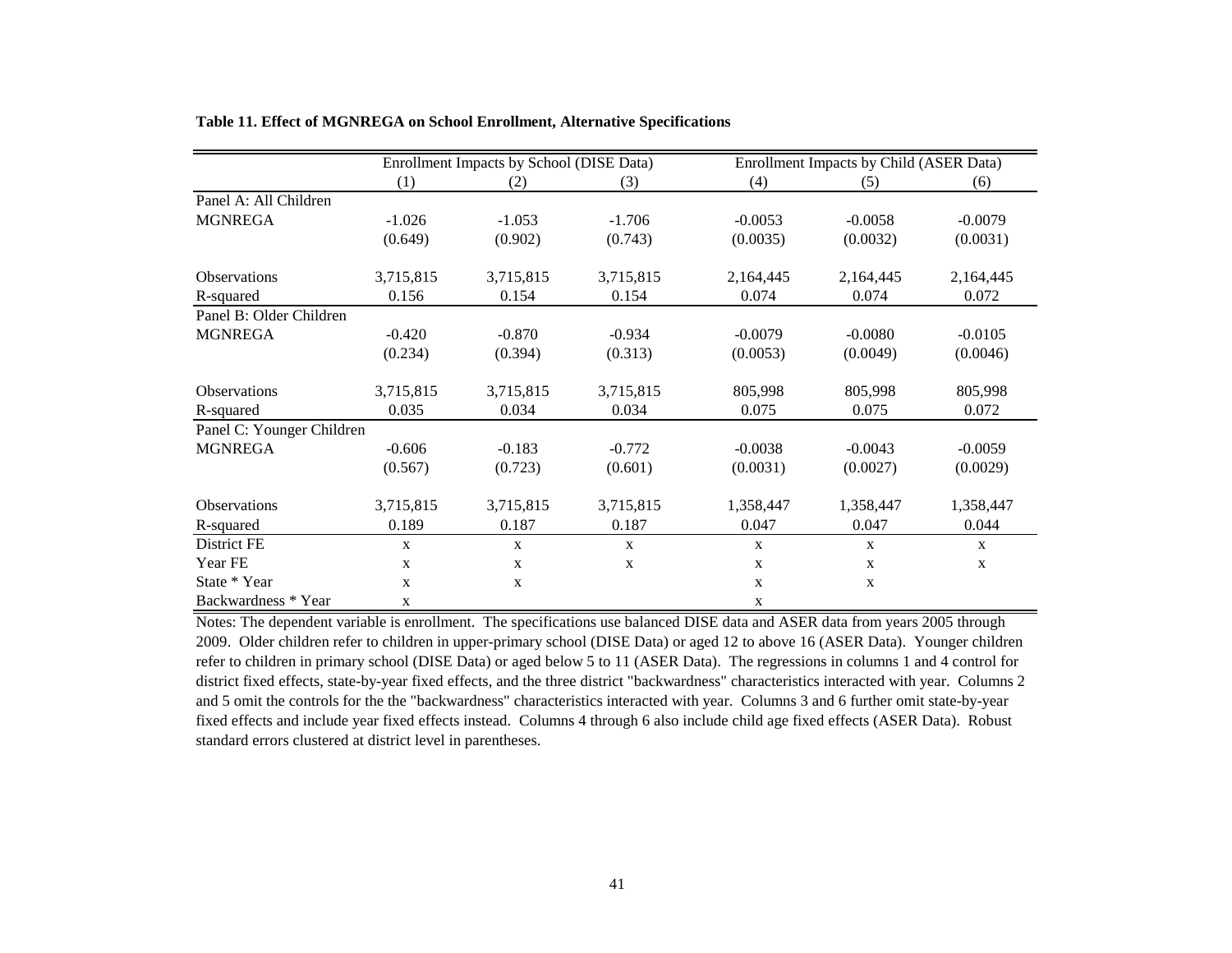**Table 11. Effect of MGNREGA on School Enrollment, Alternative Specifications**

| | Enrollment Impacts by School (DISE Data) | | | Enrollment Impacts by Child (ASER Data) | | |
|---|---|---|---|---|---|---|
| | (1) | (2) | (3) | (4) | (5) | (6) |
| Panel A: All Children | | | | | | |
| MGNREGA | -1.026 | -1.053 | -1.706 | -0.0053 | -0.0058 | -0.0079 |
| | (0.649) | (0.902) | (0.743) | (0.0035) | (0.0032) | (0.0031) |
| Observations | 3,715,815 | 3,715,815 | 3,715,815 | 2,164,445 | 2,164,445 | 2,164,445 |
| R-squared | 0.156 | 0.154 | 0.154 | 0.074 | 0.074 | 0.072 |
| Panel B: Older Children | | | | | | |
| MGNREGA | -0.420 | -0.870 | -0.934 | -0.0079 | -0.0080 | -0.0105 |
| | (0.234) | (0.394) | (0.313) | (0.0053) | (0.0049) | (0.0046) |
| Observations | 3,715,815 | 3,715,815 | 3,715,815 | 805,998 | 805,998 | 805,998 |
| R-squared | 0.035 | 0.034 | 0.034 | 0.075 | 0.075 | 0.072 |
| Panel C: Younger Children | | | | | | |
| MGNREGA | -0.606 | -0.183 | -0.772 | -0.0038 | -0.0043 | -0.0059 |
| | (0.567) | (0.723) | (0.601) | (0.0031) | (0.0027) | (0.0029) |
| Observations | 3,715,815 | 3,715,815 | 3,715,815 | 1,358,447 | 1,358,447 | 1,358,447 |
| R-squared | 0.189 | 0.187 | 0.187 | 0.047 | 0.047 | 0.044 |
| District FE | x | x | x | x | x | x |
| Year FE | x | x | x | x | x | x |
| State * Year | x | x | | x | x | |
| Backwardness * Year | x | | | x | | |

Notes: The dependent variable is enrollment. The specifications use balanced DISE data and ASER data from years 2005 through 2009. Older children refer to children in upper-primary school (DISE Data) or aged 12 to above 16 (ASER Data). Younger children refer to children in primary school (DISE Data) or aged below 5 to 11 (ASER Data). The regressions in columns 1 and 4 control for district fixed effects, state-by-year fixed effects, and the three district "backwardness" characteristics interacted with year. Columns 2 and 5 omit the controls for the the "backwardness" characteristics interacted with year. Columns 3 and 6 further omit state-by-year fixed effects and include year fixed effects instead. Columns 4 through 6 also include child age fixed effects (ASER Data). Robust standard errors clustered at district level in parentheses.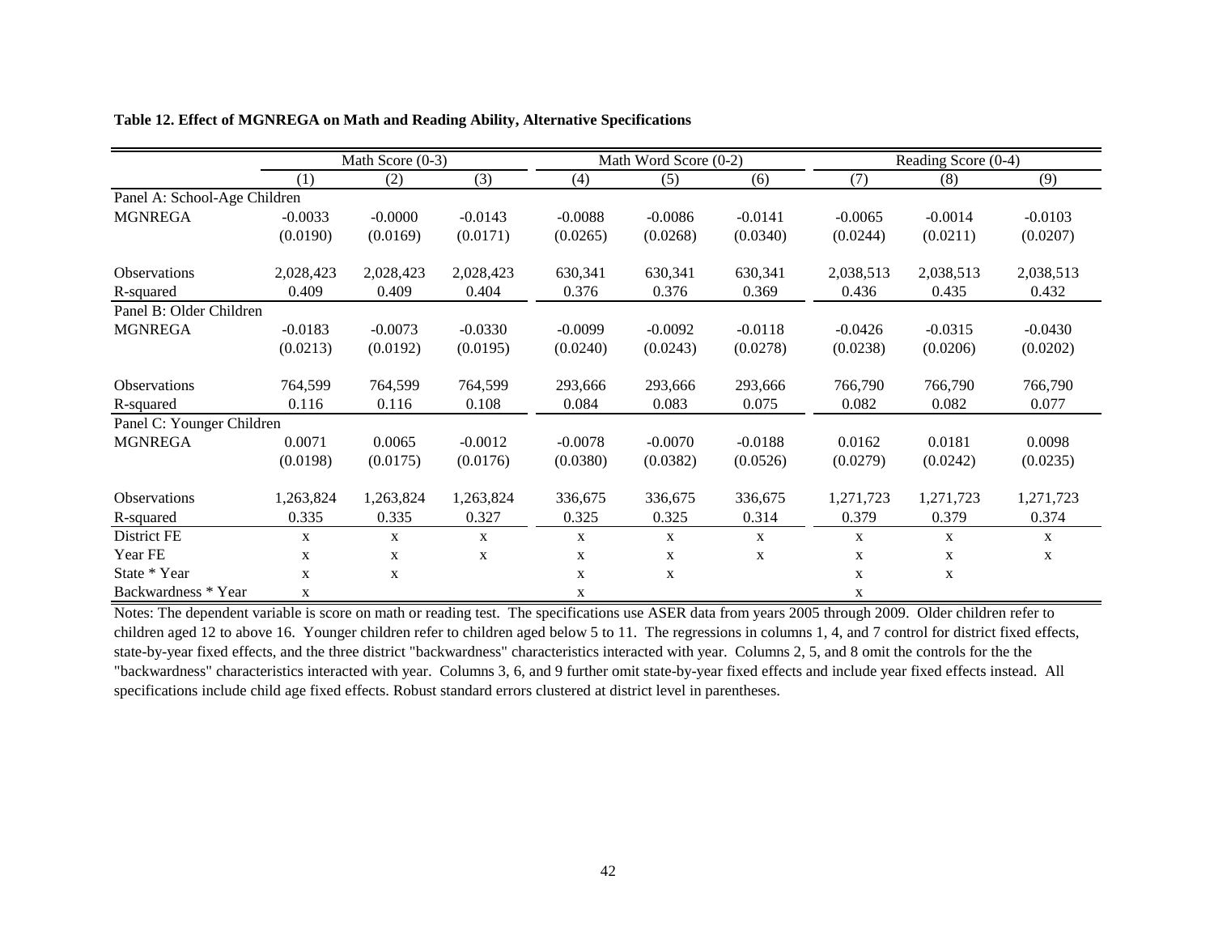**Table 12. Effect of MGNREGA on Math and Reading Ability, Alternative Specifications**

| | Math Score (0-3) | | | Math Word Score (0-2) | | | Reading Score (0-4) | | |
|---|---|---|---|---|---|---|---|---|---|
| | (1) | (2) | (3) | (4) | (5) | (6) | (7) | (8) | (9) |
| Panel A: School-Age Children | | | | | | | | | |
| MGNREGA | -0.0033 | -0.0000 | -0.0143 | -0.0088 | -0.0086 | -0.0141 | -0.0065 | -0.0014 | -0.0103 |
| | (0.0190) | (0.0169) | (0.0171) | (0.0265) | (0.0268) | (0.0340) | (0.0244) | (0.0211) | (0.0207) |
| Observations | 2,028,423 | 2,028,423 | 2,028,423 | 630,341 | 630,341 | 630,341 | 2,038,513 | 2,038,513 | 2,038,513 |
| R-squared | 0.409 | 0.409 | 0.404 | 0.376 | 0.376 | 0.369 | 0.436 | 0.435 | 0.432 |
| Panel B: Older Children | | | | | | | | | |
| MGNREGA | -0.0183 | -0.0073 | -0.0330 | -0.0099 | -0.0092 | -0.0118 | -0.0426 | -0.0315 | -0.0430 |
| | (0.0213) | (0.0192) | (0.0195) | (0.0240) | (0.0243) | (0.0278) | (0.0238) | (0.0206) | (0.0202) |
| Observations | 764,599 | 764,599 | 764,599 | 293,666 | 293,666 | 293,666 | 766,790 | 766,790 | 766,790 |
| R-squared | 0.116 | 0.116 | 0.108 | 0.084 | 0.083 | 0.075 | 0.082 | 0.082 | 0.077 |
| Panel C: Younger Children | | | | | | | | | |
| MGNREGA | 0.0071 | 0.0065 | -0.0012 | -0.0078 | -0.0070 | -0.0188 | 0.0162 | 0.0181 | 0.0098 |
| | (0.0198) | (0.0175) | (0.0176) | (0.0380) | (0.0382) | (0.0526) | (0.0279) | (0.0242) | (0.0235) |
| Observations | 1,263,824 | 1,263,824 | 1,263,824 | 336,675 | 336,675 | 336,675 | 1,271,723 | 1,271,723 | 1,271,723 |
| R-squared | 0.335 | 0.335 | 0.327 | 0.325 | 0.325 | 0.314 | 0.379 | 0.379 | 0.374 |
| District FE | x | x | x | x | x | x | x | x | x |
| Year FE | x | x | x | x | x | x | x | x | x |
| State * Year | x | x | | x | x | | x | x | |
| Backwardness * Year | x | | | x | | | x | | |

Notes: The dependent variable is score on math or reading test. The specifications use ASER data from years 2005 through 2009. Older children refer to children aged 12 to above 16. Younger children refer to children aged below 5 to 11. The regressions in columns 1, 4, and 7 control for district fixed effects, state-by-year fixed effects, and the three district "backwardness" characteristics interacted with year. Columns 2, 5, and 8 omit the controls for the the "backwardness" characteristics interacted with year. Columns 3, 6, and 9 further omit state-by-year fixed effects and include year fixed effects instead. All specifications include child age fixed effects. Robust standard errors clustered at district level in parentheses.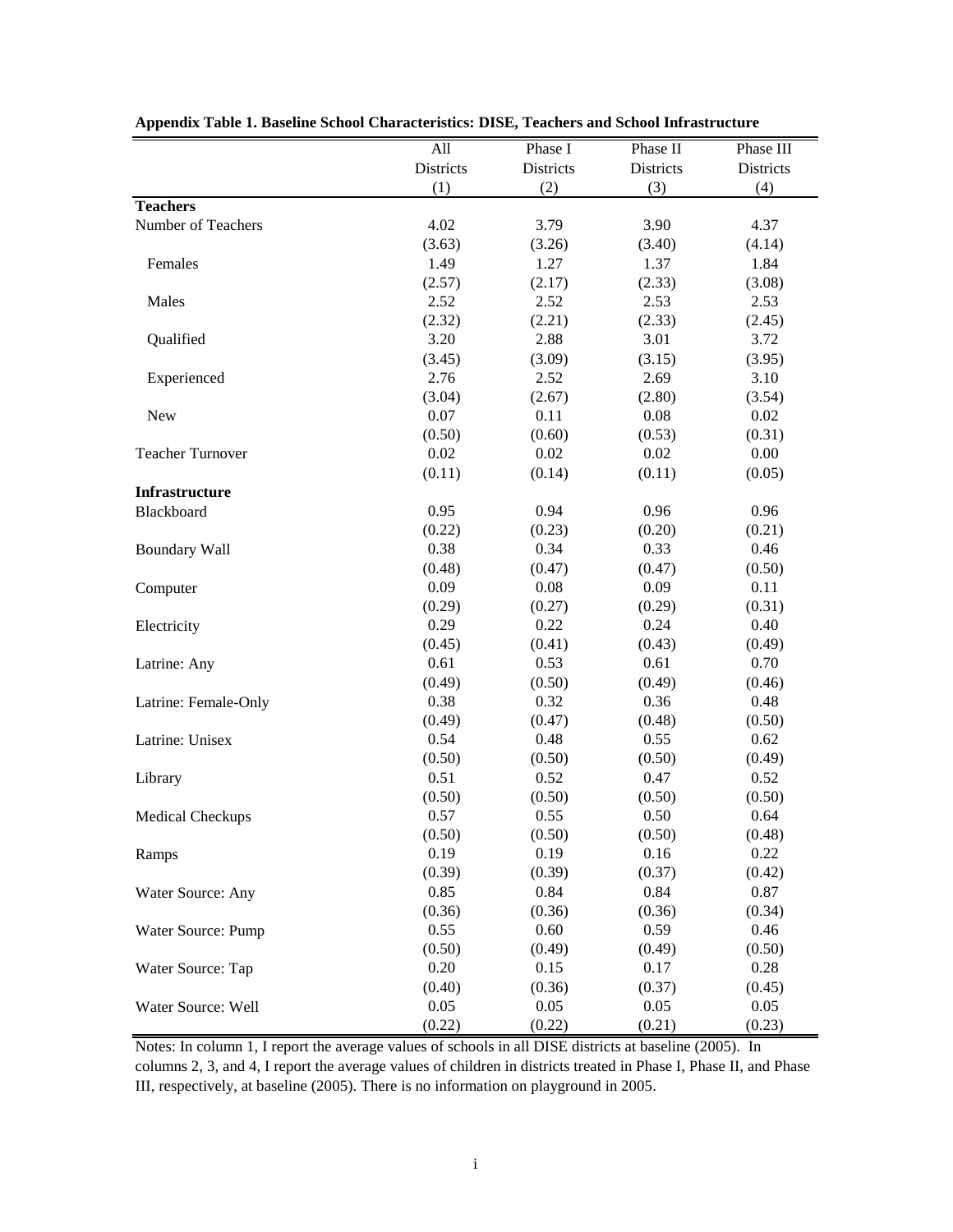**Appendix Table 1. Baseline School Characteristics: DISE, Teachers and School Infrastructure**

| | All Districts | Phase I Districts | Phase II Districts | Phase III Districts |
|---|---|---|---|---|
| | (1) | (2) | (3) | (4) |
| **Teachers** | | | | |
| Number of Teachers | 4.02 | 3.79 | 3.90 | 4.37 |
| | (3.63) | (3.26) | (3.40) | (4.14) |
| Females | 1.49 | 1.27 | 1.37 | 1.84 |
| | (2.57) | (2.17) | (2.33) | (3.08) |
| Males | 2.52 | 2.52 | 2.53 | 2.53 |
| | (2.32) | (2.21) | (2.33) | (2.45) |
| Qualified | 3.20 | 2.88 | 3.01 | 3.72 |
| | (3.45) | (3.09) | (3.15) | (3.95) |
| Experienced | 2.76 | 2.52 | 2.69 | 3.10 |
| | (3.04) | (2.67) | (2.80) | (3.54) |
| New | 0.07 | 0.11 | 0.08 | 0.02 |
| | (0.50) | (0.60) | (0.53) | (0.31) |
| Teacher Turnover | 0.02 | 0.02 | 0.02 | 0.00 |
| | (0.11) | (0.14) | (0.11) | (0.05) |
| **Infrastructure** | | | | |
| Blackboard | 0.95 | 0.94 | 0.96 | 0.96 |
| | (0.22) | (0.23) | (0.20) | (0.21) |
| Boundary Wall | 0.38 | 0.34 | 0.33 | 0.46 |
| | (0.48) | (0.47) | (0.47) | (0.50) |
| Computer | 0.09 | 0.08 | 0.09 | 0.11 |
| | (0.29) | (0.27) | (0.29) | (0.31) |
| Electricity | 0.29 | 0.22 | 0.24 | 0.40 |
| | (0.45) | (0.41) | (0.43) | (0.49) |
| Latrine: Any | 0.61 | 0.53 | 0.61 | 0.70 |
| | (0.49) | (0.50) | (0.49) | (0.46) |
| Latrine: Female-Only | 0.38 | 0.32 | 0.36 | 0.48 |
| | (0.49) | (0.47) | (0.48) | (0.50) |
| Latrine: Unisex | 0.54 | 0.48 | 0.55 | 0.62 |
| | (0.50) | (0.50) | (0.50) | (0.49) |
| Library | 0.51 | 0.52 | 0.47 | 0.52 |
| | (0.50) | (0.50) | (0.50) | (0.50) |
| Medical Checkups | 0.57 | 0.55 | 0.50 | 0.64 |
| | (0.50) | (0.50) | (0.50) | (0.48) |
| Ramps | 0.19 | 0.19 | 0.16 | 0.22 |
| | (0.39) | (0.39) | (0.37) | (0.42) |
| Water Source: Any | 0.85 | 0.84 | 0.84 | 0.87 |
| | (0.36) | (0.36) | (0.36) | (0.34) |
| Water Source: Pump | 0.55 | 0.60 | 0.59 | 0.46 |
| | (0.50) | (0.49) | (0.49) | (0.50) |
| Water Source: Tap | 0.20 | 0.15 | 0.17 | 0.28 |
| | (0.40) | (0.36) | (0.37) | (0.45) |
| Water Source: Well | 0.05 | 0.05 | 0.05 | 0.05 |
| | (0.22) | (0.22) | (0.21) | (0.23) |

Notes: In column 1, I report the average values of schools in all DISE districts at baseline (2005). In columns 2, 3, and 4, I report the average values of children in districts treated in Phase I, Phase II, and Phase III, respectively, at baseline (2005). There is no information on playground in 2005.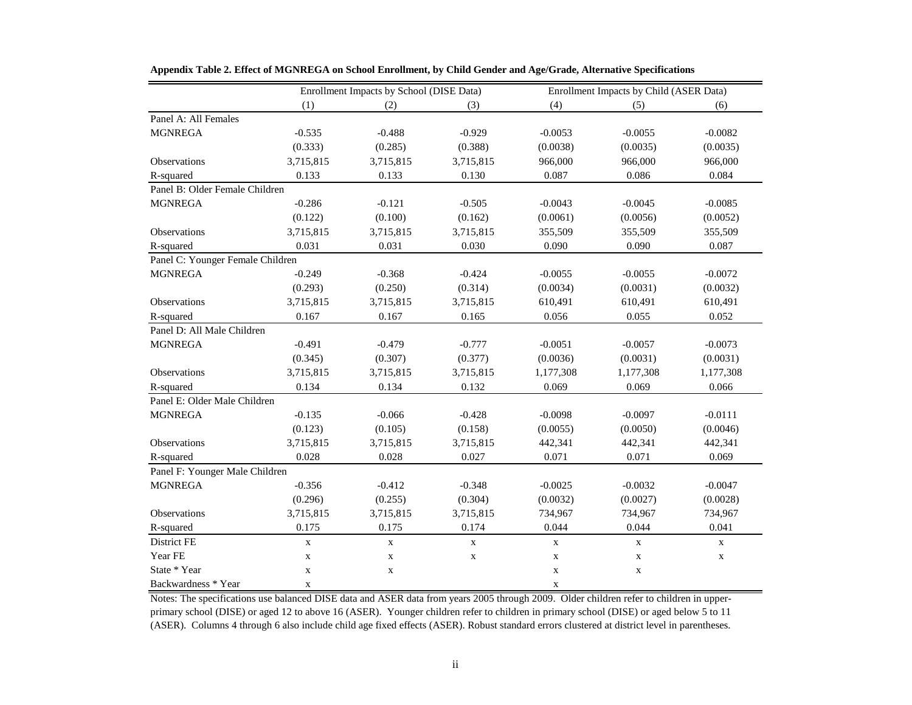**Appendix Table 2. Effect of MGNREGA on School Enrollment, by Child Gender and Age/Grade, Alternative Specifications**

| | Enrollment Impacts by School (DISE Data) | | | Enrollment Impacts by Child (ASER Data) | | |
|---|---|---|---|---|---|---|
| | (1) | (2) | (3) | (4) | (5) | (6) |
| Panel A: All Females | | | | | | |
| MGNREGA | -0.535 | -0.488 | -0.929 | -0.0053 | -0.0055 | -0.0082 |
| | (0.333) | (0.285) | (0.388) | (0.0038) | (0.0035) | (0.0035) |
| Observations | 3,715,815 | 3,715,815 | 3,715,815 | 966,000 | 966,000 | 966,000 |
| R-squared | 0.133 | 0.133 | 0.130 | 0.087 | 0.086 | 0.084 |
| Panel B: Older Female Children | | | | | | |
| MGNREGA | -0.286 | -0.121 | -0.505 | -0.0043 | -0.0045 | -0.0085 |
| | (0.122) | (0.100) | (0.162) | (0.0061) | (0.0056) | (0.0052) |
| Observations | 3,715,815 | 3,715,815 | 3,715,815 | 355,509 | 355,509 | 355,509 |
| R-squared | 0.031 | 0.031 | 0.030 | 0.090 | 0.090 | 0.087 |
| Panel C: Younger Female Children | | | | | | |
| MGNREGA | -0.249 | -0.368 | -0.424 | -0.0055 | -0.0055 | -0.0072 |
| | (0.293) | (0.250) | (0.314) | (0.0034) | (0.0031) | (0.0032) |
| Observations | 3,715,815 | 3,715,815 | 3,715,815 | 610,491 | 610,491 | 610,491 |
| R-squared | 0.167 | 0.167 | 0.165 | 0.056 | 0.055 | 0.052 |
| Panel D: All Male Children | | | | | | |
| MGNREGA | -0.491 | -0.479 | -0.777 | -0.0051 | -0.0057 | -0.0073 |
| | (0.345) | (0.307) | (0.377) | (0.0036) | (0.0031) | (0.0031) |
| Observations | 3,715,815 | 3,715,815 | 3,715,815 | 1,177,308 | 1,177,308 | 1,177,308 |
| R-squared | 0.134 | 0.134 | 0.132 | 0.069 | 0.069 | 0.066 |
| Panel E: Older Male Children | | | | | | |
| MGNREGA | -0.135 | -0.066 | -0.428 | -0.0098 | -0.0097 | -0.0111 |
| | (0.123) | (0.105) | (0.158) | (0.0055) | (0.0050) | (0.0046) |
| Observations | 3,715,815 | 3,715,815 | 3,715,815 | 442,341 | 442,341 | 442,341 |
| R-squared | 0.028 | 0.028 | 0.027 | 0.071 | 0.071 | 0.069 |
| Panel F: Younger Male Children | | | | | | |
| MGNREGA | -0.356 | -0.412 | -0.348 | -0.0025 | -0.0032 | -0.0047 |
| | (0.296) | (0.255) | (0.304) | (0.0032) | (0.0027) | (0.0028) |
| Observations | 3,715,815 | 3,715,815 | 3,715,815 | 734,967 | 734,967 | 734,967 |
| R-squared | 0.175 | 0.175 | 0.174 | 0.044 | 0.044 | 0.041 |
| District FE | x | x | x | x | x | x |
| Year FE | x | x | x | x | x | x |
| State * Year | x | x | | x | x | |
| Backwardness * Year | x | | | x | | |

Notes: The specifications use balanced DISE data and ASER data from years 2005 through 2009. Older children refer to children in upper-primary school (DISE) or aged 12 to above 16 (ASER). Younger children refer to children in primary school (DISE) or aged below 5 to 11 (ASER). Columns 4 through 6 also include child age fixed effects (ASER). Robust standard errors clustered at district level in parentheses.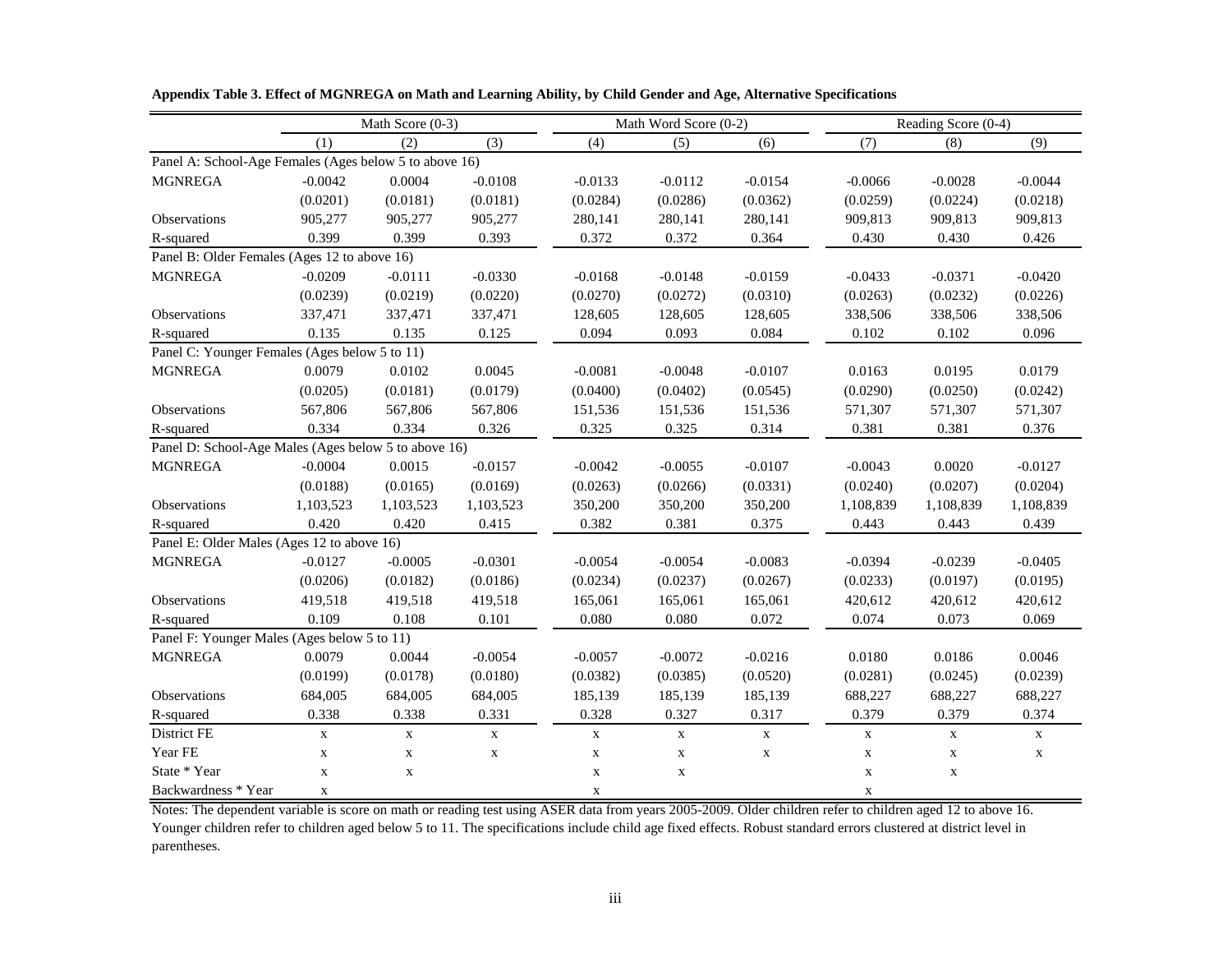**Appendix Table 3. Effect of MGNREGA on Math and Learning Ability, by Child Gender and Age, Alternative Specifications**

| | Math Score (0-3) | | | Math Word Score (0-2) | | | Reading Score (0-4) | | |
|---|---|---|---|---|---|---|---|---|---|
| | (1) | (2) | (3) | (4) | (5) | (6) | (7) | (8) | (9) |
| Panel A: School-Age Females (Ages below 5 to above 16) | | | | | | | | | |
| MGNREGA | -0.0042 | 0.0004 | -0.0108 | -0.0133 | -0.0112 | -0.0154 | -0.0066 | -0.0028 | -0.0044 |
| | (0.0201) | (0.0181) | (0.0181) | (0.0284) | (0.0286) | (0.0362) | (0.0259) | (0.0224) | (0.0218) |
| Observations | 905,277 | 905,277 | 905,277 | 280,141 | 280,141 | 280,141 | 909,813 | 909,813 | 909,813 |
| R-squared | 0.399 | 0.399 | 0.393 | 0.372 | 0.372 | 0.364 | 0.430 | 0.430 | 0.426 |
| Panel B: Older Females (Ages 12 to above 16) | | | | | | | | | |
| MGNREGA | -0.0209 | -0.0111 | -0.0330 | -0.0168 | -0.0148 | -0.0159 | -0.0433 | -0.0371 | -0.0420 |
| | (0.0239) | (0.0219) | (0.0220) | (0.0270) | (0.0272) | (0.0310) | (0.0263) | (0.0232) | (0.0226) |
| Observations | 337,471 | 337,471 | 337,471 | 128,605 | 128,605 | 128,605 | 338,506 | 338,506 | 338,506 |
| R-squared | 0.135 | 0.135 | 0.125 | 0.094 | 0.093 | 0.084 | 0.102 | 0.102 | 0.096 |
| Panel C: Younger Females (Ages below 5 to 11) | | | | | | | | | |
| MGNREGA | 0.0079 | 0.0102 | 0.0045 | -0.0081 | -0.0048 | -0.0107 | 0.0163 | 0.0195 | 0.0179 |
| | (0.0205) | (0.0181) | (0.0179) | (0.0400) | (0.0402) | (0.0545) | (0.0290) | (0.0250) | (0.0242) |
| Observations | 567,806 | 567,806 | 567,806 | 151,536 | 151,536 | 151,536 | 571,307 | 571,307 | 571,307 |
| R-squared | 0.334 | 0.334 | 0.326 | 0.325 | 0.325 | 0.314 | 0.381 | 0.381 | 0.376 |
| Panel D: School-Age Males (Ages below 5 to above 16) | | | | | | | | | |
| MGNREGA | -0.0004 | 0.0015 | -0.0157 | -0.0042 | -0.0055 | -0.0107 | -0.0043 | 0.0020 | -0.0127 |
| | (0.0188) | (0.0165) | (0.0169) | (0.0263) | (0.0266) | (0.0331) | (0.0240) | (0.0207) | (0.0204) |
| Observations | 1,103,523 | 1,103,523 | 1,103,523 | 350,200 | 350,200 | 350,200 | 1,108,839 | 1,108,839 | 1,108,839 |
| R-squared | 0.420 | 0.420 | 0.415 | 0.382 | 0.381 | 0.375 | 0.443 | 0.443 | 0.439 |
| Panel E: Older Males (Ages 12 to above 16) | | | | | | | | | |
| MGNREGA | -0.0127 | -0.0005 | -0.0301 | -0.0054 | -0.0054 | -0.0083 | -0.0394 | -0.0239 | -0.0405 |
| | (0.0206) | (0.0182) | (0.0186) | (0.0234) | (0.0237) | (0.0267) | (0.0233) | (0.0197) | (0.0195) |
| Observations | 419,518 | 419,518 | 419,518 | 165,061 | 165,061 | 165,061 | 420,612 | 420,612 | 420,612 |
| R-squared | 0.109 | 0.108 | 0.101 | 0.080 | 0.080 | 0.072 | 0.074 | 0.073 | 0.069 |
| Panel F: Younger Males (Ages below 5 to 11) | | | | | | | | | |
| MGNREGA | 0.0079 | 0.0044 | -0.0054 | -0.0057 | -0.0072 | -0.0216 | 0.0180 | 0.0186 | 0.0046 |
| | (0.0199) | (0.0178) | (0.0180) | (0.0382) | (0.0385) | (0.0520) | (0.0281) | (0.0245) | (0.0239) |
| Observations | 684,005 | 684,005 | 684,005 | 185,139 | 185,139 | 185,139 | 688,227 | 688,227 | 688,227 |
| R-squared | 0.338 | 0.338 | 0.331 | 0.328 | 0.327 | 0.317 | 0.379 | 0.379 | 0.374 |
| District FE | x | x | x | x | x | x | x | x | x |
| Year FE | x | x | x | x | x | x | x | x | x |
| State * Year | x | x | | x | x | | x | x | |
| Backwardness * Year | x | | | x | | | x | | |

Notes: The dependent variable is score on math or reading test using ASER data from years 2005-2009. Older children refer to children aged 12 to above 16. Younger children refer to children aged below 5 to 11. The specifications include child age fixed effects. Robust standard errors clustered at district level in parentheses.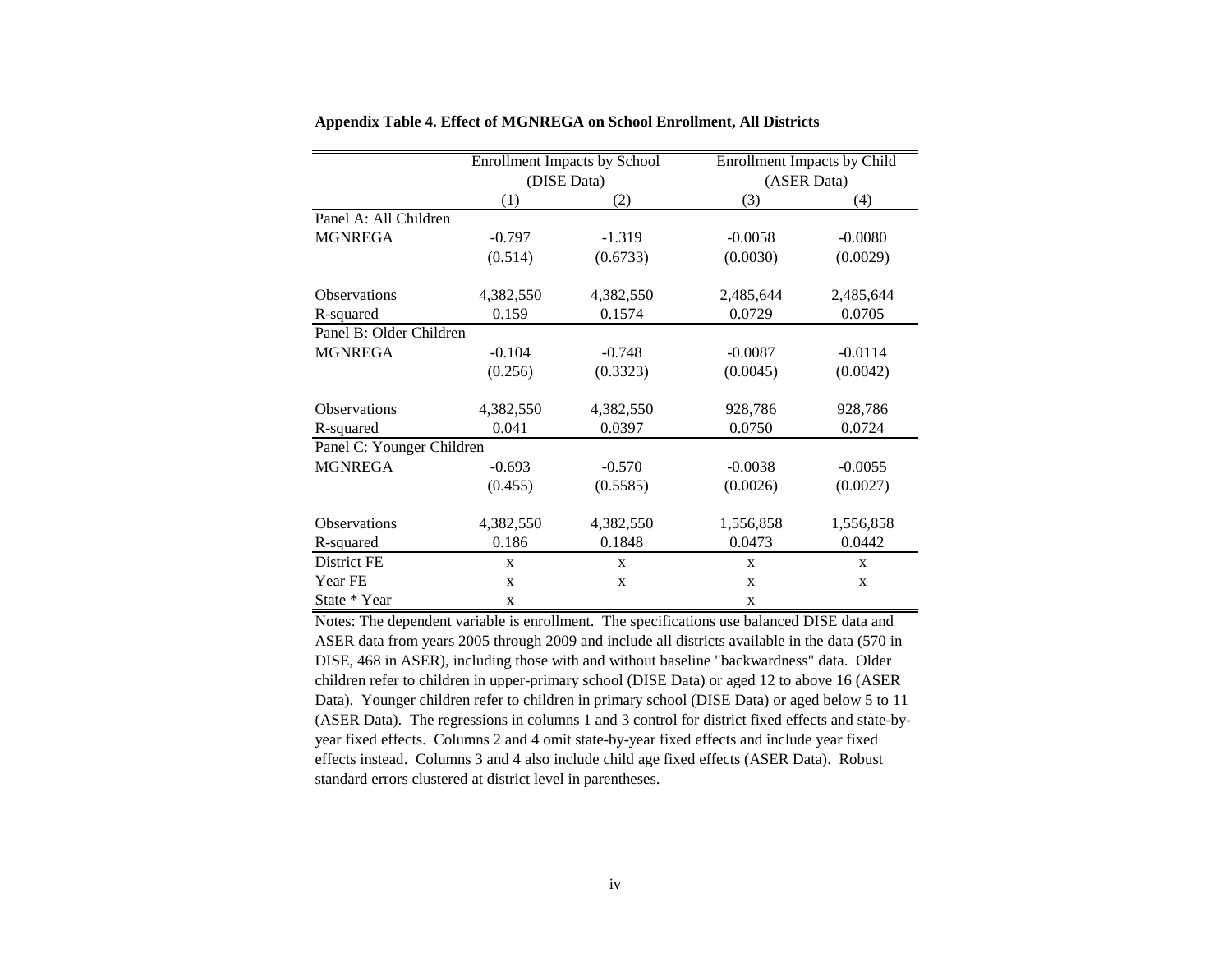**Appendix Table 4. Effect of MGNREGA on School Enrollment, All Districts**

| | Enrollment Impacts by School (DISE Data) | | Enrollment Impacts by Child (ASER Data) | |
|---|---|---|---|---|
| | (1) | (2) | (3) | (4) |
| Panel A: All Children | | | | |
| MGNREGA | -0.797 | -1.319 | -0.0058 | -0.0080 |
| | (0.514) | (0.6733) | (0.0030) | (0.0029) |
| Observations | 4,382,550 | 4,382,550 | 2,485,644 | 2,485,644 |
| R-squared | 0.159 | 0.1574 | 0.0729 | 0.0705 |
| Panel B: Older Children | | | | |
| MGNREGA | -0.104 | -0.748 | -0.0087 | -0.0114 |
| | (0.256) | (0.3323) | (0.0045) | (0.0042) |
| Observations | 4,382,550 | 4,382,550 | 928,786 | 928,786 |
| R-squared | 0.041 | 0.0397 | 0.0750 | 0.0724 |
| Panel C: Younger Children | | | | |
| MGNREGA | -0.693 | -0.570 | -0.0038 | -0.0055 |
| | (0.455) | (0.5585) | (0.0026) | (0.0027) |
| Observations | 4,382,550 | 4,382,550 | 1,556,858 | 1,556,858 |
| R-squared | 0.186 | 0.1848 | 0.0473 | 0.0442 |
| District FE | x | x | x | x |
| Year FE | x | x | x | x |
| State * Year | x | | x | |

Notes: The dependent variable is enrollment. The specifications use balanced DISE data and ASER data from years 2005 through 2009 and include all districts available in the data (570 in DISE, 468 in ASER), including those with and without baseline "backwardness" data. Older children refer to children in upper-primary school (DISE Data) or aged 12 to above 16 (ASER Data). Younger children refer to children in primary school (DISE Data) or aged below 5 to 11 (ASER Data). The regressions in columns 1 and 3 control for district fixed effects and state-by-year fixed effects. Columns 2 and 4 omit state-by-year fixed effects and include year fixed effects instead. Columns 3 and 4 also include child age fixed effects (ASER Data). Robust standard errors clustered at district level in parentheses.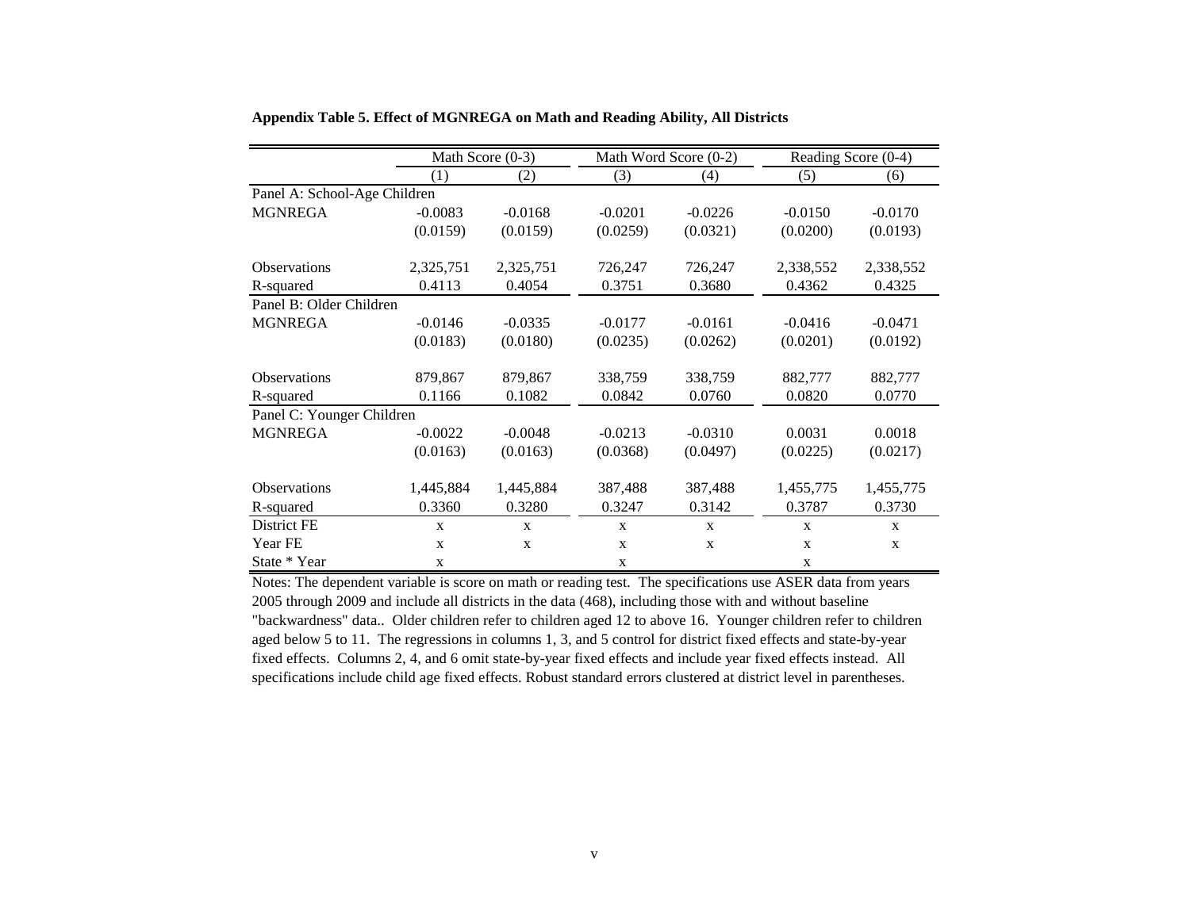**Appendix Table 5. Effect of MGNREGA on Math and Reading Ability, All Districts**

| | Math Score (0-3) | | Math Word Score (0-2) | | Reading Score (0-4) | |
|---|---|---|---|---|---|---|
| | (1) | (2) | (3) | (4) | (5) | (6) |
| Panel A: School-Age Children | | | | | | |
| MGNREGA | -0.0083 | -0.0168 | -0.0201 | -0.0226 | -0.0150 | -0.0170 |
| | (0.0159) | (0.0159) | (0.0259) | (0.0321) | (0.0200) | (0.0193) |
| Observations | 2,325,751 | 2,325,751 | 726,247 | 726,247 | 2,338,552 | 2,338,552 |
| R-squared | 0.4113 | 0.4054 | 0.3751 | 0.3680 | 0.4362 | 0.4325 |
| Panel B: Older Children | | | | | | |
| MGNREGA | -0.0146 | -0.0335 | -0.0177 | -0.0161 | -0.0416 | -0.0471 |
| | (0.0183) | (0.0180) | (0.0235) | (0.0262) | (0.0201) | (0.0192) |
| Observations | 879,867 | 879,867 | 338,759 | 338,759 | 882,777 | 882,777 |
| R-squared | 0.1166 | 0.1082 | 0.0842 | 0.0760 | 0.0820 | 0.0770 |
| Panel C: Younger Children | | | | | | |
| MGNREGA | -0.0022 | -0.0048 | -0.0213 | -0.0310 | 0.0031 | 0.0018 |
| | (0.0163) | (0.0163) | (0.0368) | (0.0497) | (0.0225) | (0.0217) |
| Observations | 1,445,884 | 1,445,884 | 387,488 | 387,488 | 1,455,775 | 1,455,775 |
| R-squared | 0.3360 | 0.3280 | 0.3247 | 0.3142 | 0.3787 | 0.3730 |
| District FE | x | x | x | x | x | x |
| Year FE | x | x | x | x | x | x |
| State * Year | x | | x | | x | |

Notes: The dependent variable is score on math or reading test. The specifications use ASER data from years 2005 through 2009 and include all districts in the data (468), including those with and without baseline "backwardness" data.. Older children refer to children aged 12 to above 16. Younger children refer to children aged below 5 to 11. The regressions in columns 1, 3, and 5 control for district fixed effects and state-by-year fixed effects. Columns 2, 4, and 6 omit state-by-year fixed effects and include year fixed effects instead. All specifications include child age fixed effects. Robust standard errors clustered at district level in parentheses.